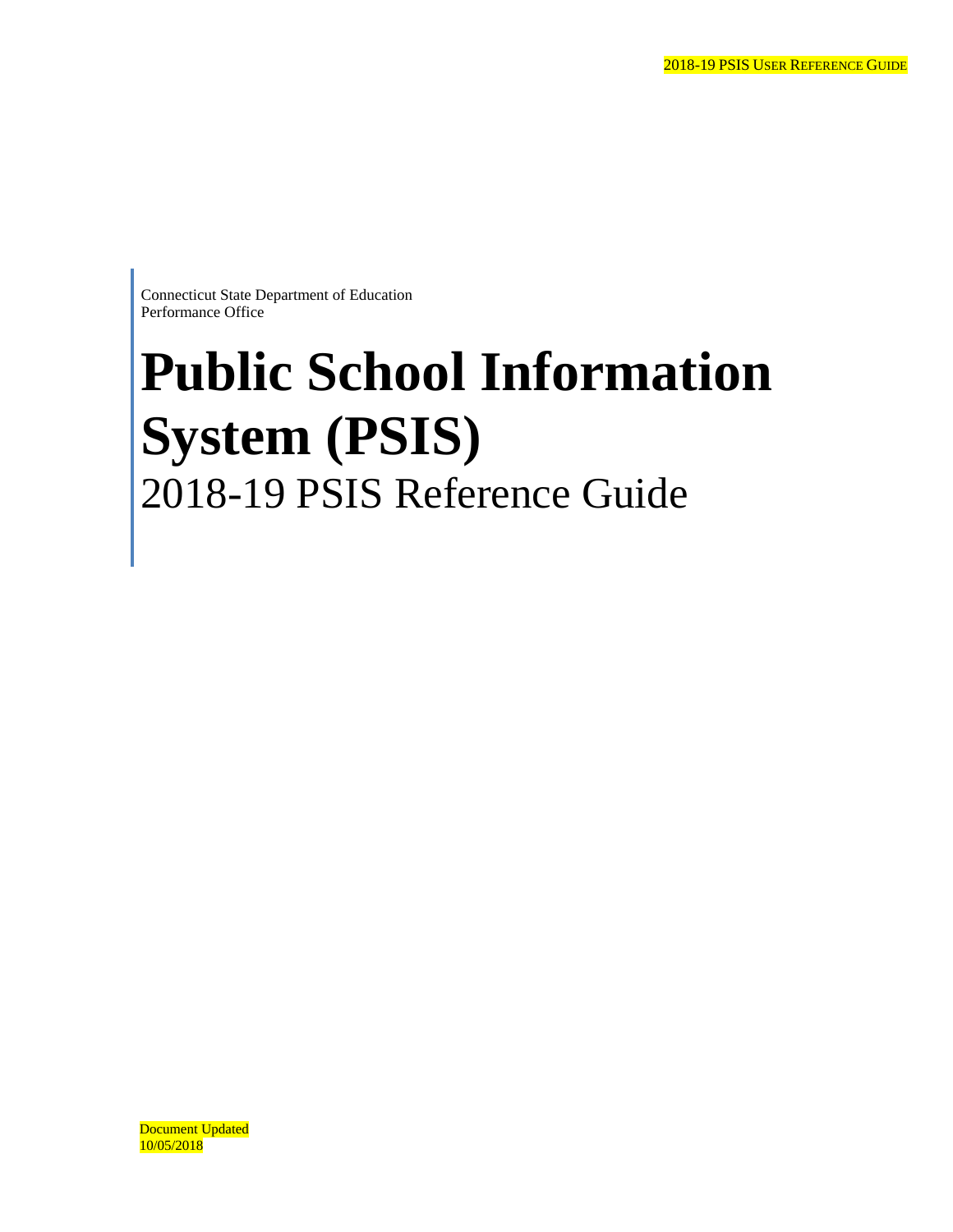Connecticut State Department of Education
Performance Office

# Public School Information System (PSIS)

## 2018-19 PSIS Reference Guide

Document Updated
10/05/2018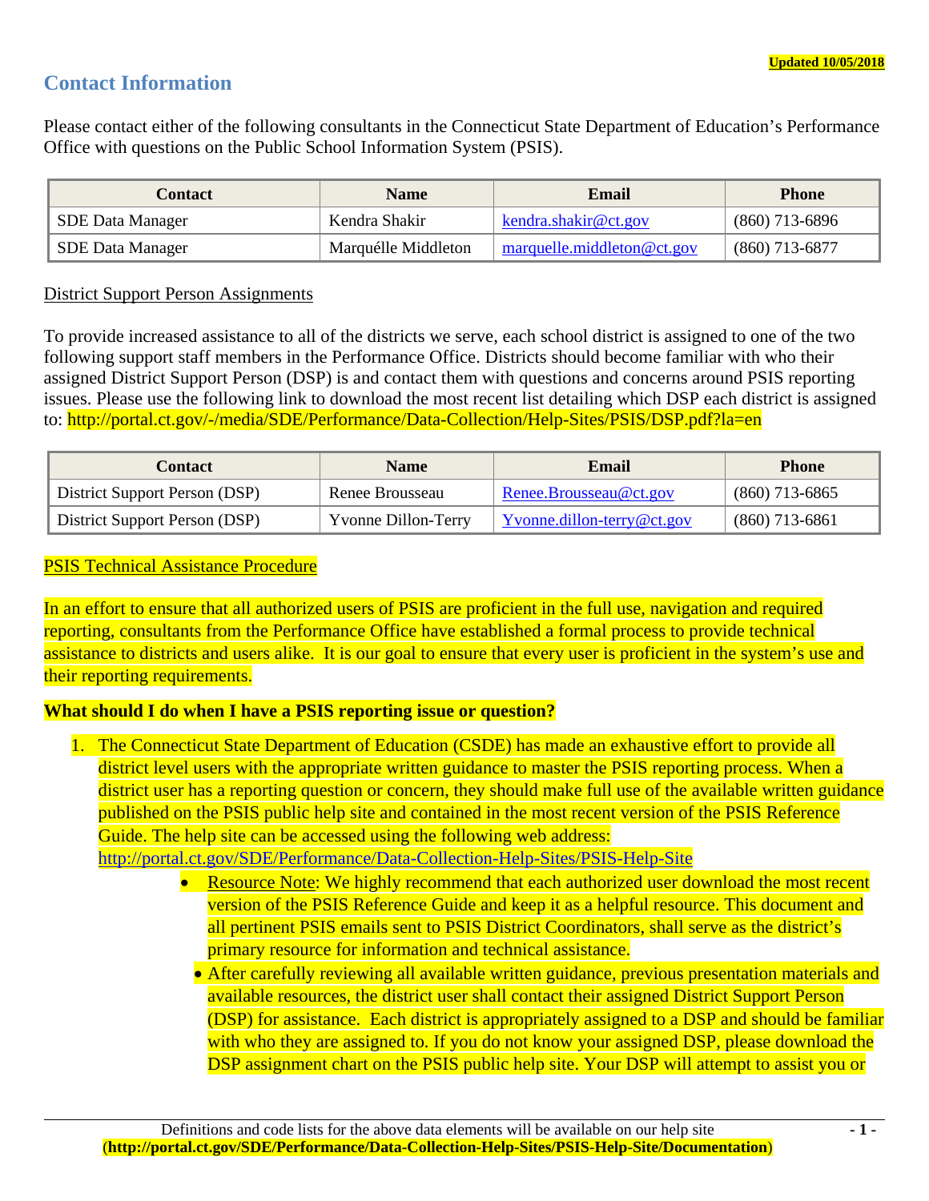Updated 10/05/2018

## Contact Information

Please contact either of the following consultants in the Connecticut State Department of Education's Performance Office with questions on the Public School Information System (PSIS).

| Contact | Name | Email | Phone |
|---|---|---|---|
| SDE Data Manager | Kendra Shakir | kendra.shakir@ct.gov | (860) 713-6896 |
| SDE Data Manager | Marquélle Middleton | marquelle.middleton@ct.gov | (860) 713-6877 |

District Support Person Assignments

To provide increased assistance to all of the districts we serve, each school district is assigned to one of the two following support staff members in the Performance Office. Districts should become familiar with who their assigned District Support Person (DSP) is and contact them with questions and concerns around PSIS reporting issues. Please use the following link to download the most recent list detailing which DSP each district is assigned to: http://portal.ct.gov/-/media/SDE/Performance/Data-Collection/Help-Sites/PSIS/DSP.pdf?la=en

| Contact | Name | Email | Phone |
|---|---|---|---|
| District Support Person (DSP) | Renee Brousseau | Renee.Brousseau@ct.gov | (860) 713-6865 |
| District Support Person (DSP) | Yvonne Dillon-Terry | Yvonne.dillon-terry@ct.gov | (860) 713-6861 |

PSIS Technical Assistance Procedure

In an effort to ensure that all authorized users of PSIS are proficient in the full use, navigation and required reporting, consultants from the Performance Office have established a formal process to provide technical assistance to districts and users alike. It is our goal to ensure that every user is proficient in the system's use and their reporting requirements.

**What should I do when I have a PSIS reporting issue or question?**

1. The Connecticut State Department of Education (CSDE) has made an exhaustive effort to provide all district level users with the appropriate written guidance to master the PSIS reporting process. When a district user has a reporting question or concern, they should make full use of the available written guidance published on the PSIS public help site and contained in the most recent version of the PSIS Reference Guide. The help site can be accessed using the following web address: http://portal.ct.gov/SDE/Performance/Data-Collection-Help-Sites/PSIS-Help-Site
   - Resource Note: We highly recommend that each authorized user download the most recent version of the PSIS Reference Guide and keep it as a helpful resource. This document and all pertinent PSIS emails sent to PSIS District Coordinators, shall serve as the district's primary resource for information and technical assistance.
   - After carefully reviewing all available written guidance, previous presentation materials and available resources, the district user shall contact their assigned District Support Person (DSP) for assistance. Each district is appropriately assigned to a DSP and should be familiar with who they are assigned to. If you do not know your assigned DSP, please download the DSP assignment chart on the PSIS public help site. Your DSP will attempt to assist you or

Definitions and code lists for the above data elements will be available on our help site (**http://portal.ct.gov/SDE/Performance/Data-Collection-Help-Sites/PSIS-Help-Site/Documentation**)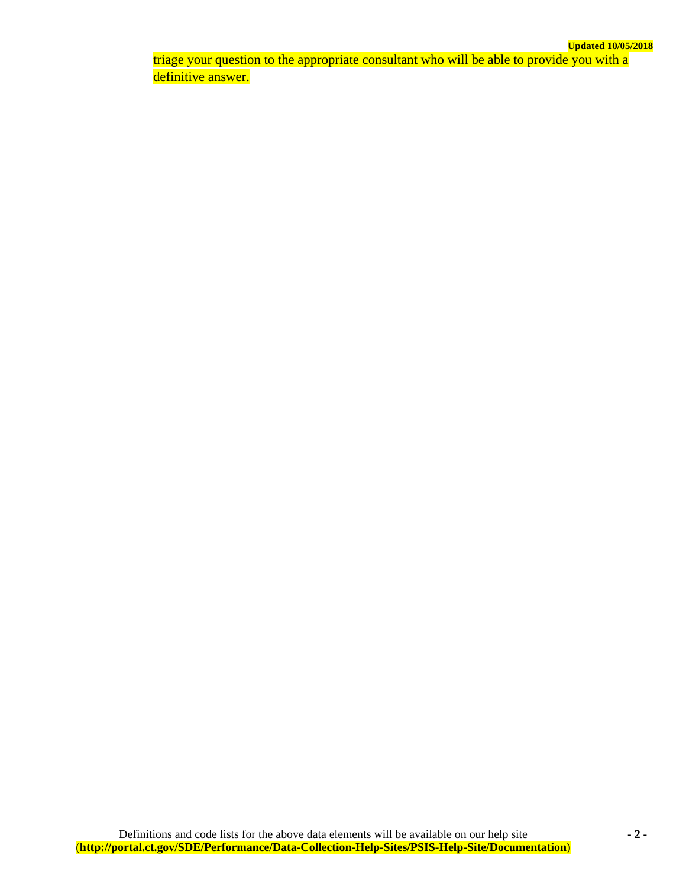triage your question to the appropriate consultant who will be able to provide you with a definitive answer.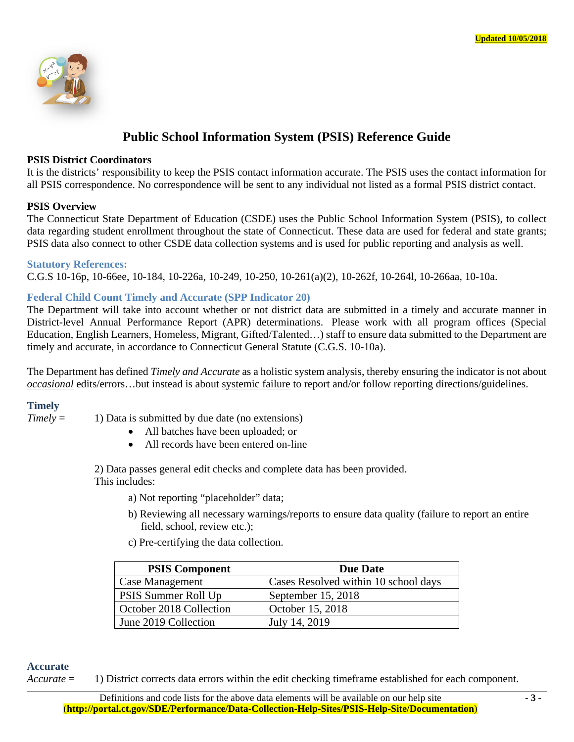Updated 10/05/2018

# Public School Information System (PSIS) Reference Guide

**PSIS District Coordinators**

It is the districts' responsibility to keep the PSIS contact information accurate. The PSIS uses the contact information for all PSIS correspondence. No correspondence will be sent to any individual not listed as a formal PSIS district contact.

**PSIS Overview**

The Connecticut State Department of Education (CSDE) uses the Public School Information System (PSIS), to collect data regarding student enrollment throughout the state of Connecticut. These data are used for federal and state grants; PSIS data also connect to other CSDE data collection systems and is used for public reporting and analysis as well.

### Statutory References:

C.G.S 10-16p, 10-66ee, 10-184, 10-226a, 10-249, 10-250, 10-261(a)(2), 10-262f, 10-264l, 10-266aa, 10-10a.

### Federal Child Count Timely and Accurate (SPP Indicator 20)

The Department will take into account whether or not district data are submitted in a timely and accurate manner in District-level Annual Performance Report (APR) determinations. Please work with all program offices (Special Education, English Learners, Homeless, Migrant, Gifted/Talented…) staff to ensure data submitted to the Department are timely and accurate, in accordance to Connecticut General Statute (C.G.S. 10-10a).

The Department has defined *Timely and Accurate* as a holistic system analysis, thereby ensuring the indicator is not about *occasional* edits/errors…but instead is about systemic failure to report and/or follow reporting directions/guidelines.

### Timely

*Timely* = 1) Data is submitted by due date (no extensions)

- All batches have been uploaded; or
- All records have been entered on-line

2) Data passes general edit checks and complete data has been provided. This includes:

a) Not reporting "placeholder" data;

b) Reviewing all necessary warnings/reports to ensure data quality (failure to report an entire field, school, review etc.);

c) Pre-certifying the data collection.

| PSIS Component | Due Date |
|---|---|
| Case Management | Cases Resolved within 10 school days |
| PSIS Summer Roll Up | September 15, 2018 |
| October 2018 Collection | October 15, 2018 |
| June 2019 Collection | July 14, 2019 |

### Accurate

*Accurate* = 1) District corrects data errors within the edit checking timeframe established for each component.

Definitions and code lists for the above data elements will be available on our help site (**http://portal.ct.gov/SDE/Performance/Data-Collection-Help-Sites/PSIS-Help-Site/Documentation**)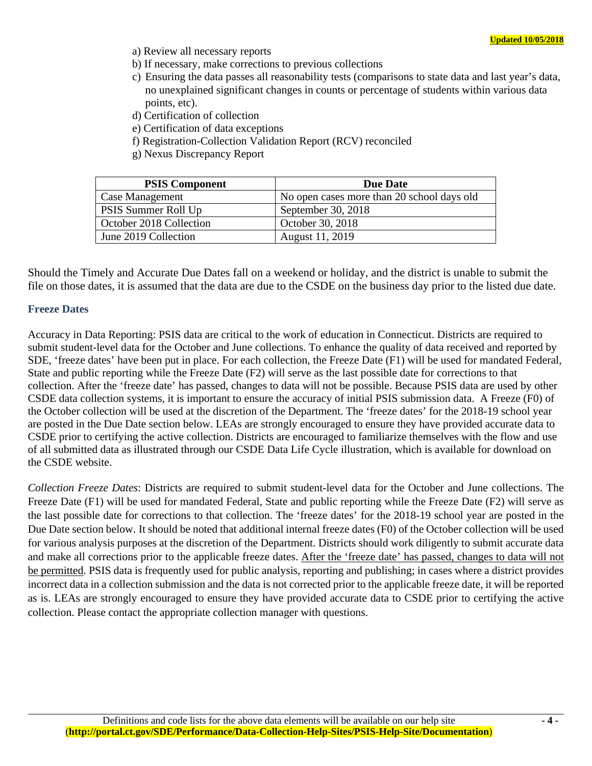a) Review all necessary reports
b) If necessary, make corrections to previous collections
c) Ensuring the data passes all reasonability tests (comparisons to state data and last year's data, no unexplained significant changes in counts or percentage of students within various data points, etc).
d) Certification of collection
e) Certification of data exceptions
f) Registration-Collection Validation Report (RCV) reconciled
g) Nexus Discrepancy Report

| PSIS Component | Due Date |
|---|---|
| Case Management | No open cases more than 20 school days old |
| PSIS Summer Roll Up | September 30, 2018 |
| October 2018 Collection | October 30, 2018 |
| June 2019 Collection | August 11, 2019 |

Should the Timely and Accurate Due Dates fall on a weekend or holiday, and the district is unable to submit the file on those dates, it is assumed that the data are due to the CSDE on the business day prior to the listed due date.

### Freeze Dates

Accuracy in Data Reporting: PSIS data are critical to the work of education in Connecticut. Districts are required to submit student-level data for the October and June collections. To enhance the quality of data received and reported by SDE, 'freeze dates' have been put in place. For each collection, the Freeze Date (F1) will be used for mandated Federal, State and public reporting while the Freeze Date (F2) will serve as the last possible date for corrections to that collection. After the 'freeze date' has passed, changes to data will not be possible. Because PSIS data are used by other CSDE data collection systems, it is important to ensure the accuracy of initial PSIS submission data. A Freeze (F0) of the October collection will be used at the discretion of the Department. The 'freeze dates' for the 2018-19 school year are posted in the Due Date section below. LEAs are strongly encouraged to ensure they have provided accurate data to CSDE prior to certifying the active collection. Districts are encouraged to familiarize themselves with the flow and use of all submitted data as illustrated through our CSDE Data Life Cycle illustration, which is available for download on the CSDE website.

*Collection Freeze Dates*: Districts are required to submit student-level data for the October and June collections. The Freeze Date (F1) will be used for mandated Federal, State and public reporting while the Freeze Date (F2) will serve as the last possible date for corrections to that collection. The 'freeze dates' for the 2018-19 school year are posted in the Due Date section below. It should be noted that additional internal freeze dates (F0) of the October collection will be used for various analysis purposes at the discretion of the Department. Districts should work diligently to submit accurate data and make all corrections prior to the applicable freeze dates. After the 'freeze date' has passed, changes to data will not be permitted. PSIS data is frequently used for public analysis, reporting and publishing; in cases where a district provides incorrect data in a collection submission and the data is not corrected prior to the applicable freeze date, it will be reported as is. LEAs are strongly encouraged to ensure they have provided accurate data to CSDE prior to certifying the active collection. Please contact the appropriate collection manager with questions.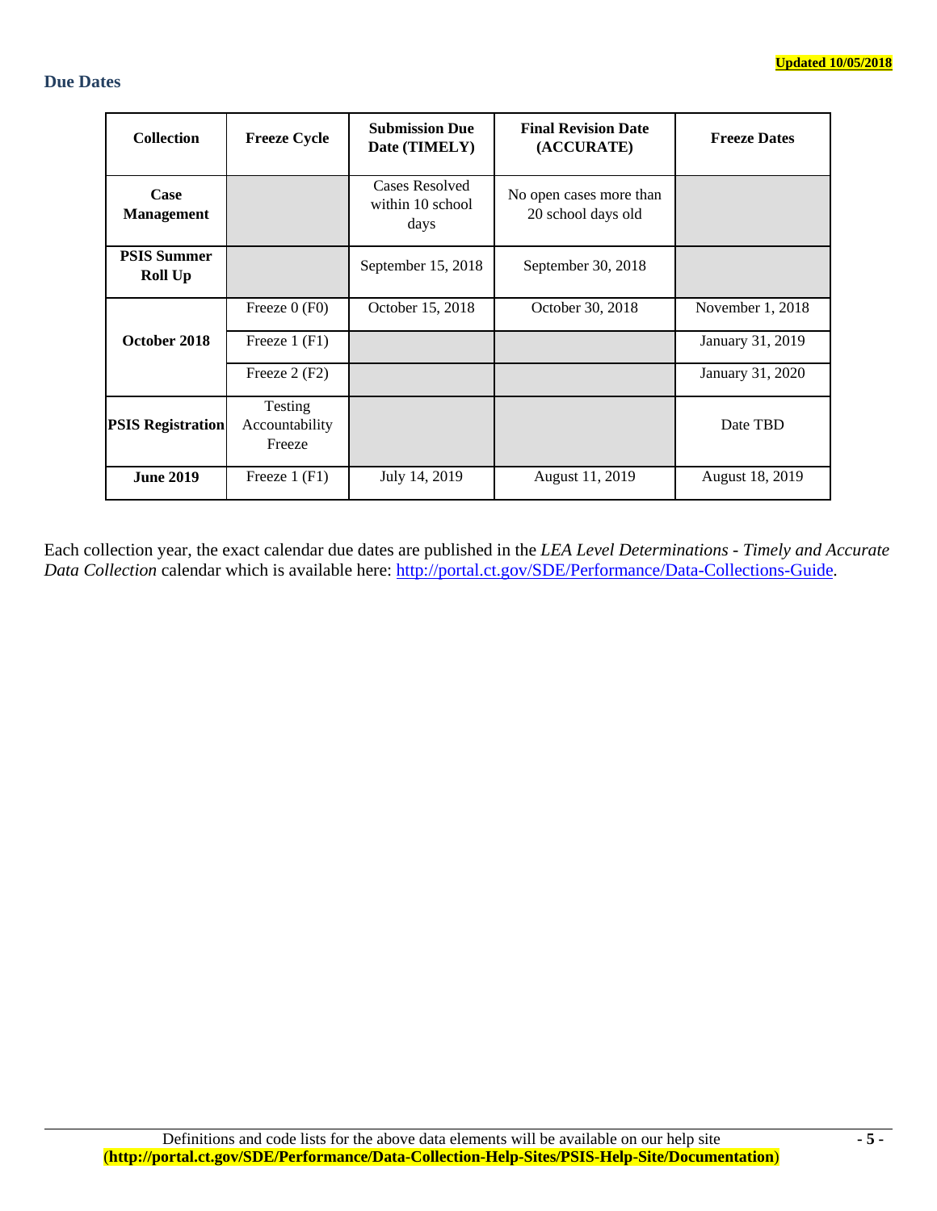Updated 10/05/2018

## Due Dates

| Collection | Freeze Cycle | Submission Due Date (TIMELY) | Final Revision Date (ACCURATE) | Freeze Dates |
|---|---|---|---|---|
| **Case Management** | | Cases Resolved within 10 school days | No open cases more than 20 school days old | |
| **PSIS Summer Roll Up** | | September 15, 2018 | September 30, 2018 | |
| **October 2018** | Freeze 0 (F0) | October 15, 2018 | October 30, 2018 | November 1, 2018 |
| | Freeze 1 (F1) | | | January 31, 2019 |
| | Freeze 2 (F2) | | | January 31, 2020 |
| **PSIS Registration** | Testing Accountability Freeze | | | Date TBD |
| **June 2019** | Freeze 1 (F1) | July 14, 2019 | August 11, 2019 | August 18, 2019 |

Each collection year, the exact calendar due dates are published in the *LEA Level Determinations - Timely and Accurate Data Collection* calendar which is available here: http://portal.ct.gov/SDE/Performance/Data-Collections-Guide.

Definitions and code lists for the above data elements will be available on our help site **(http://portal.ct.gov/SDE/Performance/Data-Collection-Help-Sites/PSIS-Help-Site/Documentation)**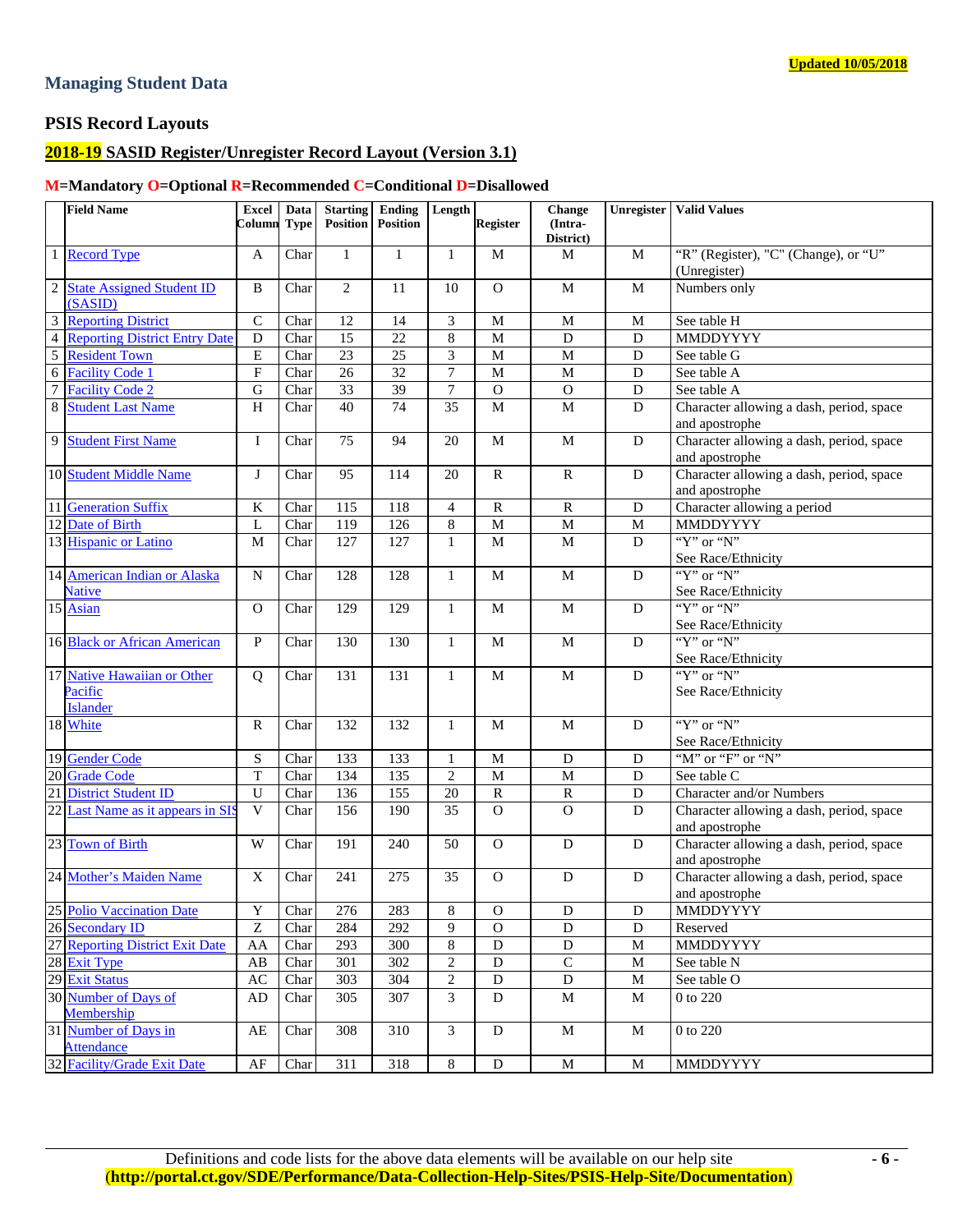Updated 10/05/2018

## Managing Student Data

### PSIS Record Layouts

### 2018-19 SASID Register/Unregister Record Layout (Version 3.1)

**M=Mandatory O=Optional R=Recommended C=Conditional D=Disallowed**

| | Field Name | Excel Column | Data Type | Starting Position | Ending Position | Length | Register | Change (Intra-District) | Unregister | Valid Values |
|---|---|---|---|---|---|---|---|---|---|---|
| 1 | Record Type | A | Char | 1 | 1 | 1 | M | M | M | "R" (Register), "C" (Change), or "U" (Unregister) |
| 2 | State Assigned Student ID (SASID) | B | Char | 2 | 11 | 10 | O | M | M | Numbers only |
| 3 | Reporting District | C | Char | 12 | 14 | 3 | M | M | M | See table H |
| 4 | Reporting District Entry Date | D | Char | 15 | 22 | 8 | M | D | D | MMDDYYYY |
| 5 | Resident Town | E | Char | 23 | 25 | 3 | M | M | D | See table G |
| 6 | Facility Code 1 | F | Char | 26 | 32 | 7 | M | M | D | See table A |
| 7 | Facility Code 2 | G | Char | 33 | 39 | 7 | O | O | D | See table A |
| 8 | Student Last Name | H | Char | 40 | 74 | 35 | M | M | D | Character allowing a dash, period, space and apostrophe |
| 9 | Student First Name | I | Char | 75 | 94 | 20 | M | M | D | Character allowing a dash, period, space and apostrophe |
| 10 | Student Middle Name | J | Char | 95 | 114 | 20 | R | R | D | Character allowing a dash, period, space and apostrophe |
| 11 | Generation Suffix | K | Char | 115 | 118 | 4 | R | R | D | Character allowing a period |
| 12 | Date of Birth | L | Char | 119 | 126 | 8 | M | M | M | MMDDYYYY |
| 13 | Hispanic or Latino | M | Char | 127 | 127 | 1 | M | M | D | "Y" or "N" See Race/Ethnicity |
| 14 | American Indian or Alaska Native | N | Char | 128 | 128 | 1 | M | M | D | "Y" or "N" See Race/Ethnicity |
| 15 | Asian | O | Char | 129 | 129 | 1 | M | M | D | "Y" or "N" See Race/Ethnicity |
| 16 | Black or African American | P | Char | 130 | 130 | 1 | M | M | D | "Y" or "N" See Race/Ethnicity |
| 17 | Native Hawaiian or Other Pacific Islander | Q | Char | 131 | 131 | 1 | M | M | D | "Y" or "N" See Race/Ethnicity |
| 18 | White | R | Char | 132 | 132 | 1 | M | M | D | "Y" or "N" See Race/Ethnicity |
| 19 | Gender Code | S | Char | 133 | 133 | 1 | M | D | D | "M" or "F" or "N" |
| 20 | Grade Code | T | Char | 134 | 135 | 2 | M | M | D | See table C |
| 21 | District Student ID | U | Char | 136 | 155 | 20 | R | R | D | Character and/or Numbers |
| 22 | Last Name as it appears in SIS | V | Char | 156 | 190 | 35 | O | O | D | Character allowing a dash, period, space and apostrophe |
| 23 | Town of Birth | W | Char | 191 | 240 | 50 | O | D | D | Character allowing a dash, period, space and apostrophe |
| 24 | Mother's Maiden Name | X | Char | 241 | 275 | 35 | O | D | D | Character allowing a dash, period, space and apostrophe |
| 25 | Polio Vaccination Date | Y | Char | 276 | 283 | 8 | O | D | D | MMDDYYYY |
| 26 | Secondary ID | Z | Char | 284 | 292 | 9 | O | D | D | Reserved |
| 27 | Reporting District Exit Date | AA | Char | 293 | 300 | 8 | D | D | M | MMDDYYYY |
| 28 | Exit Type | AB | Char | 301 | 302 | 2 | D | C | M | See table N |
| 29 | Exit Status | AC | Char | 303 | 304 | 2 | D | D | M | See table O |
| 30 | Number of Days of Membership | AD | Char | 305 | 307 | 3 | D | M | M | 0 to 220 |
| 31 | Number of Days in Attendance | AE | Char | 308 | 310 | 3 | D | M | M | 0 to 220 |
| 32 | Facility/Grade Exit Date | AF | Char | 311 | 318 | 8 | D | M | M | MMDDYYYY |

Definitions and code lists for the above data elements will be available on our help site
**(http://portal.ct.gov/SDE/Performance/Data-Collection-Help-Sites/PSIS-Help-Site/Documentation)**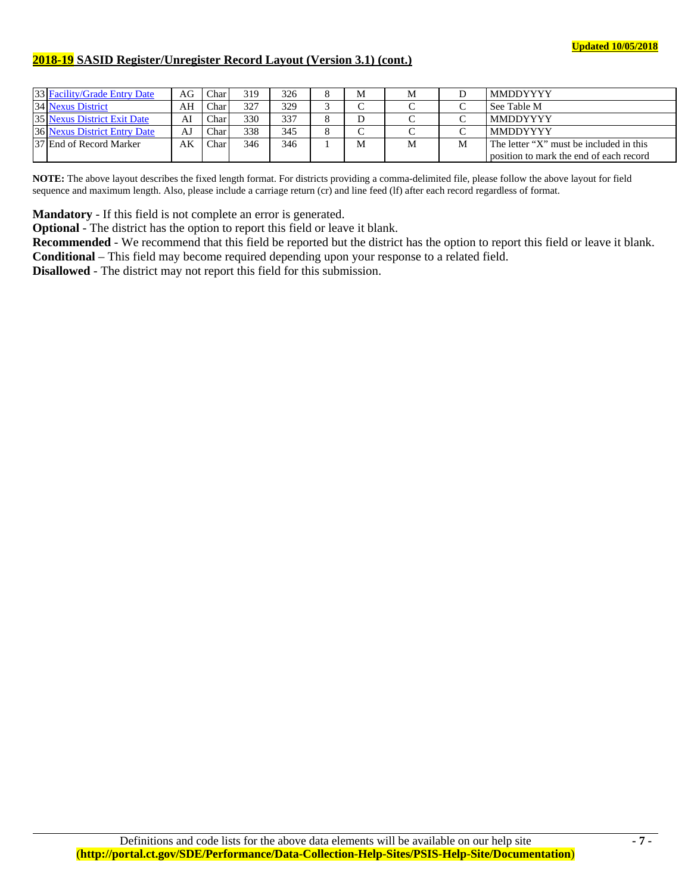**Updated 10/05/2018**

## 2018-19 SASID Register/Unregister Record Layout (Version 3.1) (cont.)

| | | | | | | | | | | |
|---|---|---|---|---|---|---|---|---|---|---|
| 33 | Facility/Grade Entry Date | AG | Char | 319 | 326 | 8 | M | M | D | MMDDYYYY |
| 34 | Nexus District | AH | Char | 327 | 329 | 3 | C | C | C | See Table M |
| 35 | Nexus District Exit Date | AI | Char | 330 | 337 | 8 | D | C | C | MMDDYYYY |
| 36 | Nexus District Entry Date | AJ | Char | 338 | 345 | 8 | C | C | C | MMDDYYYY |
| 37 | End of Record Marker | AK | Char | 346 | 346 | 1 | M | M | M | The letter "X" must be included in this position to mark the end of each record |

**NOTE:** The above layout describes the fixed length format. For districts providing a comma-delimited file, please follow the above layout for field sequence and maximum length. Also, please include a carriage return (cr) and line feed (lf) after each record regardless of format.

**Mandatory** - If this field is not complete an error is generated.
**Optional** - The district has the option to report this field or leave it blank.
**Recommended** - We recommend that this field be reported but the district has the option to report this field or leave it blank.
**Conditional** – This field may become required depending upon your response to a related field.
**Disallowed** - The district may not report this field for this submission.

Definitions and code lists for the above data elements will be available on our help site
**(http://portal.ct.gov/SDE/Performance/Data-Collection-Help-Sites/PSIS-Help-Site/Documentation)**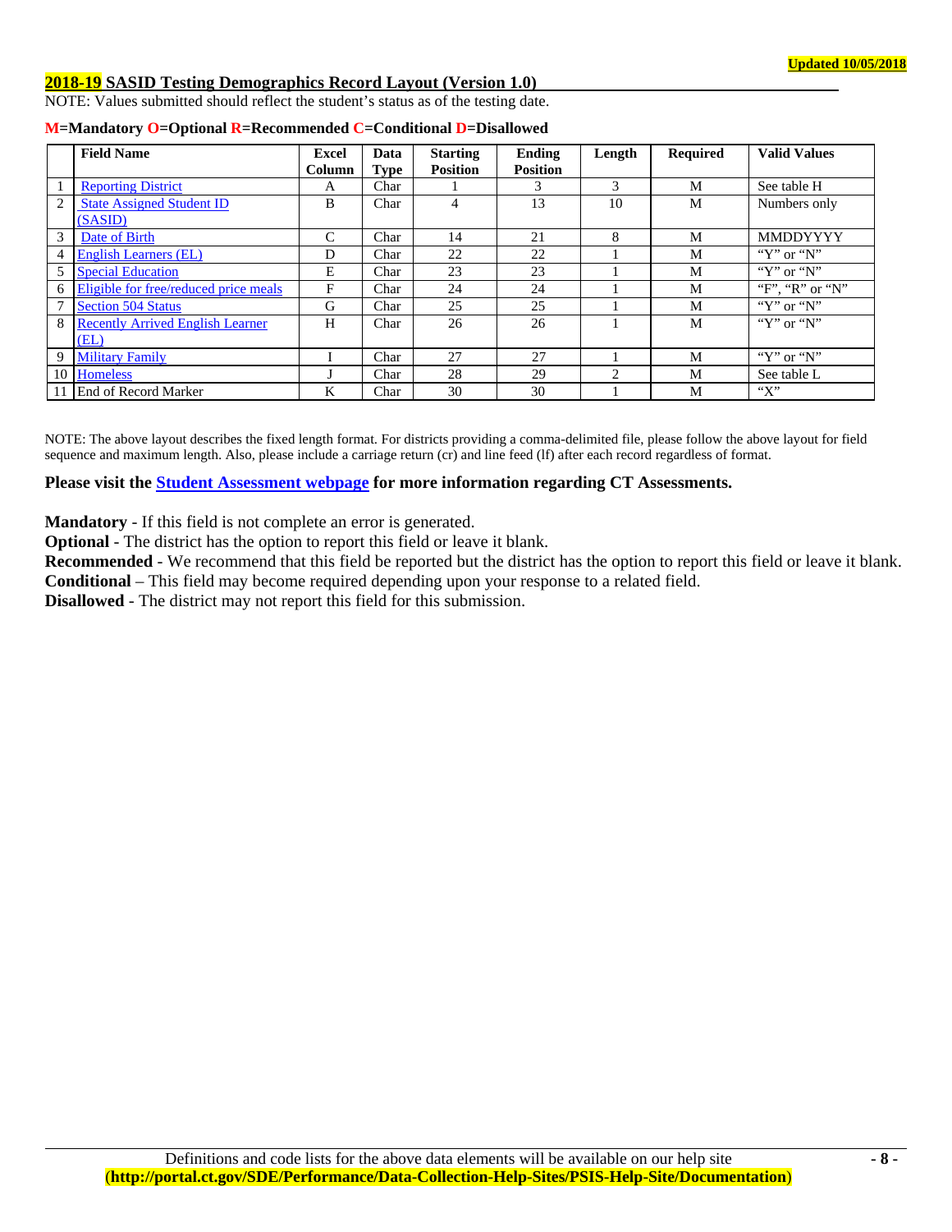Updated 10/05/2018

## 2018-19 SASID Testing Demographics Record Layout (Version 1.0)

NOTE: Values submitted should reflect the student's status as of the testing date.

**M=Mandatory O=Optional R=Recommended C=Conditional D=Disallowed**

| | Field Name | Excel Column | Data Type | Starting Position | Ending Position | Length | Required | Valid Values |
|---|---|---|---|---|---|---|---|---|
| 1 | Reporting District | A | Char | 1 | 3 | 3 | M | See table H |
| 2 | State Assigned Student ID (SASID) | B | Char | 4 | 13 | 10 | M | Numbers only |
| 3 | Date of Birth | C | Char | 14 | 21 | 8 | M | MMDDYYYY |
| 4 | English Learners (EL) | D | Char | 22 | 22 | 1 | M | "Y" or "N" |
| 5 | Special Education | E | Char | 23 | 23 | 1 | M | "Y" or "N" |
| 6 | Eligible for free/reduced price meals | F | Char | 24 | 24 | 1 | M | "F", "R" or "N" |
| 7 | Section 504 Status | G | Char | 25 | 25 | 1 | M | "Y" or "N" |
| 8 | Recently Arrived English Learner (EL) | H | Char | 26 | 26 | 1 | M | "Y" or "N" |
| 9 | Military Family | I | Char | 27 | 27 | 1 | M | "Y" or "N" |
| 10 | Homeless | J | Char | 28 | 29 | 2 | M | See table L |
| 11 | End of Record Marker | K | Char | 30 | 30 | 1 | M | "X" |

NOTE: The above layout describes the fixed length format. For districts providing a comma-delimited file, please follow the above layout for field sequence and maximum length. Also, please include a carriage return (cr) and line feed (lf) after each record regardless of format.

**Please visit the Student Assessment webpage for more information regarding CT Assessments.**

**Mandatory** - If this field is not complete an error is generated.
**Optional** - The district has the option to report this field or leave it blank.
**Recommended** - We recommend that this field be reported but the district has the option to report this field or leave it blank.
**Conditional** – This field may become required depending upon your response to a related field.
**Disallowed** - The district may not report this field for this submission.

Definitions and code lists for the above data elements will be available on our help site
**(http://portal.ct.gov/SDE/Performance/Data-Collection-Help-Sites/PSIS-Help-Site/Documentation)**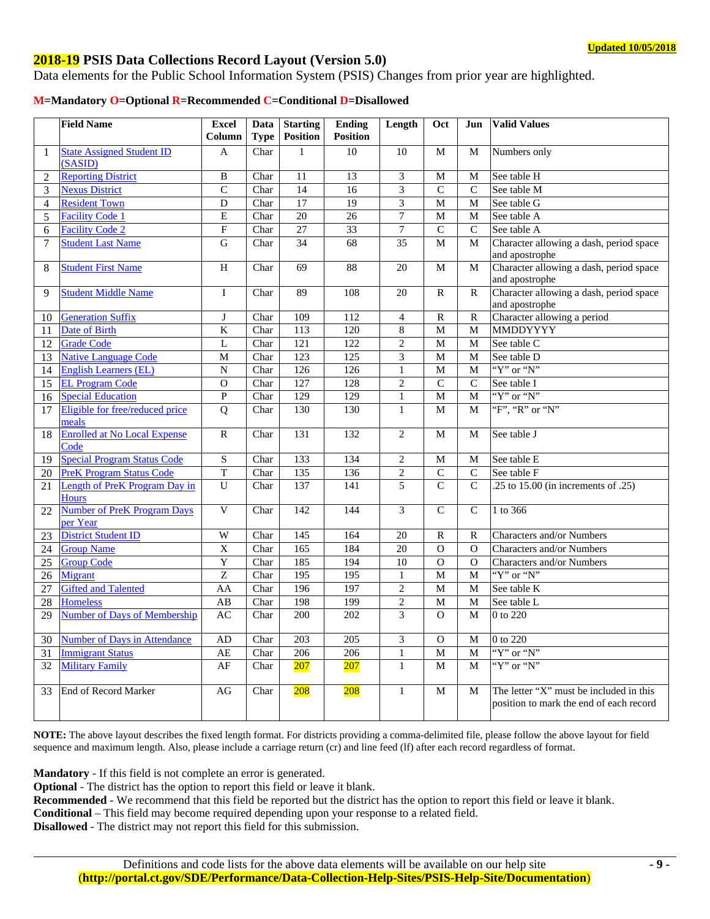Updated 10/05/2018

## 2018-19 PSIS Data Collections Record Layout (Version 5.0)

Data elements for the Public School Information System (PSIS) Changes from prior year are highlighted.

**M=Mandatory O=Optional R=Recommended C=Conditional D=Disallowed**

| | Field Name | Excel Column | Data Type | Starting Position | Ending Position | Length | Oct | Jun | Valid Values |
|---|---|---|---|---|---|---|---|---|---|
| 1 | State Assigned Student ID (SASID) | A | Char | 1 | 10 | 10 | M | M | Numbers only |
| 2 | Reporting District | B | Char | 11 | 13 | 3 | M | M | See table H |
| 3 | Nexus District | C | Char | 14 | 16 | 3 | C | C | See table M |
| 4 | Resident Town | D | Char | 17 | 19 | 3 | M | M | See table G |
| 5 | Facility Code 1 | E | Char | 20 | 26 | 7 | M | M | See table A |
| 6 | Facility Code 2 | F | Char | 27 | 33 | 7 | C | C | See table A |
| 7 | Student Last Name | G | Char | 34 | 68 | 35 | M | M | Character allowing a dash, period space and apostrophe |
| 8 | Student First Name | H | Char | 69 | 88 | 20 | M | M | Character allowing a dash, period space and apostrophe |
| 9 | Student Middle Name | I | Char | 89 | 108 | 20 | R | R | Character allowing a dash, period space and apostrophe |
| 10 | Generation Suffix | J | Char | 109 | 112 | 4 | R | R | Character allowing a period |
| 11 | Date of Birth | K | Char | 113 | 120 | 8 | M | M | MMDDYYYY |
| 12 | Grade Code | L | Char | 121 | 122 | 2 | M | M | See table C |
| 13 | Native Language Code | M | Char | 123 | 125 | 3 | M | M | See table D |
| 14 | English Learners (EL) | N | Char | 126 | 126 | 1 | M | M | "Y" or "N" |
| 15 | EL Program Code | O | Char | 127 | 128 | 2 | C | C | See table I |
| 16 | Special Education | P | Char | 129 | 129 | 1 | M | M | "Y" or "N" |
| 17 | Eligible for free/reduced price meals | Q | Char | 130 | 130 | 1 | M | M | "F", "R" or "N" |
| 18 | Enrolled at No Local Expense Code | R | Char | 131 | 132 | 2 | M | M | See table J |
| 19 | Special Program Status Code | S | Char | 133 | 134 | 2 | M | M | See table E |
| 20 | PreK Program Status Code | T | Char | 135 | 136 | 2 | C | C | See table F |
| 21 | Length of PreK Program Day in Hours | U | Char | 137 | 141 | 5 | C | C | .25 to 15.00 (in increments of .25) |
| 22 | Number of PreK Program Days per Year | V | Char | 142 | 144 | 3 | C | C | 1 to 366 |
| 23 | District Student ID | W | Char | 145 | 164 | 20 | R | R | Characters and/or Numbers |
| 24 | Group Name | X | Char | 165 | 184 | 20 | O | O | Characters and/or Numbers |
| 25 | Group Code | Y | Char | 185 | 194 | 10 | O | O | Characters and/or Numbers |
| 26 | Migrant | Z | Char | 195 | 195 | 1 | M | M | "Y" or "N" |
| 27 | Gifted and Talented | AA | Char | 196 | 197 | 2 | M | M | See table K |
| 28 | Homeless | AB | Char | 198 | 199 | 2 | M | M | See table L |
| 29 | Number of Days of Membership | AC | Char | 200 | 202 | 3 | O | M | 0 to 220 |
| 30 | Number of Days in Attendance | AD | Char | 203 | 205 | 3 | O | M | 0 to 220 |
| 31 | Immigrant Status | AE | Char | 206 | 206 | 1 | M | M | "Y" or "N" |
| 32 | Military Family | AF | Char | 207 | 207 | 1 | M | M | "Y" or "N" |
| 33 | End of Record Marker | AG | Char | 208 | 208 | 1 | M | M | The letter "X" must be included in this position to mark the end of each record |

**NOTE:** The above layout describes the fixed length format. For districts providing a comma-delimited file, please follow the above layout for field sequence and maximum length. Also, please include a carriage return (cr) and line feed (lf) after each record regardless of format.

**Mandatory** - If this field is not complete an error is generated.
**Optional** - The district has the option to report this field or leave it blank.
**Recommended** - We recommend that this field be reported but the district has the option to report this field or leave it blank.
**Conditional** – This field may become required depending upon your response to a related field.
**Disallowed** - The district may not report this field for this submission.

Definitions and code lists for the above data elements will be available on our help site
(**http://portal.ct.gov/SDE/Performance/Data-Collection-Help-Sites/PSIS-Help-Site/Documentation**)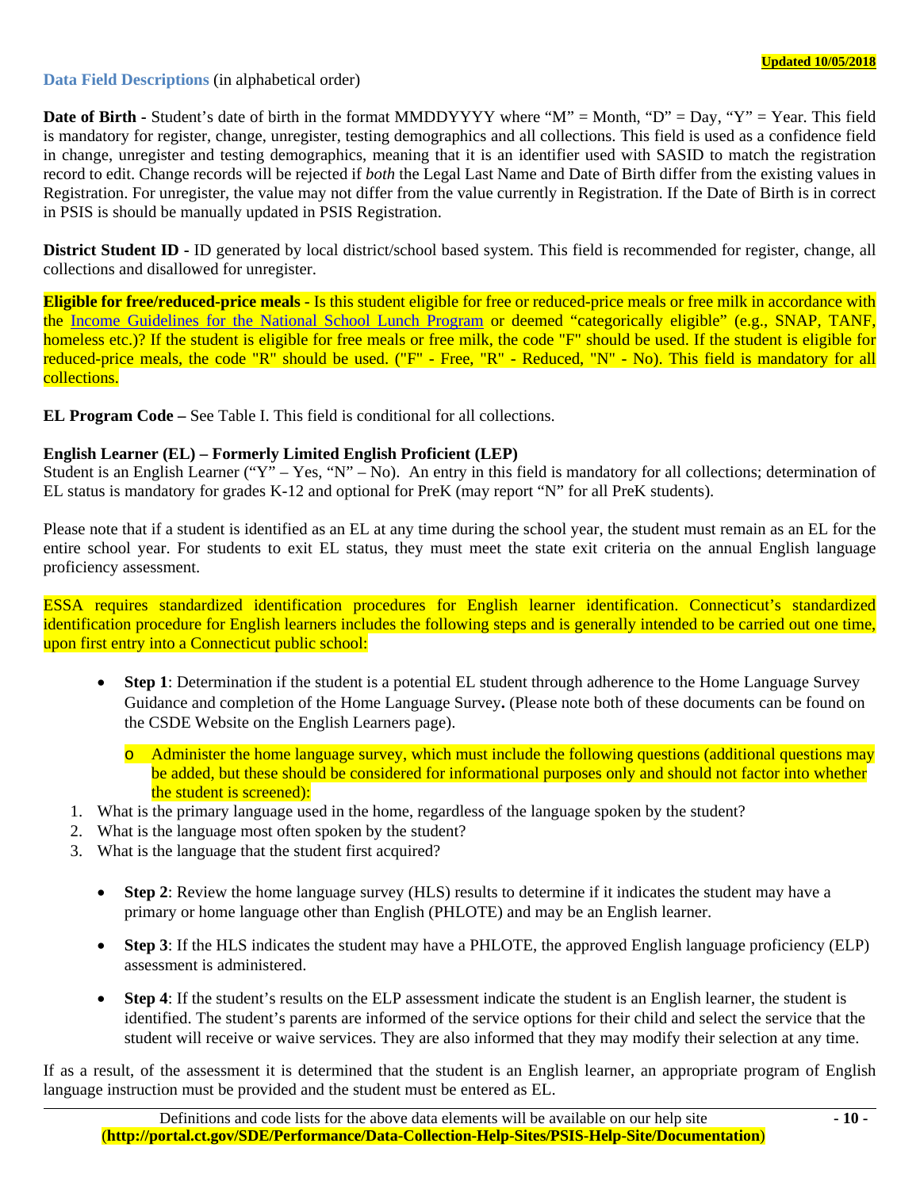Updated 10/05/2018

## Data Field Descriptions (in alphabetical order)

**Date of Birth -** Student's date of birth in the format MMDDYYYY where "M" = Month, "D" = Day, "Y" = Year. This field is mandatory for register, change, unregister, testing demographics and all collections. This field is used as a confidence field in change, unregister and testing demographics, meaning that it is an identifier used with SASID to match the registration record to edit. Change records will be rejected if *both* the Legal Last Name and Date of Birth differ from the existing values in Registration. For unregister, the value may not differ from the value currently in Registration. If the Date of Birth is in correct in PSIS is should be manually updated in PSIS Registration.

**District Student ID -** ID generated by local district/school based system. This field is recommended for register, change, all collections and disallowed for unregister.

**Eligible for free/reduced-price meals -** Is this student eligible for free or reduced-price meals or free milk in accordance with the Income Guidelines for the National School Lunch Program or deemed "categorically eligible" (e.g., SNAP, TANF, homeless etc.)? If the student is eligible for free meals or free milk, the code "F" should be used. If the student is eligible for reduced-price meals, the code "R" should be used. ("F" - Free, "R" - Reduced, "N" - No). This field is mandatory for all collections.

**EL Program Code –** See Table I. This field is conditional for all collections.

**English Learner (EL) – Formerly Limited English Proficient (LEP)**
Student is an English Learner ("Y" – Yes, "N" – No). An entry in this field is mandatory for all collections; determination of EL status is mandatory for grades K-12 and optional for PreK (may report "N" for all PreK students).

Please note that if a student is identified as an EL at any time during the school year, the student must remain as an EL for the entire school year. For students to exit EL status, they must meet the state exit criteria on the annual English language proficiency assessment.

ESSA requires standardized identification procedures for English learner identification. Connecticut's standardized identification procedure for English learners includes the following steps and is generally intended to be carried out one time, upon first entry into a Connecticut public school:

- **Step 1**: Determination if the student is a potential EL student through adherence to the Home Language Survey Guidance and completion of the Home Language Survey**.** (Please note both of these documents can be found on the CSDE Website on the English Learners page).
  - Administer the home language survey, which must include the following questions (additional questions may be added, but these should be considered for informational purposes only and should not factor into whether the student is screened):

1. What is the primary language used in the home, regardless of the language spoken by the student?
2. What is the language most often spoken by the student?
3. What is the language that the student first acquired?

- **Step 2**: Review the home language survey (HLS) results to determine if it indicates the student may have a primary or home language other than English (PHLOTE) and may be an English learner.
- **Step 3**: If the HLS indicates the student may have a PHLOTE, the approved English language proficiency (ELP) assessment is administered.
- **Step 4**: If the student's results on the ELP assessment indicate the student is an English learner, the student is identified. The student's parents are informed of the service options for their child and select the service that the student will receive or waive services. They are also informed that they may modify their selection at any time.

If as a result, of the assessment it is determined that the student is an English learner, an appropriate program of English language instruction must be provided and the student must be entered as EL.

Definitions and code lists for the above data elements will be available on our help site (**http://portal.ct.gov/SDE/Performance/Data-Collection-Help-Sites/PSIS-Help-Site/Documentation**)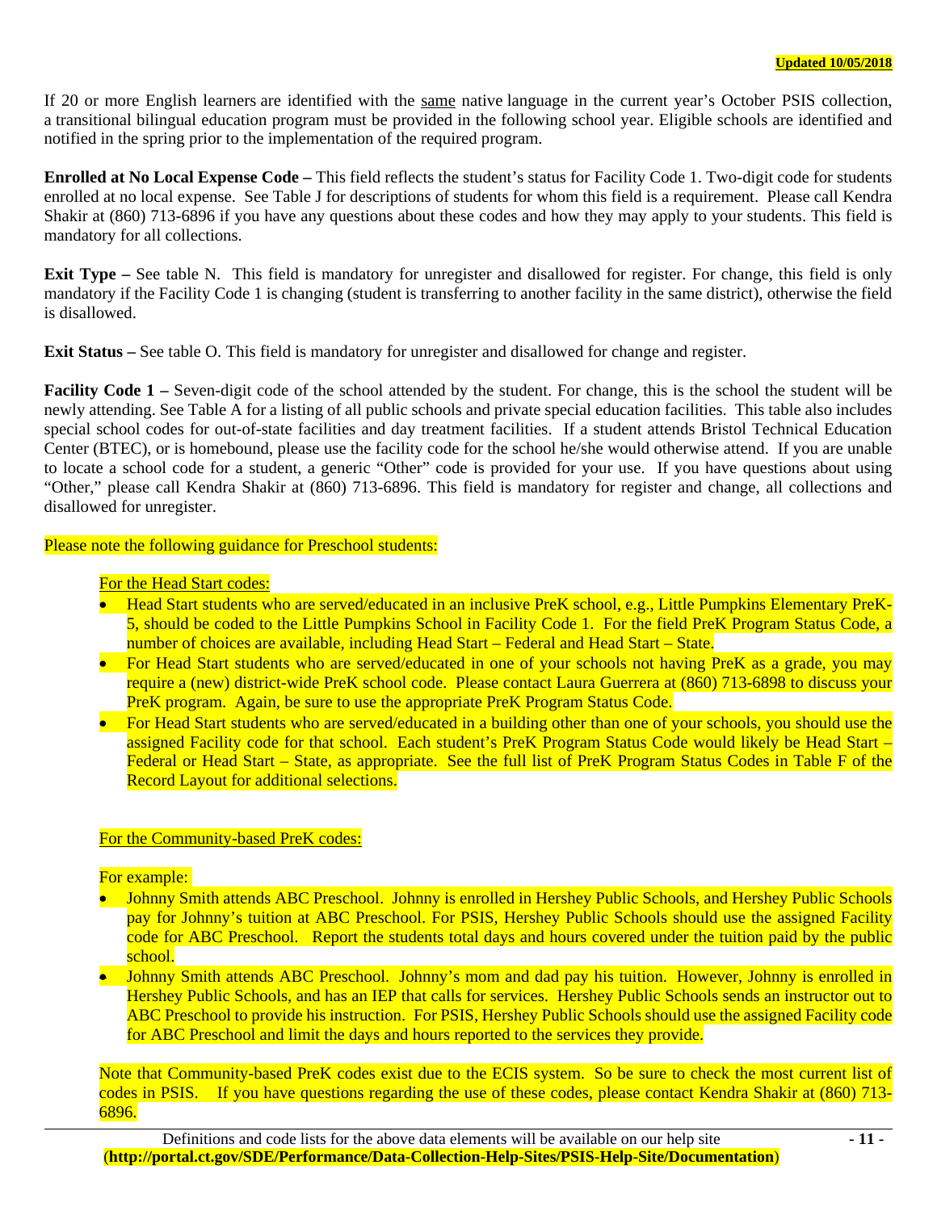If 20 or more English learners are identified with the same native language in the current year's October PSIS collection, a transitional bilingual education program must be provided in the following school year. Eligible schools are identified and notified in the spring prior to the implementation of the required program.

**Enrolled at No Local Expense Code –** This field reflects the student's status for Facility Code 1. Two-digit code for students enrolled at no local expense. See Table J for descriptions of students for whom this field is a requirement. Please call Kendra Shakir at (860) 713-6896 if you have any questions about these codes and how they may apply to your students. This field is mandatory for all collections.

**Exit Type –** See table N. This field is mandatory for unregister and disallowed for register. For change, this field is only mandatory if the Facility Code 1 is changing (student is transferring to another facility in the same district), otherwise the field is disallowed.

**Exit Status –** See table O. This field is mandatory for unregister and disallowed for change and register.

**Facility Code 1 –** Seven-digit code of the school attended by the student. For change, this is the school the student will be newly attending. See Table A for a listing of all public schools and private special education facilities. This table also includes special school codes for out-of-state facilities and day treatment facilities. If a student attends Bristol Technical Education Center (BTEC), or is homebound, please use the facility code for the school he/she would otherwise attend. If you are unable to locate a school code for a student, a generic "Other" code is provided for your use. If you have questions about using "Other," please call Kendra Shakir at (860) 713-6896. This field is mandatory for register and change, all collections and disallowed for unregister.

Please note the following guidance for Preschool students:

For the Head Start codes:

- Head Start students who are served/educated in an inclusive PreK school, e.g., Little Pumpkins Elementary PreK-5, should be coded to the Little Pumpkins School in Facility Code 1. For the field PreK Program Status Code, a number of choices are available, including Head Start – Federal and Head Start – State.
- For Head Start students who are served/educated in one of your schools not having PreK as a grade, you may require a (new) district-wide PreK school code. Please contact Laura Guerrera at (860) 713-6898 to discuss your PreK program. Again, be sure to use the appropriate PreK Program Status Code.
- For Head Start students who are served/educated in a building other than one of your schools, you should use the assigned Facility code for that school. Each student's PreK Program Status Code would likely be Head Start – Federal or Head Start – State, as appropriate. See the full list of PreK Program Status Codes in Table F of the Record Layout for additional selections.

For the Community-based PreK codes:

For example:

- Johnny Smith attends ABC Preschool. Johnny is enrolled in Hershey Public Schools, and Hershey Public Schools pay for Johnny's tuition at ABC Preschool. For PSIS, Hershey Public Schools should use the assigned Facility code for ABC Preschool. Report the students total days and hours covered under the tuition paid by the public school.
- Johnny Smith attends ABC Preschool. Johnny's mom and dad pay his tuition. However, Johnny is enrolled in Hershey Public Schools, and has an IEP that calls for services. Hershey Public Schools sends an instructor out to ABC Preschool to provide his instruction. For PSIS, Hershey Public Schools should use the assigned Facility code for ABC Preschool and limit the days and hours reported to the services they provide.

Note that Community-based PreK codes exist due to the ECIS system. So be sure to check the most current list of codes in PSIS. If you have questions regarding the use of these codes, please contact Kendra Shakir at (860) 713-6896.

Definitions and code lists for the above data elements will be available on our help site (**http://portal.ct.gov/SDE/Performance/Data-Collection-Help-Sites/PSIS-Help-Site/Documentation**)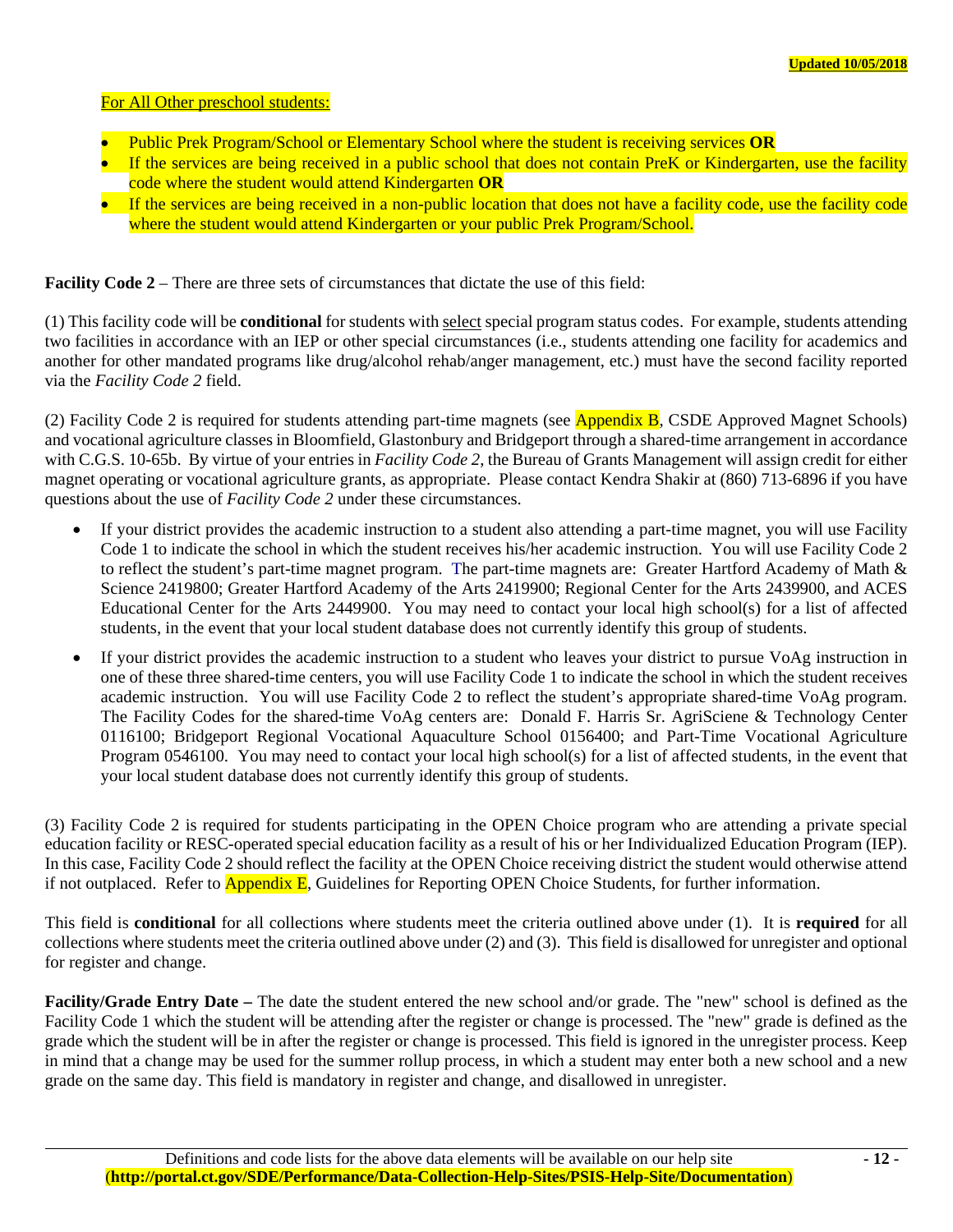For All Other preschool students:

- Public Prek Program/School or Elementary School where the student is receiving services **OR**
- If the services are being received in a public school that does not contain PreK or Kindergarten, use the facility code where the student would attend Kindergarten **OR**
- If the services are being received in a non-public location that does not have a facility code, use the facility code where the student would attend Kindergarten or your public Prek Program/School.

**Facility Code 2** – There are three sets of circumstances that dictate the use of this field:

(1) This facility code will be **conditional** for students with select special program status codes. For example, students attending two facilities in accordance with an IEP or other special circumstances (i.e., students attending one facility for academics and another for other mandated programs like drug/alcohol rehab/anger management, etc.) must have the second facility reported via the *Facility Code 2* field.

(2) Facility Code 2 is required for students attending part-time magnets (see Appendix B, CSDE Approved Magnet Schools) and vocational agriculture classes in Bloomfield, Glastonbury and Bridgeport through a shared-time arrangement in accordance with C.G.S. 10-65b. By virtue of your entries in *Facility Code 2*, the Bureau of Grants Management will assign credit for either magnet operating or vocational agriculture grants, as appropriate. Please contact Kendra Shakir at (860) 713-6896 if you have questions about the use of *Facility Code 2* under these circumstances.

- If your district provides the academic instruction to a student also attending a part-time magnet, you will use Facility Code 1 to indicate the school in which the student receives his/her academic instruction. You will use Facility Code 2 to reflect the student's part-time magnet program. The part-time magnets are: Greater Hartford Academy of Math & Science 2419800; Greater Hartford Academy of the Arts 2419900; Regional Center for the Arts 2439900, and ACES Educational Center for the Arts 2449900. You may need to contact your local high school(s) for a list of affected students, in the event that your local student database does not currently identify this group of students.
- If your district provides the academic instruction to a student who leaves your district to pursue VoAg instruction in one of these three shared-time centers, you will use Facility Code 1 to indicate the school in which the student receives academic instruction. You will use Facility Code 2 to reflect the student's appropriate shared-time VoAg program. The Facility Codes for the shared-time VoAg centers are: Donald F. Harris Sr. AgriSciene & Technology Center 0116100; Bridgeport Regional Vocational Aquaculture School 0156400; and Part-Time Vocational Agriculture Program 0546100. You may need to contact your local high school(s) for a list of affected students, in the event that your local student database does not currently identify this group of students.

(3) Facility Code 2 is required for students participating in the OPEN Choice program who are attending a private special education facility or RESC-operated special education facility as a result of his or her Individualized Education Program (IEP). In this case, Facility Code 2 should reflect the facility at the OPEN Choice receiving district the student would otherwise attend if not outplaced. Refer to Appendix E, Guidelines for Reporting OPEN Choice Students, for further information.

This field is **conditional** for all collections where students meet the criteria outlined above under (1). It is **required** for all collections where students meet the criteria outlined above under (2) and (3). This field is disallowed for unregister and optional for register and change.

**Facility/Grade Entry Date –** The date the student entered the new school and/or grade. The "new" school is defined as the Facility Code 1 which the student will be attending after the register or change is processed. The "new" grade is defined as the grade which the student will be in after the register or change is processed. This field is ignored in the unregister process. Keep in mind that a change may be used for the summer rollup process, in which a student may enter both a new school and a new grade on the same day. This field is mandatory in register and change, and disallowed in unregister.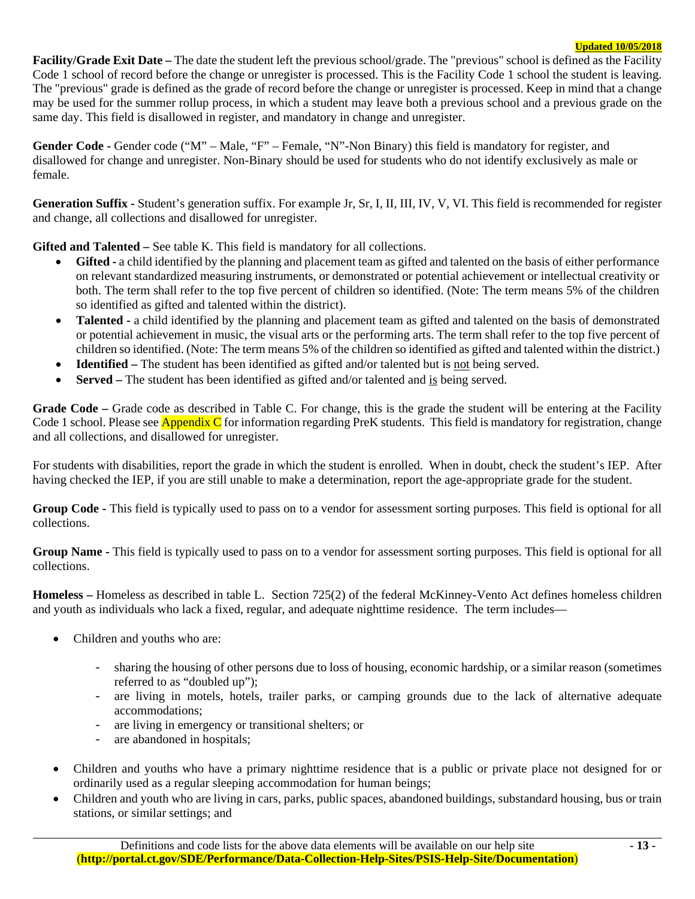**Facility/Grade Exit Date –** The date the student left the previous school/grade. The "previous" school is defined as the Facility Code 1 school of record before the change or unregister is processed. This is the Facility Code 1 school the student is leaving. The "previous" grade is defined as the grade of record before the change or unregister is processed. Keep in mind that a change may be used for the summer rollup process, in which a student may leave both a previous school and a previous grade on the same day. This field is disallowed in register, and mandatory in change and unregister.

**Gender Code -** Gender code ("M" – Male, "F" – Female, "N"-Non Binary) this field is mandatory for register, and disallowed for change and unregister. Non-Binary should be used for students who do not identify exclusively as male or female.

**Generation Suffix -** Student's generation suffix. For example Jr, Sr, I, II, III, IV, V, VI. This field is recommended for register and change, all collections and disallowed for unregister.

**Gifted and Talented –** See table K. This field is mandatory for all collections.

- **Gifted -** a child identified by the planning and placement team as gifted and talented on the basis of either performance on relevant standardized measuring instruments, or demonstrated or potential achievement or intellectual creativity or both. The term shall refer to the top five percent of children so identified. (Note: The term means 5% of the children so identified as gifted and talented within the district).
- **Talented -** a child identified by the planning and placement team as gifted and talented on the basis of demonstrated or potential achievement in music, the visual arts or the performing arts. The term shall refer to the top five percent of children so identified. (Note: The term means 5% of the children so identified as gifted and talented within the district.)
- **Identified –** The student has been identified as gifted and/or talented but is not being served.
- **Served –** The student has been identified as gifted and/or talented and is being served.

**Grade Code –** Grade code as described in Table C. For change, this is the grade the student will be entering at the Facility Code 1 school. Please see Appendix C for information regarding PreK students. This field is mandatory for registration, change and all collections, and disallowed for unregister.

For students with disabilities, report the grade in which the student is enrolled. When in doubt, check the student's IEP. After having checked the IEP, if you are still unable to make a determination, report the age-appropriate grade for the student.

**Group Code -** This field is typically used to pass on to a vendor for assessment sorting purposes. This field is optional for all collections.

**Group Name -** This field is typically used to pass on to a vendor for assessment sorting purposes. This field is optional for all collections.

**Homeless –** Homeless as described in table L. Section 725(2) of the federal McKinney-Vento Act defines homeless children and youth as individuals who lack a fixed, regular, and adequate nighttime residence. The term includes—

- Children and youths who are:
  - sharing the housing of other persons due to loss of housing, economic hardship, or a similar reason (sometimes referred to as "doubled up");
  - are living in motels, hotels, trailer parks, or camping grounds due to the lack of alternative adequate accommodations;
  - are living in emergency or transitional shelters; or
  - are abandoned in hospitals;
- Children and youths who have a primary nighttime residence that is a public or private place not designed for or ordinarily used as a regular sleeping accommodation for human beings;
- Children and youth who are living in cars, parks, public spaces, abandoned buildings, substandard housing, bus or train stations, or similar settings; and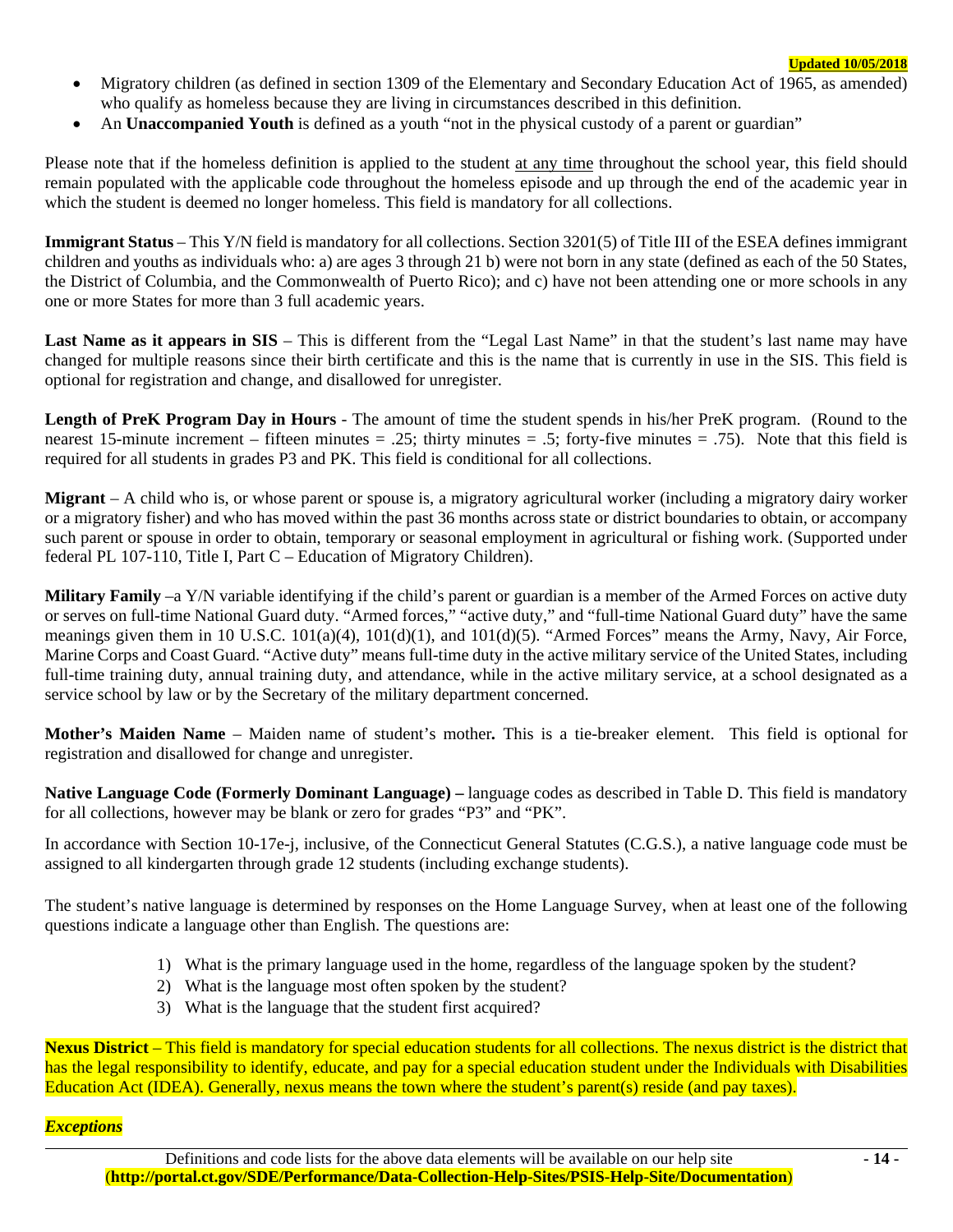- Migratory children (as defined in section 1309 of the Elementary and Secondary Education Act of 1965, as amended) who qualify as homeless because they are living in circumstances described in this definition.
- An **Unaccompanied Youth** is defined as a youth "not in the physical custody of a parent or guardian"

Please note that if the homeless definition is applied to the student at any time throughout the school year, this field should remain populated with the applicable code throughout the homeless episode and up through the end of the academic year in which the student is deemed no longer homeless. This field is mandatory for all collections.

**Immigrant Status** – This Y/N field is mandatory for all collections. Section 3201(5) of Title III of the ESEA defines immigrant children and youths as individuals who: a) are ages 3 through 21 b) were not born in any state (defined as each of the 50 States, the District of Columbia, and the Commonwealth of Puerto Rico); and c) have not been attending one or more schools in any one or more States for more than 3 full academic years.

**Last Name as it appears in SIS** – This is different from the "Legal Last Name" in that the student's last name may have changed for multiple reasons since their birth certificate and this is the name that is currently in use in the SIS. This field is optional for registration and change, and disallowed for unregister.

**Length of PreK Program Day in Hours** - The amount of time the student spends in his/her PreK program. (Round to the nearest 15-minute increment – fifteen minutes = .25; thirty minutes = .5; forty-five minutes = .75). Note that this field is required for all students in grades P3 and PK. This field is conditional for all collections.

**Migrant** – A child who is, or whose parent or spouse is, a migratory agricultural worker (including a migratory dairy worker or a migratory fisher) and who has moved within the past 36 months across state or district boundaries to obtain, or accompany such parent or spouse in order to obtain, temporary or seasonal employment in agricultural or fishing work. (Supported under federal PL 107-110, Title I, Part C – Education of Migratory Children).

**Military Family** –a Y/N variable identifying if the child's parent or guardian is a member of the Armed Forces on active duty or serves on full-time National Guard duty. "Armed forces," "active duty," and "full-time National Guard duty" have the same meanings given them in 10 U.S.C. 101(a)(4), 101(d)(1), and 101(d)(5). "Armed Forces" means the Army, Navy, Air Force, Marine Corps and Coast Guard. "Active duty" means full-time duty in the active military service of the United States, including full-time training duty, annual training duty, and attendance, while in the active military service, at a school designated as a service school by law or by the Secretary of the military department concerned.

**Mother's Maiden Name** – Maiden name of student's mother**.** This is a tie-breaker element. This field is optional for registration and disallowed for change and unregister.

**Native Language Code (Formerly Dominant Language) –** language codes as described in Table D. This field is mandatory for all collections, however may be blank or zero for grades "P3" and "PK".

In accordance with Section 10-17e-j, inclusive, of the Connecticut General Statutes (C.G.S.), a native language code must be assigned to all kindergarten through grade 12 students (including exchange students).

The student's native language is determined by responses on the Home Language Survey, when at least one of the following questions indicate a language other than English. The questions are:

1) What is the primary language used in the home, regardless of the language spoken by the student?
2) What is the language most often spoken by the student?
3) What is the language that the student first acquired?

**Nexus District** – This field is mandatory for special education students for all collections. The nexus district is the district that has the legal responsibility to identify, educate, and pay for a special education student under the Individuals with Disabilities Education Act (IDEA). Generally, nexus means the town where the student's parent(s) reside (and pay taxes).

***Exceptions***

Definitions and code lists for the above data elements will be available on our help site (**http://portal.ct.gov/SDE/Performance/Data-Collection-Help-Sites/PSIS-Help-Site/Documentation**)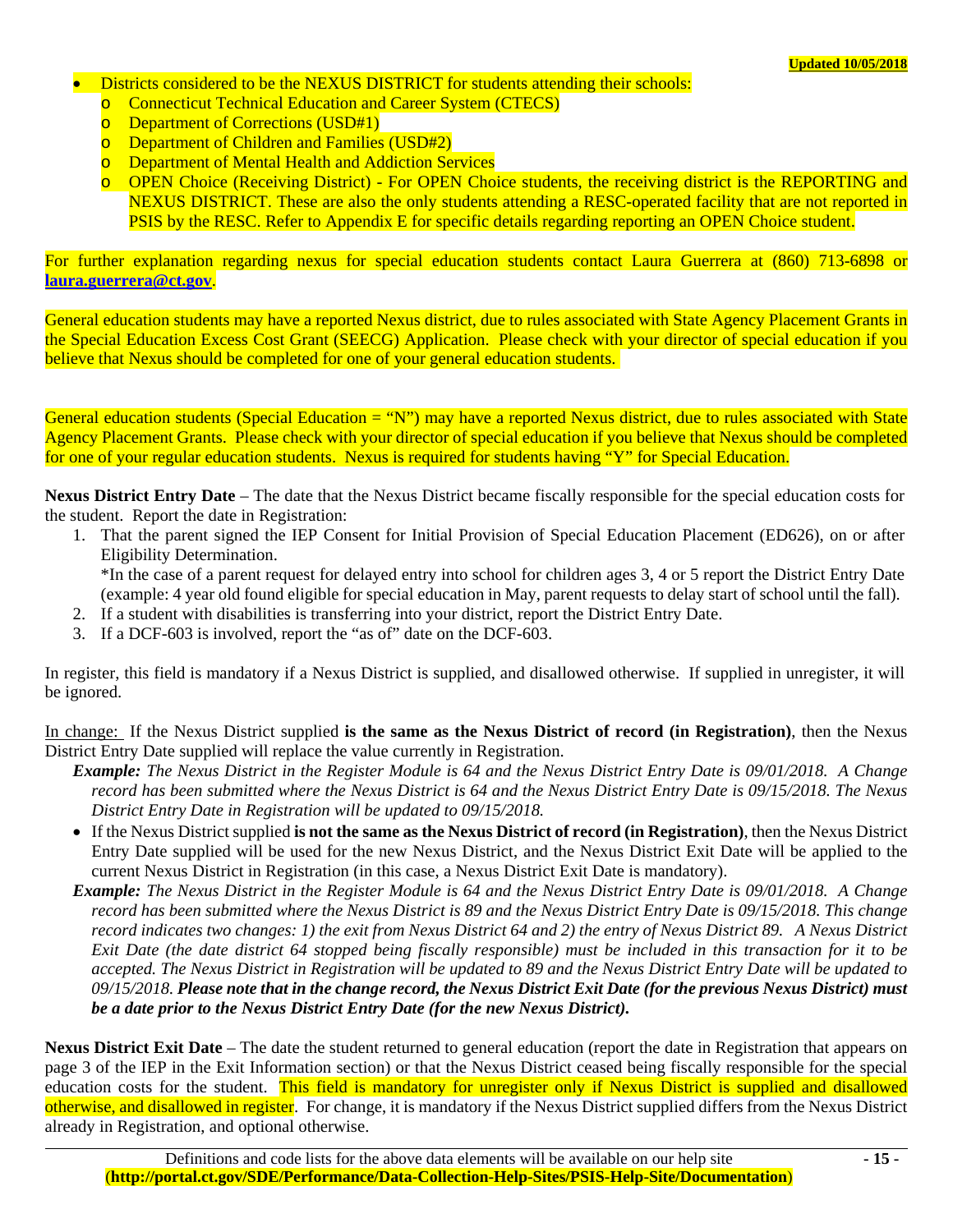- Districts considered to be the NEXUS DISTRICT for students attending their schools:
  - Connecticut Technical Education and Career System (CTECS)
  - Department of Corrections (USD#1)
  - Department of Children and Families (USD#2)
  - Department of Mental Health and Addiction Services
  - OPEN Choice (Receiving District) - For OPEN Choice students, the receiving district is the REPORTING and NEXUS DISTRICT. These are also the only students attending a RESC-operated facility that are not reported in PSIS by the RESC. Refer to Appendix E for specific details regarding reporting an OPEN Choice student.

For further explanation regarding nexus for special education students contact Laura Guerrera at (860) 713-6898 or **laura.guerrera@ct.gov**.

General education students may have a reported Nexus district, due to rules associated with State Agency Placement Grants in the Special Education Excess Cost Grant (SEECG) Application. Please check with your director of special education if you believe that Nexus should be completed for one of your general education students.

General education students (Special Education = "N") may have a reported Nexus district, due to rules associated with State Agency Placement Grants. Please check with your director of special education if you believe that Nexus should be completed for one of your regular education students. Nexus is required for students having "Y" for Special Education.

**Nexus District Entry Date** – The date that the Nexus District became fiscally responsible for the special education costs for the student. Report the date in Registration:

1. That the parent signed the IEP Consent for Initial Provision of Special Education Placement (ED626), on or after Eligibility Determination.
   *In the case of a parent request for delayed entry into school for children ages 3, 4 or 5 report the District Entry Date (example: 4 year old found eligible for special education in May, parent requests to delay start of school until the fall).
2. If a student with disabilities is transferring into your district, report the District Entry Date.
3. If a DCF-603 is involved, report the "as of" date on the DCF-603.

In register, this field is mandatory if a Nexus District is supplied, and disallowed otherwise. If supplied in unregister, it will be ignored.

In change: If the Nexus District supplied **is the same as the Nexus District of record (in Registration)**, then the Nexus District Entry Date supplied will replace the value currently in Registration.

***Example:*** *The Nexus District in the Register Module is 64 and the Nexus District Entry Date is 09/01/2018. A Change record has been submitted where the Nexus District is 64 and the Nexus District Entry Date is 09/15/2018. The Nexus District Entry Date in Registration will be updated to 09/15/2018.*

- If the Nexus District supplied **is not the same as the Nexus District of record (in Registration)**, then the Nexus District Entry Date supplied will be used for the new Nexus District, and the Nexus District Exit Date will be applied to the current Nexus District in Registration (in this case, a Nexus District Exit Date is mandatory).

***Example:*** *The Nexus District in the Register Module is 64 and the Nexus District Entry Date is 09/01/2018. A Change record has been submitted where the Nexus District is 89 and the Nexus District Entry Date is 09/15/2018. This change record indicates two changes: 1) the exit from Nexus District 64 and 2) the entry of Nexus District 89. A Nexus District Exit Date (the date district 64 stopped being fiscally responsible) must be included in this transaction for it to be accepted. The Nexus District in Registration will be updated to 89 and the Nexus District Entry Date will be updated to 09/15/2018.* ***Please note that in the change record, the Nexus District Exit Date (for the previous Nexus District) must be a date prior to the Nexus District Entry Date (for the new Nexus District).***

**Nexus District Exit Date** – The date the student returned to general education (report the date in Registration that appears on page 3 of the IEP in the Exit Information section) or that the Nexus District ceased being fiscally responsible for the special education costs for the student. This field is mandatory for unregister only if Nexus District is supplied and disallowed otherwise, and disallowed in register. For change, it is mandatory if the Nexus District supplied differs from the Nexus District already in Registration, and optional otherwise.

Definitions and code lists for the above data elements will be available on our help site (**http://portal.ct.gov/SDE/Performance/Data-Collection-Help-Sites/PSIS-Help-Site/Documentation**)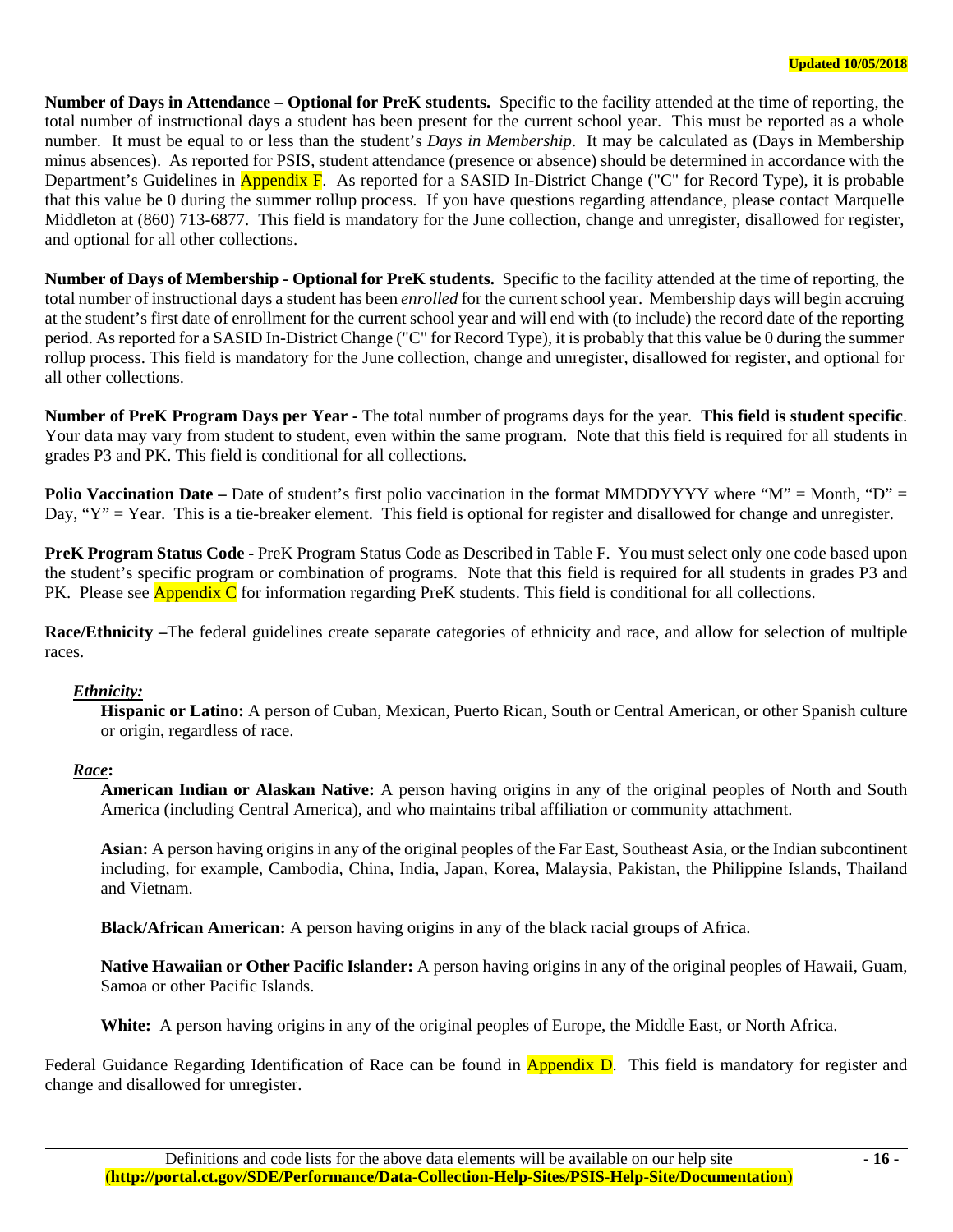**Number of Days in Attendance – Optional for PreK students.** Specific to the facility attended at the time of reporting, the total number of instructional days a student has been present for the current school year. This must be reported as a whole number. It must be equal to or less than the student's *Days in Membership*. It may be calculated as (Days in Membership minus absences). As reported for PSIS, student attendance (presence or absence) should be determined in accordance with the Department's Guidelines in Appendix F. As reported for a SASID In-District Change ("C" for Record Type), it is probable that this value be 0 during the summer rollup process. If you have questions regarding attendance, please contact Marquelle Middleton at (860) 713-6877. This field is mandatory for the June collection, change and unregister, disallowed for register, and optional for all other collections.

**Number of Days of Membership - Optional for PreK students.** Specific to the facility attended at the time of reporting, the total number of instructional days a student has been *enrolled* for the current school year. Membership days will begin accruing at the student's first date of enrollment for the current school year and will end with (to include) the record date of the reporting period. As reported for a SASID In-District Change ("C" for Record Type), it is probably that this value be 0 during the summer rollup process. This field is mandatory for the June collection, change and unregister, disallowed for register, and optional for all other collections.

**Number of PreK Program Days per Year** - The total number of programs days for the year. **This field is student specific**. Your data may vary from student to student, even within the same program. Note that this field is required for all students in grades P3 and PK. This field is conditional for all collections.

**Polio Vaccination Date –** Date of student's first polio vaccination in the format MMDDYYYY where "M" = Month, "D" = Day, "Y" = Year. This is a tie-breaker element. This field is optional for register and disallowed for change and unregister.

**PreK Program Status Code -** PreK Program Status Code as Described in Table F. You must select only one code based upon the student's specific program or combination of programs. Note that this field is required for all students in grades P3 and PK. Please see Appendix C for information regarding PreK students. This field is conditional for all collections.

**Race/Ethnicity –**The federal guidelines create separate categories of ethnicity and race, and allow for selection of multiple races.

***Ethnicity:***

**Hispanic or Latino:** A person of Cuban, Mexican, Puerto Rican, South or Central American, or other Spanish culture or origin, regardless of race.

***Race*:**

**American Indian or Alaskan Native:** A person having origins in any of the original peoples of North and South America (including Central America), and who maintains tribal affiliation or community attachment.

**Asian:** A person having origins in any of the original peoples of the Far East, Southeast Asia, or the Indian subcontinent including, for example, Cambodia, China, India, Japan, Korea, Malaysia, Pakistan, the Philippine Islands, Thailand and Vietnam.

**Black/African American:** A person having origins in any of the black racial groups of Africa.

**Native Hawaiian or Other Pacific Islander:** A person having origins in any of the original peoples of Hawaii, Guam, Samoa or other Pacific Islands.

**White:** A person having origins in any of the original peoples of Europe, the Middle East, or North Africa.

Federal Guidance Regarding Identification of Race can be found in Appendix D. This field is mandatory for register and change and disallowed for unregister.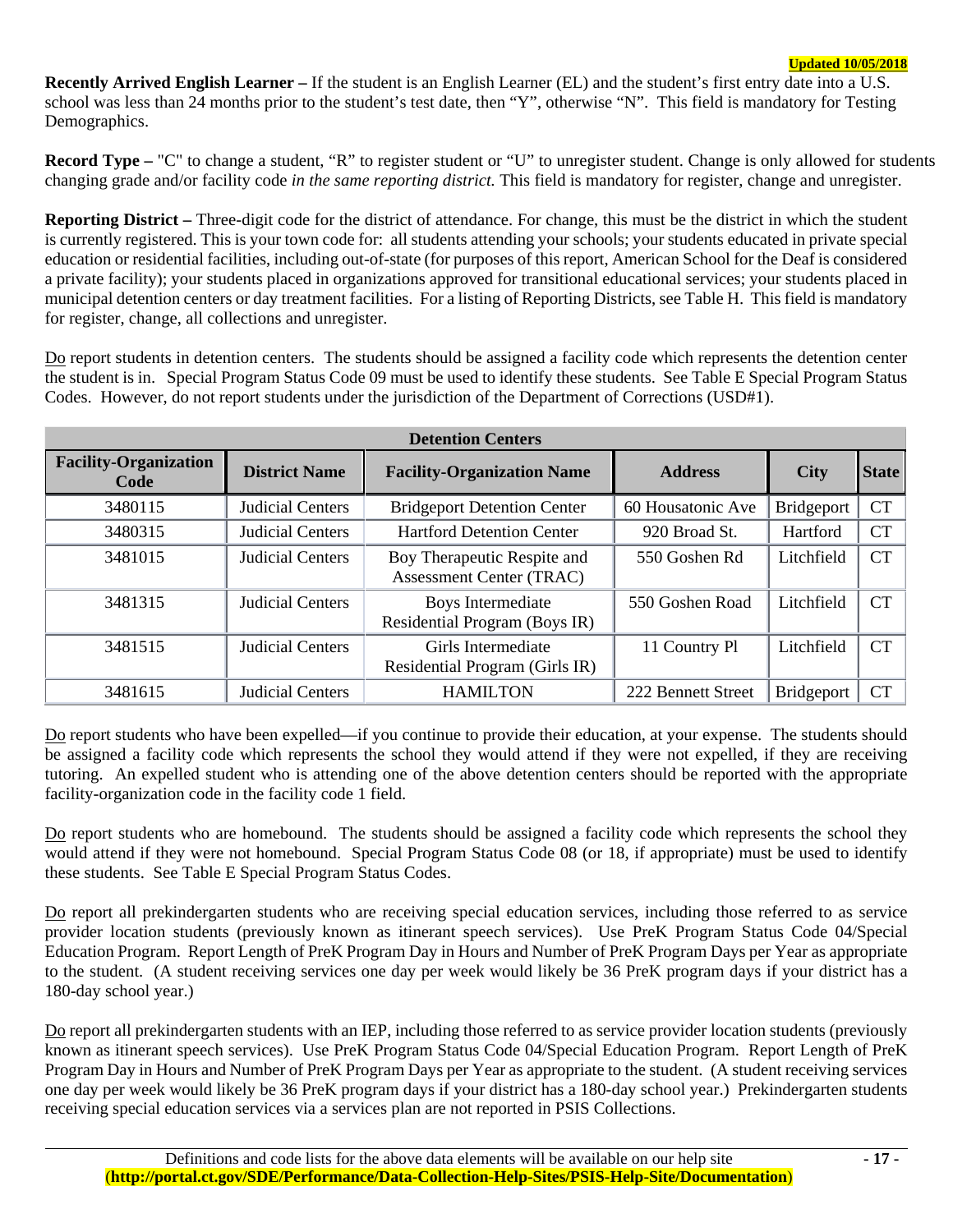**Recently Arrived English Learner –** If the student is an English Learner (EL) and the student's first entry date into a U.S. school was less than 24 months prior to the student's test date, then "Y", otherwise "N". This field is mandatory for Testing Demographics.

**Record Type –** "C" to change a student, "R" to register student or "U" to unregister student. Change is only allowed for students changing grade and/or facility code *in the same reporting district.* This field is mandatory for register, change and unregister.

**Reporting District –** Three-digit code for the district of attendance. For change, this must be the district in which the student is currently registered. This is your town code for: all students attending your schools; your students educated in private special education or residential facilities, including out-of-state (for purposes of this report, American School for the Deaf is considered a private facility); your students placed in organizations approved for transitional educational services; your students placed in municipal detention centers or day treatment facilities. For a listing of Reporting Districts, see Table H. This field is mandatory for register, change, all collections and unregister.

Do report students in detention centers. The students should be assigned a facility code which represents the detention center the student is in. Special Program Status Code 09 must be used to identify these students. See Table E Special Program Status Codes. However, do not report students under the jurisdiction of the Department of Corrections (USD#1).

| Detention Centers | | | | | |
|---|---|---|---|---|---|
| **Facility-Organization Code** | **District Name** | **Facility-Organization Name** | **Address** | **City** | **State** |
| 3480115 | Judicial Centers | Bridgeport Detention Center | 60 Housatonic Ave | Bridgeport | CT |
| 3480315 | Judicial Centers | Hartford Detention Center | 920 Broad St. | Hartford | CT |
| 3481015 | Judicial Centers | Boy Therapeutic Respite and Assessment Center (TRAC) | 550 Goshen Rd | Litchfield | CT |
| 3481315 | Judicial Centers | Boys Intermediate Residential Program (Boys IR) | 550 Goshen Road | Litchfield | CT |
| 3481515 | Judicial Centers | Girls Intermediate Residential Program (Girls IR) | 11 Country Pl | Litchfield | CT |
| 3481615 | Judicial Centers | HAMILTON | 222 Bennett Street | Bridgeport | CT |

Do report students who have been expelled—if you continue to provide their education, at your expense. The students should be assigned a facility code which represents the school they would attend if they were not expelled, if they are receiving tutoring. An expelled student who is attending one of the above detention centers should be reported with the appropriate facility-organization code in the facility code 1 field.

Do report students who are homebound. The students should be assigned a facility code which represents the school they would attend if they were not homebound. Special Program Status Code 08 (or 18, if appropriate) must be used to identify these students. See Table E Special Program Status Codes.

Do report all prekindergarten students who are receiving special education services, including those referred to as service provider location students (previously known as itinerant speech services). Use PreK Program Status Code 04/Special Education Program. Report Length of PreK Program Day in Hours and Number of PreK Program Days per Year as appropriate to the student. (A student receiving services one day per week would likely be 36 PreK program days if your district has a 180-day school year.)

Do report all prekindergarten students with an IEP, including those referred to as service provider location students (previously known as itinerant speech services). Use PreK Program Status Code 04/Special Education Program. Report Length of PreK Program Day in Hours and Number of PreK Program Days per Year as appropriate to the student. (A student receiving services one day per week would likely be 36 PreK program days if your district has a 180-day school year.) Prekindergarten students receiving special education services via a services plan are not reported in PSIS Collections.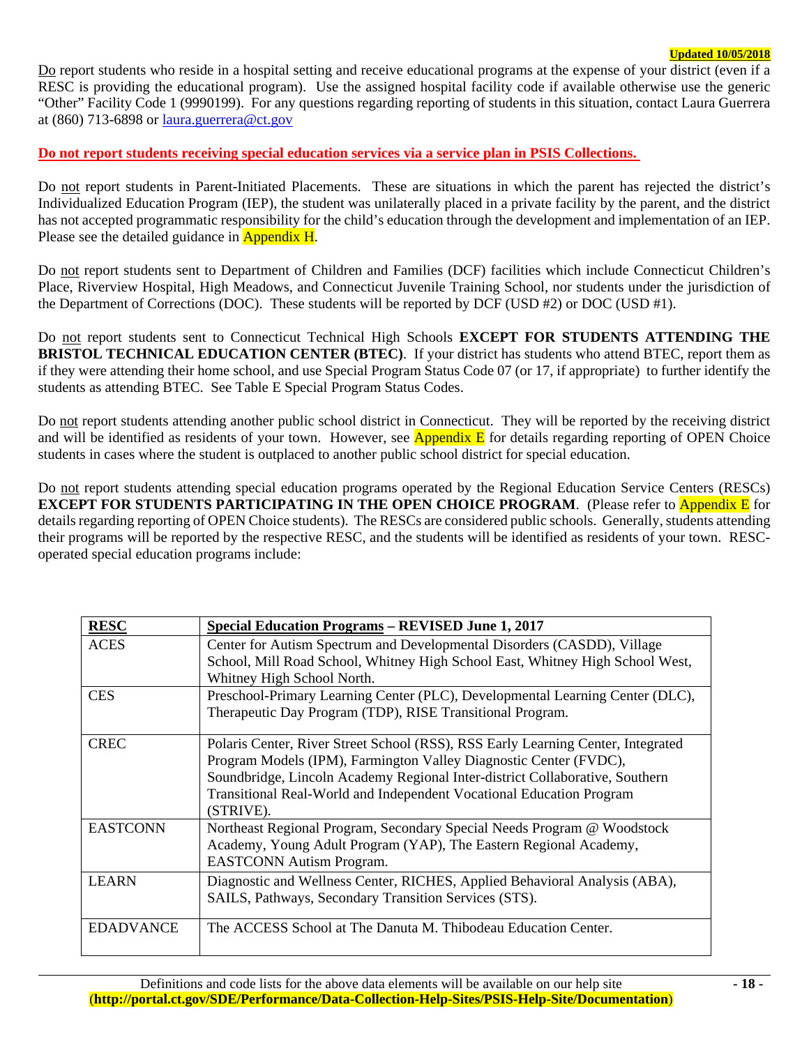Updated 10/05/2018

Do report students who reside in a hospital setting and receive educational programs at the expense of your district (even if a RESC is providing the educational program). Use the assigned hospital facility code if available otherwise use the generic "Other" Facility Code 1 (9990199). For any questions regarding reporting of students in this situation, contact Laura Guerrera at (860) 713-6898 or laura.guerrera@ct.gov

**Do not report students receiving special education services via a service plan in PSIS Collections.**

Do not report students in Parent-Initiated Placements. These are situations in which the parent has rejected the district's Individualized Education Program (IEP), the student was unilaterally placed in a private facility by the parent, and the district has not accepted programmatic responsibility for the child's education through the development and implementation of an IEP. Please see the detailed guidance in Appendix H.

Do not report students sent to Department of Children and Families (DCF) facilities which include Connecticut Children's Place, Riverview Hospital, High Meadows, and Connecticut Juvenile Training School, nor students under the jurisdiction of the Department of Corrections (DOC). These students will be reported by DCF (USD #2) or DOC (USD #1).

Do not report students sent to Connecticut Technical High Schools **EXCEPT FOR STUDENTS ATTENDING THE BRISTOL TECHNICAL EDUCATION CENTER (BTEC)**. If your district has students who attend BTEC, report them as if they were attending their home school, and use Special Program Status Code 07 (or 17, if appropriate) to further identify the students as attending BTEC. See Table E Special Program Status Codes.

Do not report students attending another public school district in Connecticut. They will be reported by the receiving district and will be identified as residents of your town. However, see Appendix E for details regarding reporting of OPEN Choice students in cases where the student is outplaced to another public school district for special education.

Do not report students attending special education programs operated by the Regional Education Service Centers (RESCs) **EXCEPT FOR STUDENTS PARTICIPATING IN THE OPEN CHOICE PROGRAM**. (Please refer to Appendix E for details regarding reporting of OPEN Choice students). The RESCs are considered public schools. Generally, students attending their programs will be reported by the respective RESC, and the students will be identified as residents of your town. RESC-operated special education programs include:

| **RESC** | **Special Education Programs – REVISED June 1, 2017** |
|---|---|
| ACES | Center for Autism Spectrum and Developmental Disorders (CASDD), Village School, Mill Road School, Whitney High School East, Whitney High School West, Whitney High School North. |
| CES | Preschool-Primary Learning Center (PLC), Developmental Learning Center (DLC), Therapeutic Day Program (TDP), RISE Transitional Program. |
| CREC | Polaris Center, River Street School (RSS), RSS Early Learning Center, Integrated Program Models (IPM), Farmington Valley Diagnostic Center (FVDC), Soundbridge, Lincoln Academy Regional Inter-district Collaborative, Southern Transitional Real-World and Independent Vocational Education Program (STRIVE). |
| EASTCONN | Northeast Regional Program, Secondary Special Needs Program @ Woodstock Academy, Young Adult Program (YAP), The Eastern Regional Academy, EASTCONN Autism Program. |
| LEARN | Diagnostic and Wellness Center, RICHES, Applied Behavioral Analysis (ABA), SAILS, Pathways, Secondary Transition Services (STS). |
| EDADVANCE | The ACCESS School at The Danuta M. Thibodeau Education Center. |

Definitions and code lists for the above data elements will be available on our help site (**http://portal.ct.gov/SDE/Performance/Data-Collection-Help-Sites/PSIS-Help-Site/Documentation**)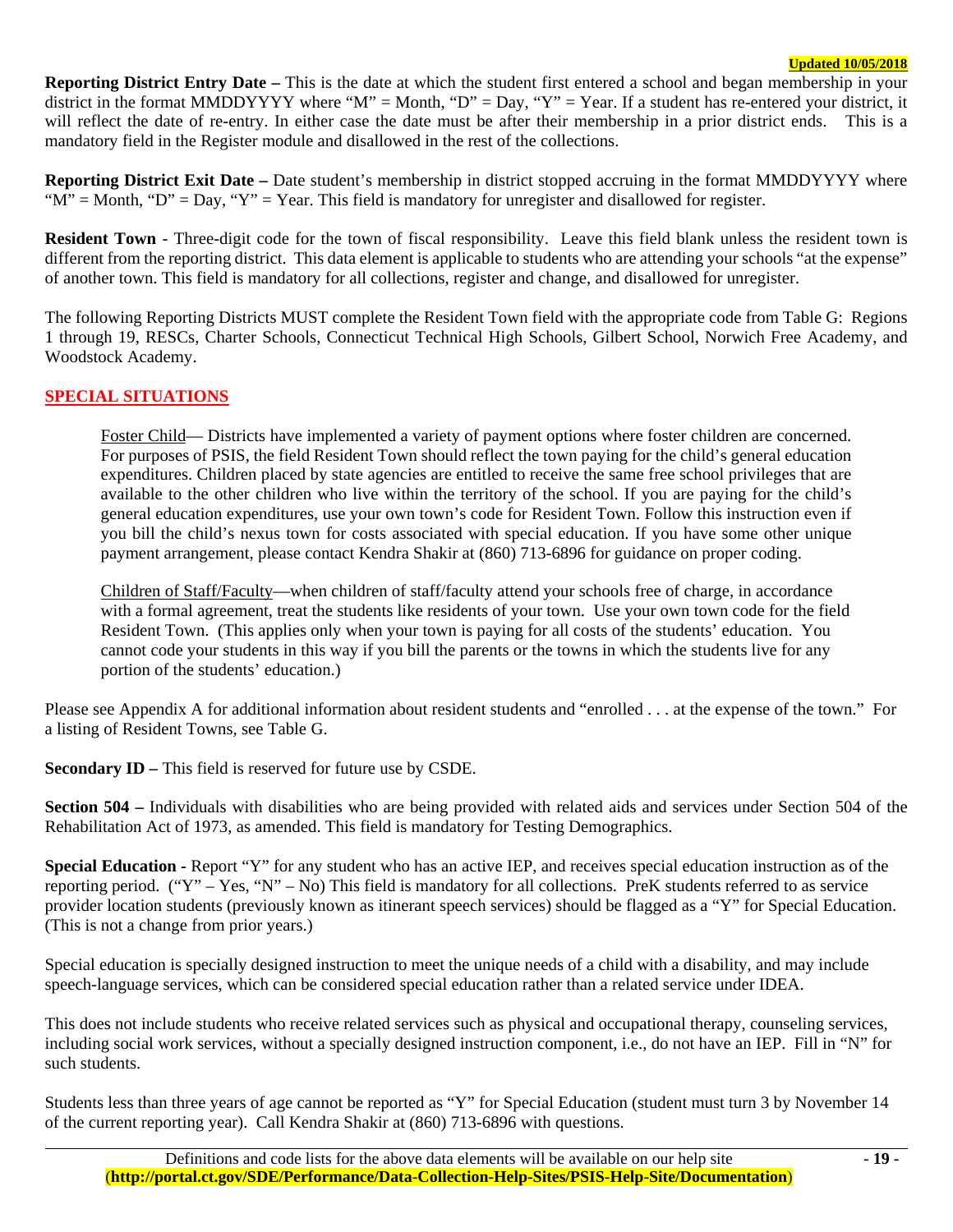**Reporting District Entry Date –** This is the date at which the student first entered a school and began membership in your district in the format MMDDYYYY where "M" = Month, "D" = Day, "Y" = Year. If a student has re-entered your district, it will reflect the date of re-entry. In either case the date must be after their membership in a prior district ends. This is a mandatory field in the Register module and disallowed in the rest of the collections.

**Reporting District Exit Date –** Date student's membership in district stopped accruing in the format MMDDYYYY where "M" = Month, "D" = Day, "Y" = Year. This field is mandatory for unregister and disallowed for register.

**Resident Town** - Three-digit code for the town of fiscal responsibility. Leave this field blank unless the resident town is different from the reporting district. This data element is applicable to students who are attending your schools "at the expense" of another town. This field is mandatory for all collections, register and change, and disallowed for unregister.

The following Reporting Districts MUST complete the Resident Town field with the appropriate code from Table G: Regions 1 through 19, RESCs, Charter Schools, Connecticut Technical High Schools, Gilbert School, Norwich Free Academy, and Woodstock Academy.

## SPECIAL SITUATIONS

Foster Child— Districts have implemented a variety of payment options where foster children are concerned. For purposes of PSIS, the field Resident Town should reflect the town paying for the child's general education expenditures. Children placed by state agencies are entitled to receive the same free school privileges that are available to the other children who live within the territory of the school. If you are paying for the child's general education expenditures, use your own town's code for Resident Town. Follow this instruction even if you bill the child's nexus town for costs associated with special education. If you have some other unique payment arrangement, please contact Kendra Shakir at (860) 713-6896 for guidance on proper coding.

Children of Staff/Faculty—when children of staff/faculty attend your schools free of charge, in accordance with a formal agreement, treat the students like residents of your town. Use your own town code for the field Resident Town. (This applies only when your town is paying for all costs of the students' education. You cannot code your students in this way if you bill the parents or the towns in which the students live for any portion of the students' education.)

Please see Appendix A for additional information about resident students and "enrolled . . . at the expense of the town." For a listing of Resident Towns, see Table G.

**Secondary ID –** This field is reserved for future use by CSDE.

**Section 504 –** Individuals with disabilities who are being provided with related aids and services under Section 504 of the Rehabilitation Act of 1973, as amended. This field is mandatory for Testing Demographics.

**Special Education** - Report "Y" for any student who has an active IEP, and receives special education instruction as of the reporting period. ("Y" – Yes, "N" – No) This field is mandatory for all collections. PreK students referred to as service provider location students (previously known as itinerant speech services) should be flagged as a "Y" for Special Education. (This is not a change from prior years.)

Special education is specially designed instruction to meet the unique needs of a child with a disability, and may include speech-language services, which can be considered special education rather than a related service under IDEA.

This does not include students who receive related services such as physical and occupational therapy, counseling services, including social work services, without a specially designed instruction component, i.e., do not have an IEP. Fill in "N" for such students.

Students less than three years of age cannot be reported as "Y" for Special Education (student must turn 3 by November 14 of the current reporting year). Call Kendra Shakir at (860) 713-6896 with questions.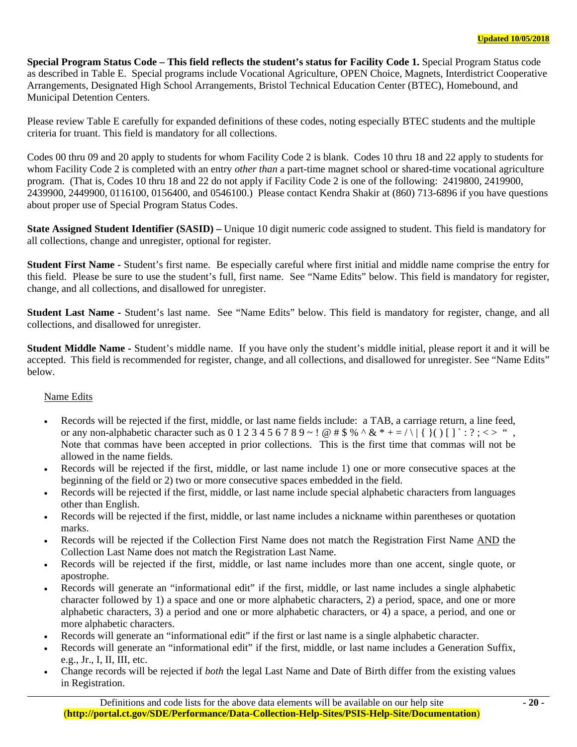**Special Program Status Code – This field reflects the student's status for Facility Code 1.** Special Program Status code as described in Table E. Special programs include Vocational Agriculture, OPEN Choice, Magnets, Interdistrict Cooperative Arrangements, Designated High School Arrangements, Bristol Technical Education Center (BTEC), Homebound, and Municipal Detention Centers.

Please review Table E carefully for expanded definitions of these codes, noting especially BTEC students and the multiple criteria for truant. This field is mandatory for all collections.

Codes 00 thru 09 and 20 apply to students for whom Facility Code 2 is blank. Codes 10 thru 18 and 22 apply to students for whom Facility Code 2 is completed with an entry *other than* a part-time magnet school or shared-time vocational agriculture program. (That is, Codes 10 thru 18 and 22 do not apply if Facility Code 2 is one of the following: 2419800, 2419900, 2439900, 2449900, 0116100, 0156400, and 0546100.) Please contact Kendra Shakir at (860) 713-6896 if you have questions about proper use of Special Program Status Codes.

**State Assigned Student Identifier (SASID) –** Unique 10 digit numeric code assigned to student. This field is mandatory for all collections, change and unregister, optional for register.

**Student First Name -** Student's first name. Be especially careful where first initial and middle name comprise the entry for this field. Please be sure to use the student's full, first name. See "Name Edits" below. This field is mandatory for register, change, and all collections, and disallowed for unregister.

**Student Last Name -** Student's last name. See "Name Edits" below. This field is mandatory for register, change, and all collections, and disallowed for unregister.

**Student Middle Name -** Student's middle name. If you have only the student's middle initial, please report it and it will be accepted. This field is recommended for register, change, and all collections, and disallowed for unregister. See "Name Edits" below.

Name Edits

- Records will be rejected if the first, middle, or last name fields include: a TAB, a carriage return, a line feed, or any non-alphabetic character such as 0 1 2 3 4 5 6 7 8 9 ~ ! @ # $ % ^ & * + = / \ | { }( ) [ ] ` : ? ; < > " , Note that commas have been accepted in prior collections. This is the first time that commas will not be allowed in the name fields.
- Records will be rejected if the first, middle, or last name include 1) one or more consecutive spaces at the beginning of the field or 2) two or more consecutive spaces embedded in the field.
- Records will be rejected if the first, middle, or last name include special alphabetic characters from languages other than English.
- Records will be rejected if the first, middle, or last name includes a nickname within parentheses or quotation marks.
- Records will be rejected if the Collection First Name does not match the Registration First Name AND the Collection Last Name does not match the Registration Last Name.
- Records will be rejected if the first, middle, or last name includes more than one accent, single quote, or apostrophe.
- Records will generate an "informational edit" if the first, middle, or last name includes a single alphabetic character followed by 1) a space and one or more alphabetic characters, 2) a period, space, and one or more alphabetic characters, 3) a period and one or more alphabetic characters, or 4) a space, a period, and one or more alphabetic characters.
- Records will generate an "informational edit" if the first or last name is a single alphabetic character.
- Records will generate an "informational edit" if the first, middle, or last name includes a Generation Suffix, e.g., Jr., I, II, III, etc.
- Change records will be rejected if *both* the legal Last Name and Date of Birth differ from the existing values in Registration.

Definitions and code lists for the above data elements will be available on our help site (**http://portal.ct.gov/SDE/Performance/Data-Collection-Help-Sites/PSIS-Help-Site/Documentation**)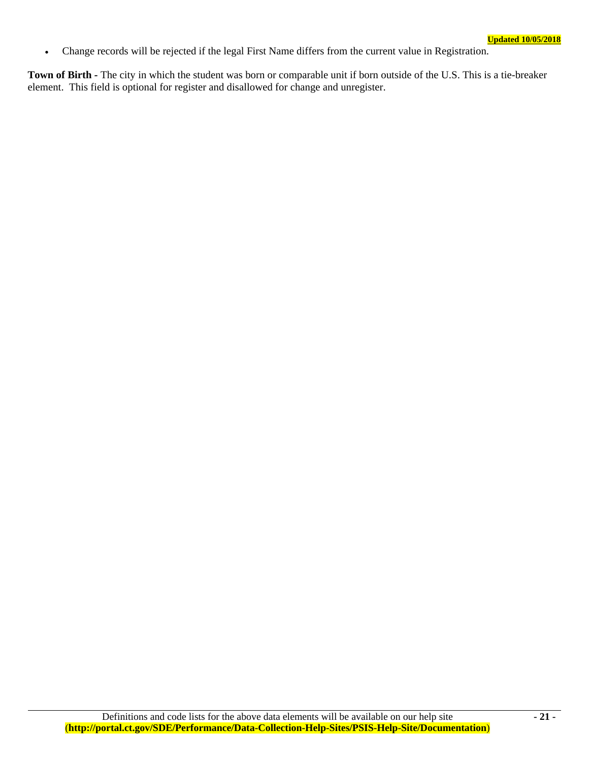- Change records will be rejected if the legal First Name differs from the current value in Registration.

**Town of Birth -** The city in which the student was born or comparable unit if born outside of the U.S. This is a tie-breaker element. This field is optional for register and disallowed for change and unregister.

Definitions and code lists for the above data elements will be available on our help site (**http://portal.ct.gov/SDE/Performance/Data-Collection-Help-Sites/PSIS-Help-Site/Documentation**)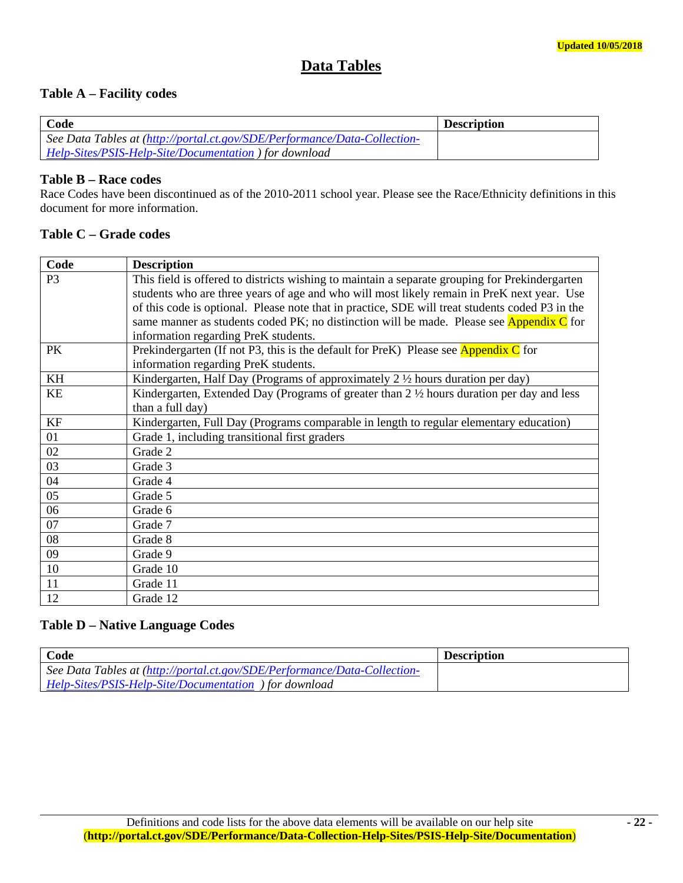Updated 10/05/2018

# Data Tables

### Table A – Facility codes

| Code | Description |
|---|---|
| *See Data Tables at (http://portal.ct.gov/SDE/Performance/Data-Collection-Help-Sites/PSIS-Help-Site/Documentation ) for download* | |

### Table B – Race codes

Race Codes have been discontinued as of the 2010-2011 school year. Please see the Race/Ethnicity definitions in this document for more information.

### Table C – Grade codes

| Code | Description |
|---|---|
| P3 | This field is offered to districts wishing to maintain a separate grouping for Prekindergarten students who are three years of age and who will most likely remain in PreK next year. Use of this code is optional. Please note that in practice, SDE will treat students coded P3 in the same manner as students coded PK; no distinction will be made. Please see Appendix C for information regarding PreK students. |
| PK | Prekindergarten (If not P3, this is the default for PreK) Please see Appendix C for information regarding PreK students. |
| KH | Kindergarten, Half Day (Programs of approximately 2 ½ hours duration per day) |
| KE | Kindergarten, Extended Day (Programs of greater than 2 ½ hours duration per day and less than a full day) |
| KF | Kindergarten, Full Day (Programs comparable in length to regular elementary education) |
| 01 | Grade 1, including transitional first graders |
| 02 | Grade 2 |
| 03 | Grade 3 |
| 04 | Grade 4 |
| 05 | Grade 5 |
| 06 | Grade 6 |
| 07 | Grade 7 |
| 08 | Grade 8 |
| 09 | Grade 9 |
| 10 | Grade 10 |
| 11 | Grade 11 |
| 12 | Grade 12 |

### Table D – Native Language Codes

| Code | Description |
|---|---|
| *See Data Tables at (http://portal.ct.gov/SDE/Performance/Data-Collection-Help-Sites/PSIS-Help-Site/Documentation ) for download* | |

Definitions and code lists for the above data elements will be available on our help site (**http://portal.ct.gov/SDE/Performance/Data-Collection-Help-Sites/PSIS-Help-Site/Documentation**)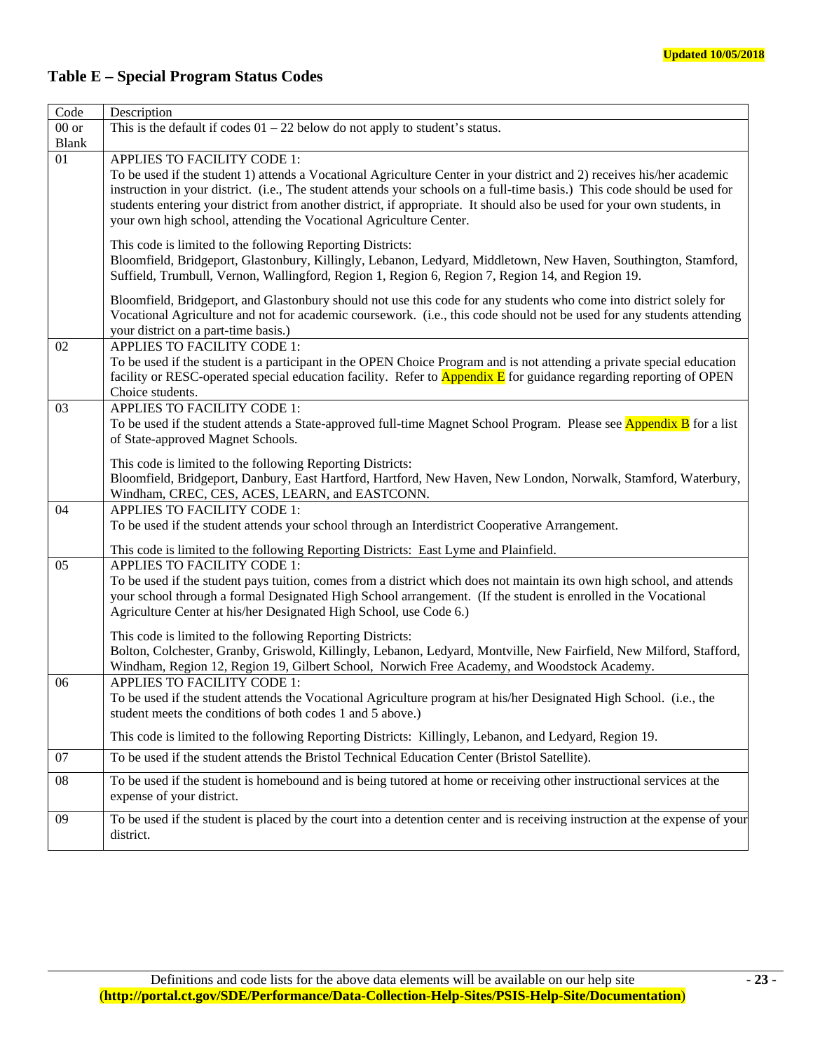**Updated 10/05/2018**

## Table E – Special Program Status Codes

| Code | Description |
| --- | --- |
| 00 or Blank | This is the default if codes 01 – 22 below do not apply to student's status. |
| 01 | APPLIES TO FACILITY CODE 1:<br>To be used if the student 1) attends a Vocational Agriculture Center in your district and 2) receives his/her academic instruction in your district. (i.e., The student attends your schools on a full-time basis.) This code should be used for students entering your district from another district, if appropriate. It should also be used for your own students, in your own high school, attending the Vocational Agriculture Center.<br><br>This code is limited to the following Reporting Districts:<br>Bloomfield, Bridgeport, Glastonbury, Killingly, Lebanon, Ledyard, Middletown, New Haven, Southington, Stamford, Suffield, Trumbull, Vernon, Wallingford, Region 1, Region 6, Region 7, Region 14, and Region 19.<br><br>Bloomfield, Bridgeport, and Glastonbury should not use this code for any students who come into district solely for Vocational Agriculture and not for academic coursework. (i.e., this code should not be used for any students attending your district on a part-time basis.) |
| 02 | APPLIES TO FACILITY CODE 1:<br>To be used if the student is a participant in the OPEN Choice Program and is not attending a private special education facility or RESC-operated special education facility. Refer to Appendix E for guidance regarding reporting of OPEN Choice students. |
| 03 | APPLIES TO FACILITY CODE 1:<br>To be used if the student attends a State-approved full-time Magnet School Program. Please see Appendix B for a list of State-approved Magnet Schools.<br><br>This code is limited to the following Reporting Districts:<br>Bloomfield, Bridgeport, Danbury, East Hartford, Hartford, New Haven, New London, Norwalk, Stamford, Waterbury, Windham, CREC, CES, ACES, LEARN, and EASTCONN. |
| 04 | APPLIES TO FACILITY CODE 1:<br>To be used if the student attends your school through an Interdistrict Cooperative Arrangement.<br><br>This code is limited to the following Reporting Districts: East Lyme and Plainfield. |
| 05 | APPLIES TO FACILITY CODE 1:<br>To be used if the student pays tuition, comes from a district which does not maintain its own high school, and attends your school through a formal Designated High School arrangement. (If the student is enrolled in the Vocational Agriculture Center at his/her Designated High School, use Code 6.)<br><br>This code is limited to the following Reporting Districts:<br>Bolton, Colchester, Granby, Griswold, Killingly, Lebanon, Ledyard, Montville, New Fairfield, New Milford, Stafford, Windham, Region 12, Region 19, Gilbert School, Norwich Free Academy, and Woodstock Academy. |
| 06 | APPLIES TO FACILITY CODE 1:<br>To be used if the student attends the Vocational Agriculture program at his/her Designated High School. (i.e., the student meets the conditions of both codes 1 and 5 above.)<br><br>This code is limited to the following Reporting Districts: Killingly, Lebanon, and Ledyard, Region 19. |
| 07 | To be used if the student attends the Bristol Technical Education Center (Bristol Satellite). |
| 08 | To be used if the student is homebound and is being tutored at home or receiving other instructional services at the expense of your district. |
| 09 | To be used if the student is placed by the court into a detention center and is receiving instruction at the expense of your district. |

Definitions and code lists for the above data elements will be available on our help site (**http://portal.ct.gov/SDE/Performance/Data-Collection-Help-Sites/PSIS-Help-Site/Documentation**)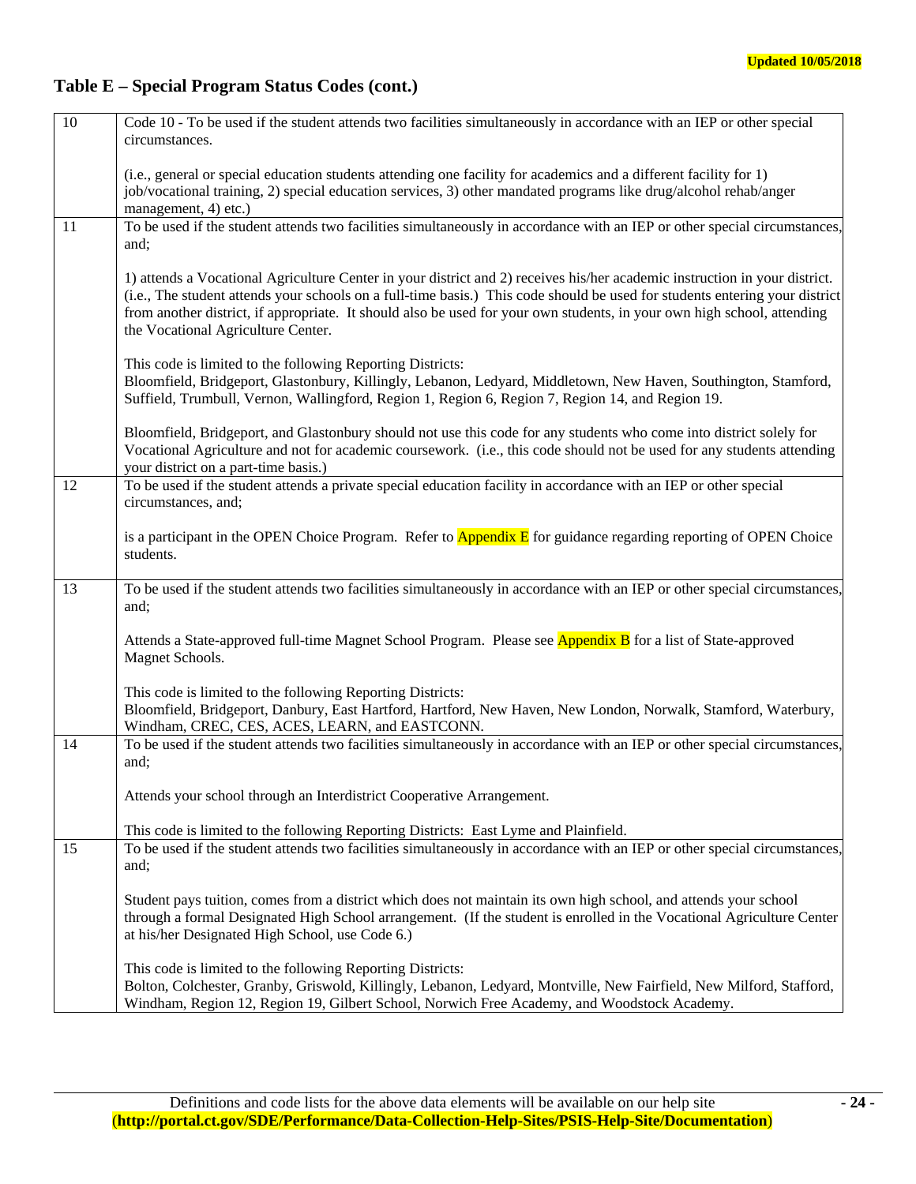Updated 10/05/2018

## Table E – Special Program Status Codes (cont.)

| | |
|---|---|
| 10 | Code 10 - To be used if the student attends two facilities simultaneously in accordance with an IEP or other special circumstances.<br><br>(i.e., general or special education students attending one facility for academics and a different facility for 1) job/vocational training, 2) special education services, 3) other mandated programs like drug/alcohol rehab/anger management, 4) etc.) |
| 11 | To be used if the student attends two facilities simultaneously in accordance with an IEP or other special circumstances, and;<br><br>1) attends a Vocational Agriculture Center in your district and 2) receives his/her academic instruction in your district. (i.e., The student attends your schools on a full-time basis.) This code should be used for students entering your district from another district, if appropriate. It should also be used for your own students, in your own high school, attending the Vocational Agriculture Center.<br><br>This code is limited to the following Reporting Districts:<br>Bloomfield, Bridgeport, Glastonbury, Killingly, Lebanon, Ledyard, Middletown, New Haven, Southington, Stamford, Suffield, Trumbull, Vernon, Wallingford, Region 1, Region 6, Region 7, Region 14, and Region 19.<br><br>Bloomfield, Bridgeport, and Glastonbury should not use this code for any students who come into district solely for Vocational Agriculture and not for academic coursework. (i.e., this code should not be used for any students attending your district on a part-time basis.) |
| 12 | To be used if the student attends a private special education facility in accordance with an IEP or other special circumstances, and;<br><br>is a participant in the OPEN Choice Program. Refer to Appendix E for guidance regarding reporting of OPEN Choice students. |
| 13 | To be used if the student attends two facilities simultaneously in accordance with an IEP or other special circumstances, and;<br><br>Attends a State-approved full-time Magnet School Program. Please see Appendix B for a list of State-approved Magnet Schools.<br><br>This code is limited to the following Reporting Districts:<br>Bloomfield, Bridgeport, Danbury, East Hartford, Hartford, New Haven, New London, Norwalk, Stamford, Waterbury, Windham, CREC, CES, ACES, LEARN, and EASTCONN. |
| 14 | To be used if the student attends two facilities simultaneously in accordance with an IEP or other special circumstances, and;<br><br>Attends your school through an Interdistrict Cooperative Arrangement.<br><br>This code is limited to the following Reporting Districts: East Lyme and Plainfield. |
| 15 | To be used if the student attends two facilities simultaneously in accordance with an IEP or other special circumstances, and;<br><br>Student pays tuition, comes from a district which does not maintain its own high school, and attends your school through a formal Designated High School arrangement. (If the student is enrolled in the Vocational Agriculture Center at his/her Designated High School, use Code 6.)<br><br>This code is limited to the following Reporting Districts:<br>Bolton, Colchester, Granby, Griswold, Killingly, Lebanon, Ledyard, Montville, New Fairfield, New Milford, Stafford, Windham, Region 12, Region 19, Gilbert School, Norwich Free Academy, and Woodstock Academy. |

Definitions and code lists for the above data elements will be available on our help site (**http://portal.ct.gov/SDE/Performance/Data-Collection-Help-Sites/PSIS-Help-Site/Documentation**)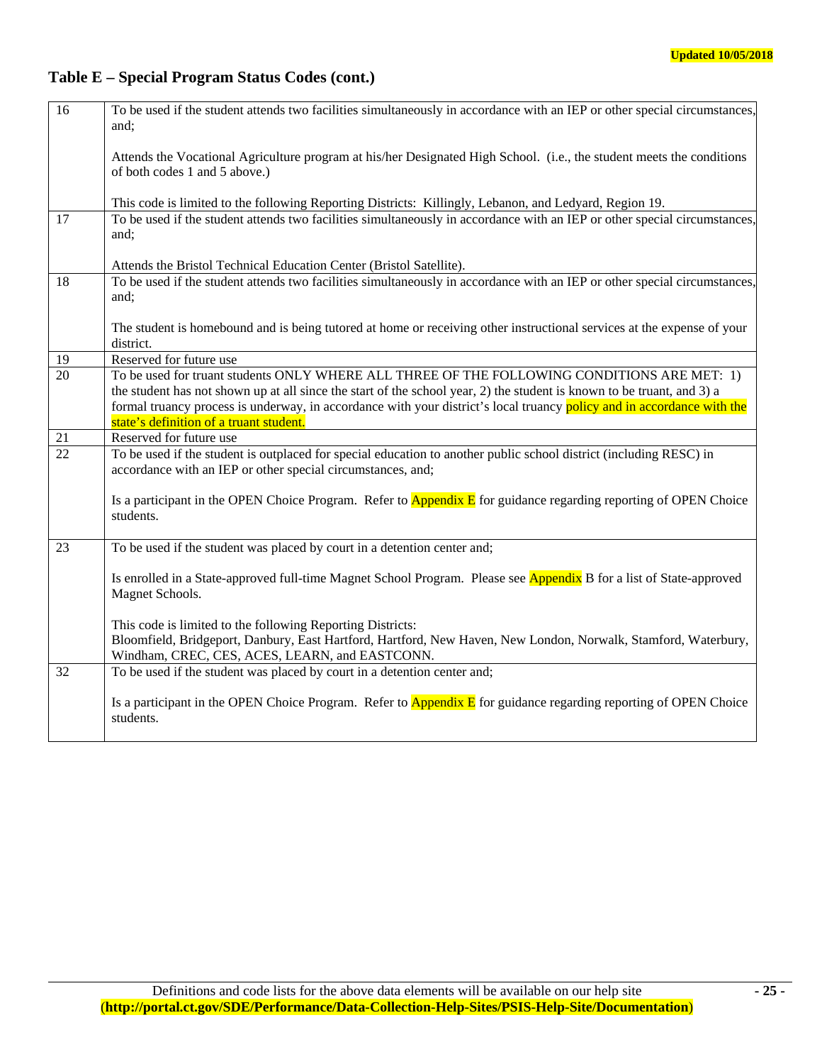## Table E – Special Program Status Codes (cont.)

| | |
|---|---|
| 16 | To be used if the student attends two facilities simultaneously in accordance with an IEP or other special circumstances, and;<br><br>Attends the Vocational Agriculture program at his/her Designated High School. (i.e., the student meets the conditions of both codes 1 and 5 above.)<br><br>This code is limited to the following Reporting Districts: Killingly, Lebanon, and Ledyard, Region 19. |
| 17 | To be used if the student attends two facilities simultaneously in accordance with an IEP or other special circumstances, and;<br><br>Attends the Bristol Technical Education Center (Bristol Satellite). |
| 18 | To be used if the student attends two facilities simultaneously in accordance with an IEP or other special circumstances, and;<br><br>The student is homebound and is being tutored at home or receiving other instructional services at the expense of your district. |
| 19 | Reserved for future use |
| 20 | To be used for truant students ONLY WHERE ALL THREE OF THE FOLLOWING CONDITIONS ARE MET: 1) the student has not shown up at all since the start of the school year, 2) the student is known to be truant, and 3) a formal truancy process is underway, in accordance with your district's local truancy policy and in accordance with the state's definition of a truant student. |
| 21 | Reserved for future use |
| 22 | To be used if the student is outplaced for special education to another public school district (including RESC) in accordance with an IEP or other special circumstances, and;<br><br>Is a participant in the OPEN Choice Program. Refer to Appendix E for guidance regarding reporting of OPEN Choice students. |
| 23 | To be used if the student was placed by court in a detention center and;<br><br>Is enrolled in a State-approved full-time Magnet School Program. Please see Appendix B for a list of State-approved Magnet Schools.<br><br>This code is limited to the following Reporting Districts:<br>Bloomfield, Bridgeport, Danbury, East Hartford, Hartford, New Haven, New London, Norwalk, Stamford, Waterbury, Windham, CREC, CES, ACES, LEARN, and EASTCONN. |
| 32 | To be used if the student was placed by court in a detention center and;<br><br>Is a participant in the OPEN Choice Program. Refer to Appendix E for guidance regarding reporting of OPEN Choice students. |

Definitions and code lists for the above data elements will be available on our help site (**http://portal.ct.gov/SDE/Performance/Data-Collection-Help-Sites/PSIS-Help-Site/Documentation**)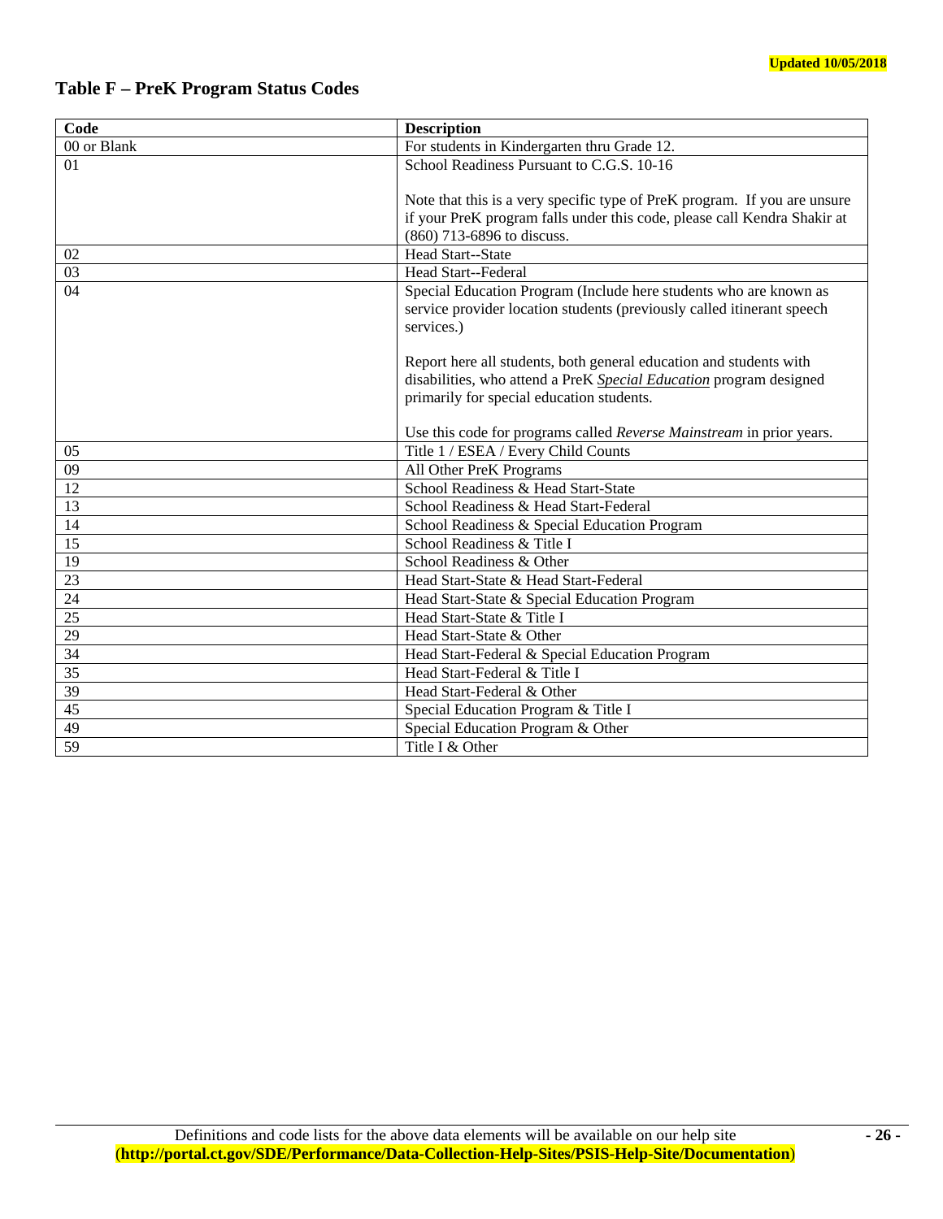Updated 10/05/2018

## Table F – PreK Program Status Codes

| Code | Description |
|---|---|
| 00 or Blank | For students in Kindergarten thru Grade 12. |
| 01 | School Readiness Pursuant to C.G.S. 10-16<br><br>Note that this is a very specific type of PreK program. If you are unsure if your PreK program falls under this code, please call Kendra Shakir at (860) 713-6896 to discuss. |
| 02 | Head Start--State |
| 03 | Head Start--Federal |
| 04 | Special Education Program (Include here students who are known as service provider location students (previously called itinerant speech services.)<br><br>Report here all students, both general education and students with disabilities, who attend a PreK ***Special Education*** program designed primarily for special education students.<br><br>Use this code for programs called *Reverse Mainstream* in prior years. |
| 05 | Title 1 / ESEA / Every Child Counts |
| 09 | All Other PreK Programs |
| 12 | School Readiness & Head Start-State |
| 13 | School Readiness & Head Start-Federal |
| 14 | School Readiness & Special Education Program |
| 15 | School Readiness & Title I |
| 19 | School Readiness & Other |
| 23 | Head Start-State & Head Start-Federal |
| 24 | Head Start-State & Special Education Program |
| 25 | Head Start-State & Title I |
| 29 | Head Start-State & Other |
| 34 | Head Start-Federal & Special Education Program |
| 35 | Head Start-Federal & Title I |
| 39 | Head Start-Federal & Other |
| 45 | Special Education Program & Title I |
| 49 | Special Education Program & Other |
| 59 | Title I & Other |

Definitions and code lists for the above data elements will be available on our help site (**http://portal.ct.gov/SDE/Performance/Data-Collection-Help-Sites/PSIS-Help-Site/Documentation**)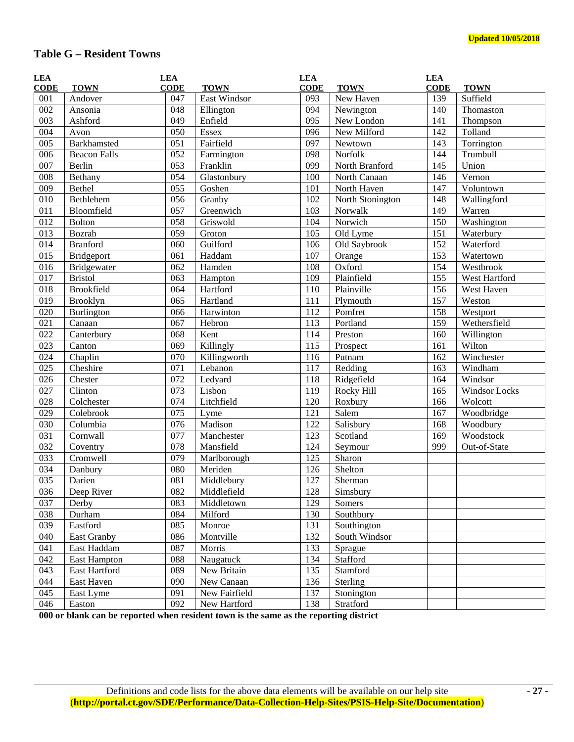Updated 10/05/2018

## Table G – Resident Towns

| LEA CODE | TOWN | LEA CODE | TOWN | LEA CODE | TOWN | LEA CODE | TOWN |
|---|---|---|---|---|---|---|---|
| 001 | Andover | 047 | East Windsor | 093 | New Haven | 139 | Suffield |
| 002 | Ansonia | 048 | Ellington | 094 | Newington | 140 | Thomaston |
| 003 | Ashford | 049 | Enfield | 095 | New London | 141 | Thompson |
| 004 | Avon | 050 | Essex | 096 | New Milford | 142 | Tolland |
| 005 | Barkhamsted | 051 | Fairfield | 097 | Newtown | 143 | Torrington |
| 006 | Beacon Falls | 052 | Farmington | 098 | Norfolk | 144 | Trumbull |
| 007 | Berlin | 053 | Franklin | 099 | North Branford | 145 | Union |
| 008 | Bethany | 054 | Glastonbury | 100 | North Canaan | 146 | Vernon |
| 009 | Bethel | 055 | Goshen | 101 | North Haven | 147 | Voluntown |
| 010 | Bethlehem | 056 | Granby | 102 | North Stonington | 148 | Wallingford |
| 011 | Bloomfield | 057 | Greenwich | 103 | Norwalk | 149 | Warren |
| 012 | Bolton | 058 | Griswold | 104 | Norwich | 150 | Washington |
| 013 | Bozrah | 059 | Groton | 105 | Old Lyme | 151 | Waterbury |
| 014 | Branford | 060 | Guilford | 106 | Old Saybrook | 152 | Waterford |
| 015 | Bridgeport | 061 | Haddam | 107 | Orange | 153 | Watertown |
| 016 | Bridgewater | 062 | Hamden | 108 | Oxford | 154 | Westbrook |
| 017 | Bristol | 063 | Hampton | 109 | Plainfield | 155 | West Hartford |
| 018 | Brookfield | 064 | Hartford | 110 | Plainville | 156 | West Haven |
| 019 | Brooklyn | 065 | Hartland | 111 | Plymouth | 157 | Weston |
| 020 | Burlington | 066 | Harwinton | 112 | Pomfret | 158 | Westport |
| 021 | Canaan | 067 | Hebron | 113 | Portland | 159 | Wethersfield |
| 022 | Canterbury | 068 | Kent | 114 | Preston | 160 | Willington |
| 023 | Canton | 069 | Killingly | 115 | Prospect | 161 | Wilton |
| 024 | Chaplin | 070 | Killingworth | 116 | Putnam | 162 | Winchester |
| 025 | Cheshire | 071 | Lebanon | 117 | Redding | 163 | Windham |
| 026 | Chester | 072 | Ledyard | 118 | Ridgefield | 164 | Windsor |
| 027 | Clinton | 073 | Lisbon | 119 | Rocky Hill | 165 | Windsor Locks |
| 028 | Colchester | 074 | Litchfield | 120 | Roxbury | 166 | Wolcott |
| 029 | Colebrook | 075 | Lyme | 121 | Salem | 167 | Woodbridge |
| 030 | Columbia | 076 | Madison | 122 | Salisbury | 168 | Woodbury |
| 031 | Cornwall | 077 | Manchester | 123 | Scotland | 169 | Woodstock |
| 032 | Coventry | 078 | Mansfield | 124 | Seymour | 999 | Out-of-State |
| 033 | Cromwell | 079 | Marlborough | 125 | Sharon | | |
| 034 | Danbury | 080 | Meriden | 126 | Shelton | | |
| 035 | Darien | 081 | Middlebury | 127 | Sherman | | |
| 036 | Deep River | 082 | Middlefield | 128 | Simsbury | | |
| 037 | Derby | 083 | Middletown | 129 | Somers | | |
| 038 | Durham | 084 | Milford | 130 | Southbury | | |
| 039 | Eastford | 085 | Monroe | 131 | Southington | | |
| 040 | East Granby | 086 | Montville | 132 | South Windsor | | |
| 041 | East Haddam | 087 | Morris | 133 | Sprague | | |
| 042 | East Hampton | 088 | Naugatuck | 134 | Stafford | | |
| 043 | East Hartford | 089 | New Britain | 135 | Stamford | | |
| 044 | East Haven | 090 | New Canaan | 136 | Sterling | | |
| 045 | East Lyme | 091 | New Fairfield | 137 | Stonington | | |
| 046 | Easton | 092 | New Hartford | 138 | Stratford | | |

**000 or blank can be reported when resident town is the same as the reporting district**

Definitions and code lists for the above data elements will be available on our help site
(**http://portal.ct.gov/SDE/Performance/Data-Collection-Help-Sites/PSIS-Help-Site/Documentation**)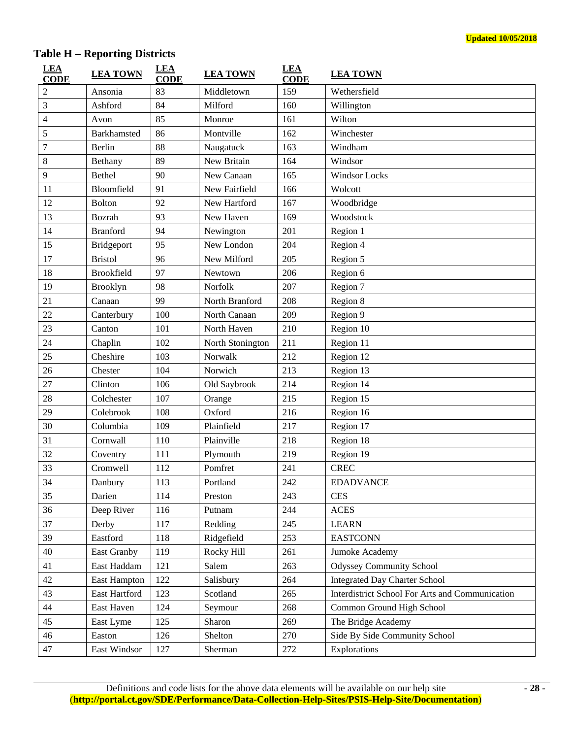**Updated 10/05/2018**

## Table H – Reporting Districts

| LEA CODE | LEA TOWN | LEA CODE | LEA TOWN | LEA CODE | LEA TOWN |
|---|---|---|---|---|---|
| 2 | Ansonia | 83 | Middletown | 159 | Wethersfield |
| 3 | Ashford | 84 | Milford | 160 | Willington |
| 4 | Avon | 85 | Monroe | 161 | Wilton |
| 5 | Barkhamsted | 86 | Montville | 162 | Winchester |
| 7 | Berlin | 88 | Naugatuck | 163 | Windham |
| 8 | Bethany | 89 | New Britain | 164 | Windsor |
| 9 | Bethel | 90 | New Canaan | 165 | Windsor Locks |
| 11 | Bloomfield | 91 | New Fairfield | 166 | Wolcott |
| 12 | Bolton | 92 | New Hartford | 167 | Woodbridge |
| 13 | Bozrah | 93 | New Haven | 169 | Woodstock |
| 14 | Branford | 94 | Newington | 201 | Region 1 |
| 15 | Bridgeport | 95 | New London | 204 | Region 4 |
| 17 | Bristol | 96 | New Milford | 205 | Region 5 |
| 18 | Brookfield | 97 | Newtown | 206 | Region 6 |
| 19 | Brooklyn | 98 | Norfolk | 207 | Region 7 |
| 21 | Canaan | 99 | North Branford | 208 | Region 8 |
| 22 | Canterbury | 100 | North Canaan | 209 | Region 9 |
| 23 | Canton | 101 | North Haven | 210 | Region 10 |
| 24 | Chaplin | 102 | North Stonington | 211 | Region 11 |
| 25 | Cheshire | 103 | Norwalk | 212 | Region 12 |
| 26 | Chester | 104 | Norwich | 213 | Region 13 |
| 27 | Clinton | 106 | Old Saybrook | 214 | Region 14 |
| 28 | Colchester | 107 | Orange | 215 | Region 15 |
| 29 | Colebrook | 108 | Oxford | 216 | Region 16 |
| 30 | Columbia | 109 | Plainfield | 217 | Region 17 |
| 31 | Cornwall | 110 | Plainville | 218 | Region 18 |
| 32 | Coventry | 111 | Plymouth | 219 | Region 19 |
| 33 | Cromwell | 112 | Pomfret | 241 | CREC |
| 34 | Danbury | 113 | Portland | 242 | EDADVANCE |
| 35 | Darien | 114 | Preston | 243 | CES |
| 36 | Deep River | 116 | Putnam | 244 | ACES |
| 37 | Derby | 117 | Redding | 245 | LEARN |
| 39 | Eastford | 118 | Ridgefield | 253 | EASTCONN |
| 40 | East Granby | 119 | Rocky Hill | 261 | Jumoke Academy |
| 41 | East Haddam | 121 | Salem | 263 | Odyssey Community School |
| 42 | East Hampton | 122 | Salisbury | 264 | Integrated Day Charter School |
| 43 | East Hartford | 123 | Scotland | 265 | Interdistrict School For Arts and Communication |
| 44 | East Haven | 124 | Seymour | 268 | Common Ground High School |
| 45 | East Lyme | 125 | Sharon | 269 | The Bridge Academy |
| 46 | Easton | 126 | Shelton | 270 | Side By Side Community School |
| 47 | East Windsor | 127 | Sherman | 272 | Explorations |

Definitions and code lists for the above data elements will be available on our help site (**http://portal.ct.gov/SDE/Performance/Data-Collection-Help-Sites/PSIS-Help-Site/Documentation**)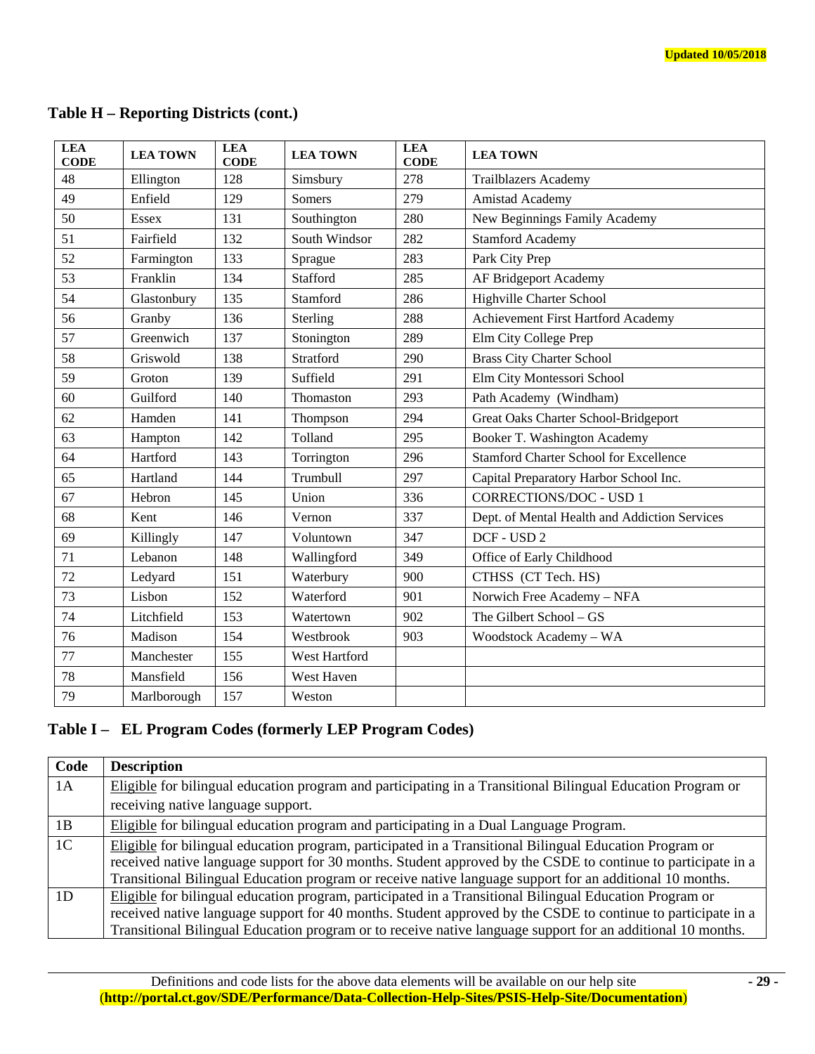Updated 10/05/2018

## Table H – Reporting Districts (cont.)

| LEA CODE | LEA TOWN | LEA CODE | LEA TOWN | LEA CODE | LEA TOWN |
|---|---|---|---|---|---|
| 48 | Ellington | 128 | Simsbury | 278 | Trailblazers Academy |
| 49 | Enfield | 129 | Somers | 279 | Amistad Academy |
| 50 | Essex | 131 | Southington | 280 | New Beginnings Family Academy |
| 51 | Fairfield | 132 | South Windsor | 282 | Stamford Academy |
| 52 | Farmington | 133 | Sprague | 283 | Park City Prep |
| 53 | Franklin | 134 | Stafford | 285 | AF Bridgeport Academy |
| 54 | Glastonbury | 135 | Stamford | 286 | Highville Charter School |
| 56 | Granby | 136 | Sterling | 288 | Achievement First Hartford Academy |
| 57 | Greenwich | 137 | Stonington | 289 | Elm City College Prep |
| 58 | Griswold | 138 | Stratford | 290 | Brass City Charter School |
| 59 | Groton | 139 | Suffield | 291 | Elm City Montessori School |
| 60 | Guilford | 140 | Thomaston | 293 | Path Academy (Windham) |
| 62 | Hamden | 141 | Thompson | 294 | Great Oaks Charter School-Bridgeport |
| 63 | Hampton | 142 | Tolland | 295 | Booker T. Washington Academy |
| 64 | Hartford | 143 | Torrington | 296 | Stamford Charter School for Excellence |
| 65 | Hartland | 144 | Trumbull | 297 | Capital Preparatory Harbor School Inc. |
| 67 | Hebron | 145 | Union | 336 | CORRECTIONS/DOC - USD 1 |
| 68 | Kent | 146 | Vernon | 337 | Dept. of Mental Health and Addiction Services |
| 69 | Killingly | 147 | Voluntown | 347 | DCF - USD 2 |
| 71 | Lebanon | 148 | Wallingford | 349 | Office of Early Childhood |
| 72 | Ledyard | 151 | Waterbury | 900 | CTHSS (CT Tech. HS) |
| 73 | Lisbon | 152 | Waterford | 901 | Norwich Free Academy – NFA |
| 74 | Litchfield | 153 | Watertown | 902 | The Gilbert School – GS |
| 76 | Madison | 154 | Westbrook | 903 | Woodstock Academy – WA |
| 77 | Manchester | 155 | West Hartford | | |
| 78 | Mansfield | 156 | West Haven | | |
| 79 | Marlborough | 157 | Weston | | |

## Table I – EL Program Codes (formerly LEP Program Codes)

| Code | Description |
|---|---|
| 1A | Eligible for bilingual education program and participating in a Transitional Bilingual Education Program or receiving native language support. |
| 1B | Eligible for bilingual education program and participating in a Dual Language Program. |
| 1C | Eligible for bilingual education program, participated in a Transitional Bilingual Education Program or received native language support for 30 months. Student approved by the CSDE to continue to participate in a Transitional Bilingual Education program or receive native language support for an additional 10 months. |
| 1D | Eligible for bilingual education program, participated in a Transitional Bilingual Education Program or received native language support for 40 months. Student approved by the CSDE to continue to participate in a Transitional Bilingual Education program or to receive native language support for an additional 10 months. |

Definitions and code lists for the above data elements will be available on our help site (**http://portal.ct.gov/SDE/Performance/Data-Collection-Help-Sites/PSIS-Help-Site/Documentation**)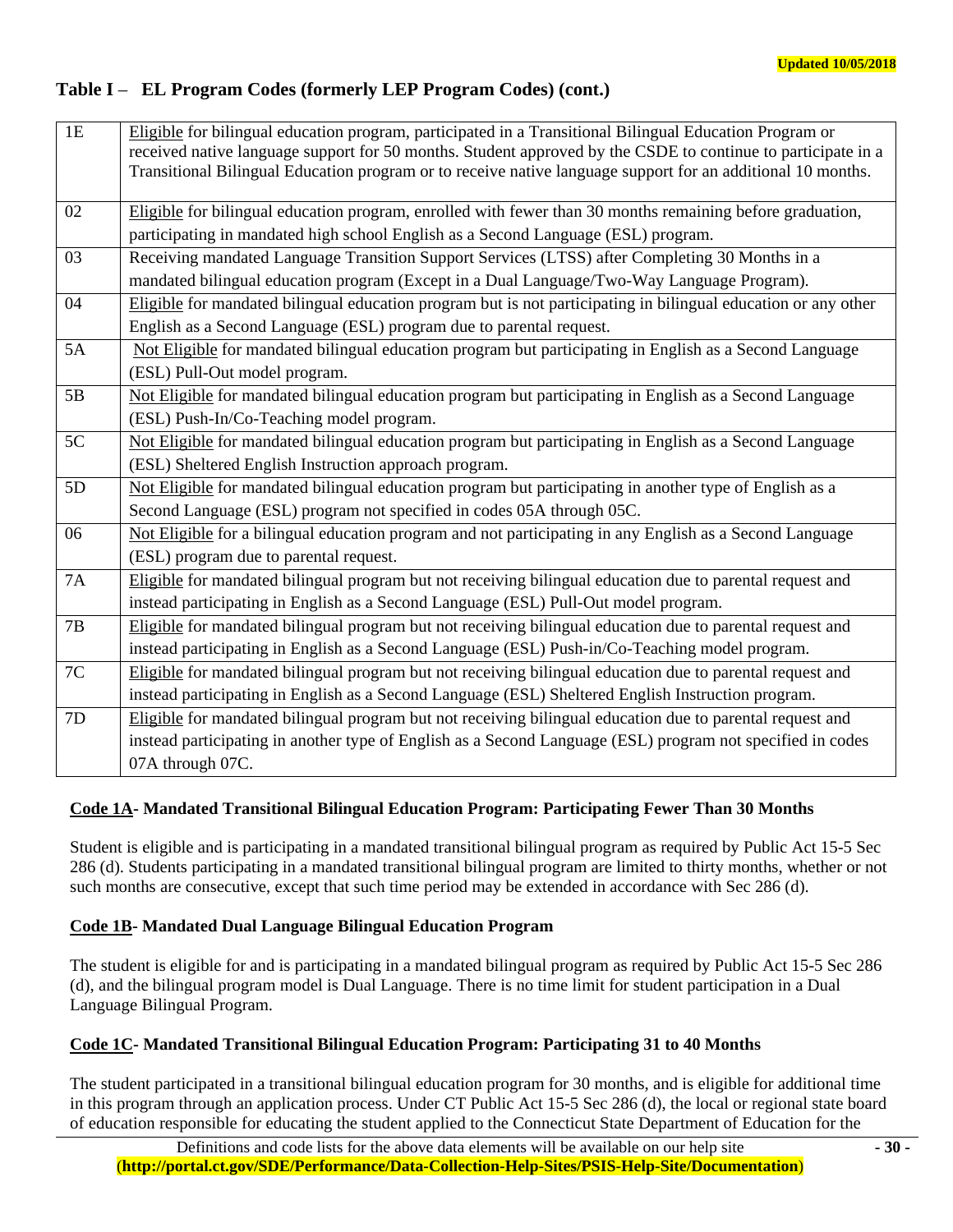## Table I – EL Program Codes (formerly LEP Program Codes) (cont.)

| Code | Description |
|---|---|
| 1E | Eligible for bilingual education program, participated in a Transitional Bilingual Education Program or received native language support for 50 months. Student approved by the CSDE to continue to participate in a Transitional Bilingual Education program or to receive native language support for an additional 10 months. |
| 02 | Eligible for bilingual education program, enrolled with fewer than 30 months remaining before graduation, participating in mandated high school English as a Second Language (ESL) program. |
| 03 | Receiving mandated Language Transition Support Services (LTSS) after Completing 30 Months in a mandated bilingual education program (Except in a Dual Language/Two-Way Language Program). |
| 04 | Eligible for mandated bilingual education program but is not participating in bilingual education or any other English as a Second Language (ESL) program due to parental request. |
| 5A | Not Eligible for mandated bilingual education program but participating in English as a Second Language (ESL) Pull-Out model program. |
| 5B | Not Eligible for mandated bilingual education program but participating in English as a Second Language (ESL) Push-In/Co-Teaching model program. |
| 5C | Not Eligible for mandated bilingual education program but participating in English as a Second Language (ESL) Sheltered English Instruction approach program. |
| 5D | Not Eligible for mandated bilingual education program but participating in another type of English as a Second Language (ESL) program not specified in codes 05A through 05C. |
| 06 | Not Eligible for a bilingual education program and not participating in any English as a Second Language (ESL) program due to parental request. |
| 7A | Eligible for mandated bilingual program but not receiving bilingual education due to parental request and instead participating in English as a Second Language (ESL) Pull-Out model program. |
| 7B | Eligible for mandated bilingual program but not receiving bilingual education due to parental request and instead participating in English as a Second Language (ESL) Push-in/Co-Teaching model program. |
| 7C | Eligible for mandated bilingual program but not receiving bilingual education due to parental request and instead participating in English as a Second Language (ESL) Sheltered English Instruction program. |
| 7D | Eligible for mandated bilingual program but not receiving bilingual education due to parental request and instead participating in another type of English as a Second Language (ESL) program not specified in codes 07A through 07C. |

**Code 1A- Mandated Transitional Bilingual Education Program: Participating Fewer Than 30 Months**

Student is eligible and is participating in a mandated transitional bilingual program as required by Public Act 15-5 Sec 286 (d). Students participating in a mandated transitional bilingual program are limited to thirty months, whether or not such months are consecutive, except that such time period may be extended in accordance with Sec 286 (d).

**Code 1B- Mandated Dual Language Bilingual Education Program**

The student is eligible for and is participating in a mandated bilingual program as required by Public Act 15-5 Sec 286 (d), and the bilingual program model is Dual Language. There is no time limit for student participation in a Dual Language Bilingual Program.

**Code 1C- Mandated Transitional Bilingual Education Program: Participating 31 to 40 Months**

The student participated in a transitional bilingual education program for 30 months, and is eligible for additional time in this program through an application process. Under CT Public Act 15-5 Sec 286 (d), the local or regional state board of education responsible for educating the student applied to the Connecticut State Department of Education for the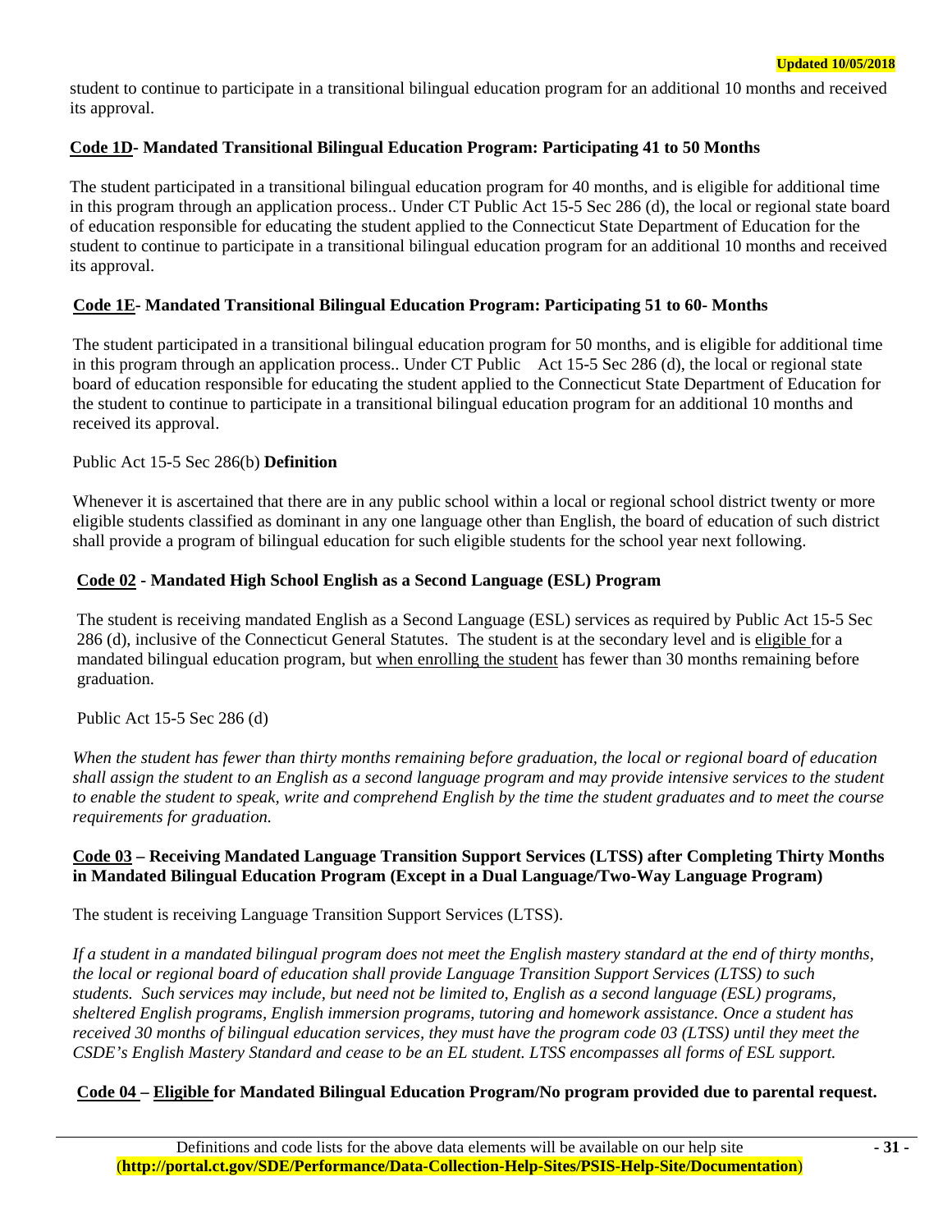student to continue to participate in a transitional bilingual education program for an additional 10 months and received its approval.

**<u>Code 1D</u>- Mandated Transitional Bilingual Education Program: Participating 41 to 50 Months**

The student participated in a transitional bilingual education program for 40 months, and is eligible for additional time in this program through an application process.. Under CT Public Act 15-5 Sec 286 (d), the local or regional state board of education responsible for educating the student applied to the Connecticut State Department of Education for the student to continue to participate in a transitional bilingual education program for an additional 10 months and received its approval.

**<u>Code 1E</u>- Mandated Transitional Bilingual Education Program: Participating 51 to 60- Months**

The student participated in a transitional bilingual education program for 50 months, and is eligible for additional time in this program through an application process.. Under CT Public Act 15-5 Sec 286 (d), the local or regional state board of education responsible for educating the student applied to the Connecticut State Department of Education for the student to continue to participate in a transitional bilingual education program for an additional 10 months and received its approval.

Public Act 15-5 Sec 286(b) **Definition**

Whenever it is ascertained that there are in any public school within a local or regional school district twenty or more eligible students classified as dominant in any one language other than English, the board of education of such district shall provide a program of bilingual education for such eligible students for the school year next following.

**<u>Code 02</u> - Mandated High School English as a Second Language (ESL) Program**

The student is receiving mandated English as a Second Language (ESL) services as required by Public Act 15-5 Sec 286 (d), inclusive of the Connecticut General Statutes. The student is at the secondary level and is <u>eligible</u> for a mandated bilingual education program, but <u>when enrolling the student</u> has fewer than 30 months remaining before graduation.

Public Act 15-5 Sec 286 (d)

*When the student has fewer than thirty months remaining before graduation, the local or regional board of education shall assign the student to an English as a second language program and may provide intensive services to the student to enable the student to speak, write and comprehend English by the time the student graduates and to meet the course requirements for graduation.*

**<u>Code 03</u> – Receiving Mandated Language Transition Support Services (LTSS) after Completing Thirty Months in Mandated Bilingual Education Program (Except in a Dual Language/Two-Way Language Program)**

The student is receiving Language Transition Support Services (LTSS).

*If a student in a mandated bilingual program does not meet the English mastery standard at the end of thirty months, the local or regional board of education shall provide Language Transition Support Services (LTSS) to such students. Such services may include, but need not be limited to, English as a second language (ESL) programs, sheltered English programs, English immersion programs, tutoring and homework assistance. Once a student has received 30 months of bilingual education services, they must have the program code 03 (LTSS) until they meet the CSDE's English Mastery Standard and cease to be an EL student. LTSS encompasses all forms of ESL support.*

**<u>Code 04</u> – <u>Eligible</u> for Mandated Bilingual Education Program/No program provided due to parental request.**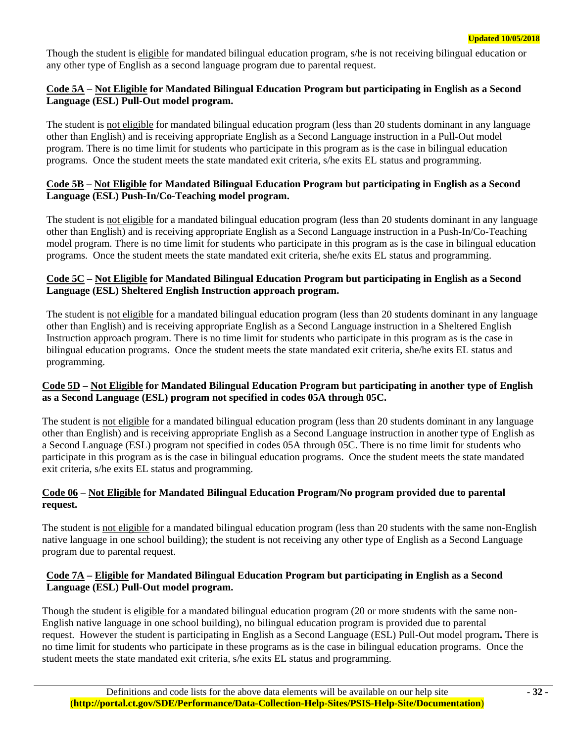Though the student is eligible for mandated bilingual education program, s/he is not receiving bilingual education or any other type of English as a second language program due to parental request.

**Code 5A – Not Eligible for Mandated Bilingual Education Program but participating in English as a Second Language (ESL) Pull-Out model program.**

The student is not eligible for mandated bilingual education program (less than 20 students dominant in any language other than English) and is receiving appropriate English as a Second Language instruction in a Pull-Out model program. There is no time limit for students who participate in this program as is the case in bilingual education programs. Once the student meets the state mandated exit criteria, s/he exits EL status and programming.

**Code 5B – Not Eligible for Mandated Bilingual Education Program but participating in English as a Second Language (ESL) Push-In/Co-Teaching model program.**

The student is not eligible for a mandated bilingual education program (less than 20 students dominant in any language other than English) and is receiving appropriate English as a Second Language instruction in a Push-In/Co-Teaching model program. There is no time limit for students who participate in this program as is the case in bilingual education programs. Once the student meets the state mandated exit criteria, she/he exits EL status and programming.

**Code 5C – Not Eligible for Mandated Bilingual Education Program but participating in English as a Second Language (ESL) Sheltered English Instruction approach program.**

The student is not eligible for a mandated bilingual education program (less than 20 students dominant in any language other than English) and is receiving appropriate English as a Second Language instruction in a Sheltered English Instruction approach program. There is no time limit for students who participate in this program as is the case in bilingual education programs. Once the student meets the state mandated exit criteria, she/he exits EL status and programming.

**Code 5D – Not Eligible for Mandated Bilingual Education Program but participating in another type of English as a Second Language (ESL) program not specified in codes 05A through 05C.**

The student is not eligible for a mandated bilingual education program (less than 20 students dominant in any language other than English) and is receiving appropriate English as a Second Language instruction in another type of English as a Second Language (ESL) program not specified in codes 05A through 05C. There is no time limit for students who participate in this program as is the case in bilingual education programs. Once the student meets the state mandated exit criteria, s/he exits EL status and programming.

**Code 06 – Not Eligible for Mandated Bilingual Education Program/No program provided due to parental request.**

The student is not eligible for a mandated bilingual education program (less than 20 students with the same non-English native language in one school building); the student is not receiving any other type of English as a Second Language program due to parental request.

**Code 7A – Eligible for Mandated Bilingual Education Program but participating in English as a Second Language (ESL) Pull-Out model program.**

Though the student is eligible for a mandated bilingual education program (20 or more students with the same non-English native language in one school building), no bilingual education program is provided due to parental request. However the student is participating in English as a Second Language (ESL) Pull-Out model program**.** There is no time limit for students who participate in these programs as is the case in bilingual education programs. Once the student meets the state mandated exit criteria, s/he exits EL status and programming.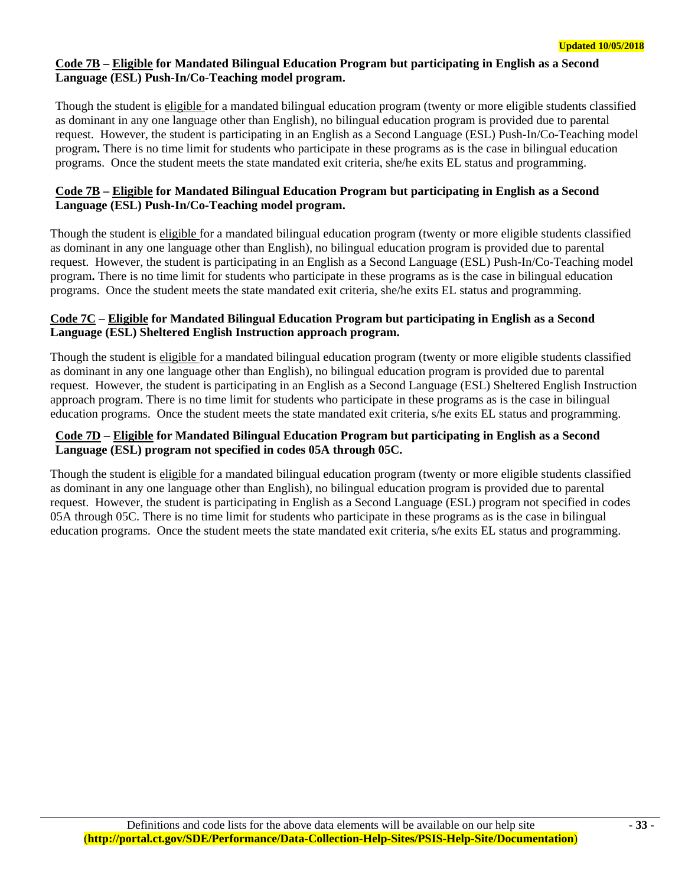**Code 7B – Eligible for Mandated Bilingual Education Program but participating in English as a Second Language (ESL) Push-In/Co-Teaching model program.**

Though the student is eligible for a mandated bilingual education program (twenty or more eligible students classified as dominant in any one language other than English), no bilingual education program is provided due to parental request. However, the student is participating in an English as a Second Language (ESL) Push-In/Co-Teaching model program**.** There is no time limit for students who participate in these programs as is the case in bilingual education programs. Once the student meets the state mandated exit criteria, she/he exits EL status and programming.

**Code 7B – Eligible for Mandated Bilingual Education Program but participating in English as a Second Language (ESL) Push-In/Co-Teaching model program.**

Though the student is eligible for a mandated bilingual education program (twenty or more eligible students classified as dominant in any one language other than English), no bilingual education program is provided due to parental request. However, the student is participating in an English as a Second Language (ESL) Push-In/Co-Teaching model program**.** There is no time limit for students who participate in these programs as is the case in bilingual education programs. Once the student meets the state mandated exit criteria, she/he exits EL status and programming.

**Code 7C – Eligible for Mandated Bilingual Education Program but participating in English as a Second Language (ESL) Sheltered English Instruction approach program.**

Though the student is eligible for a mandated bilingual education program (twenty or more eligible students classified as dominant in any one language other than English), no bilingual education program is provided due to parental request. However, the student is participating in an English as a Second Language (ESL) Sheltered English Instruction approach program. There is no time limit for students who participate in these programs as is the case in bilingual education programs. Once the student meets the state mandated exit criteria, s/he exits EL status and programming.

**Code 7D – Eligible for Mandated Bilingual Education Program but participating in English as a Second Language (ESL) program not specified in codes 05A through 05C.**

Though the student is eligible for a mandated bilingual education program (twenty or more eligible students classified as dominant in any one language other than English), no bilingual education program is provided due to parental request. However, the student is participating in English as a Second Language (ESL) program not specified in codes 05A through 05C. There is no time limit for students who participate in these programs as is the case in bilingual education programs. Once the student meets the state mandated exit criteria, s/he exits EL status and programming.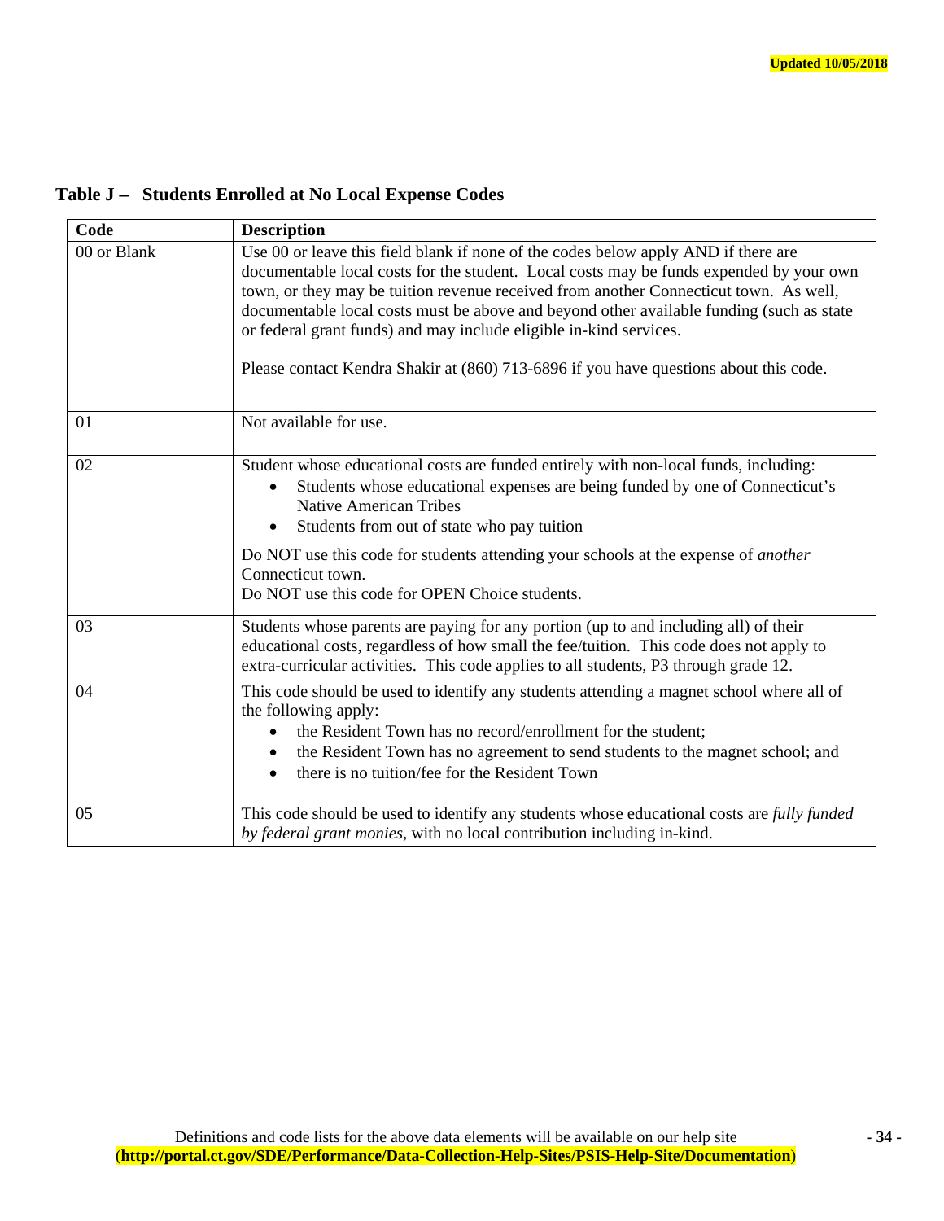Updated 10/05/2018

## Table J – Students Enrolled at No Local Expense Codes

| Code | Description |
|---|---|
| 00 or Blank | Use 00 or leave this field blank if none of the codes below apply AND if there are documentable local costs for the student. Local costs may be funds expended by your own town, or they may be tuition revenue received from another Connecticut town. As well, documentable local costs must be above and beyond other available funding (such as state or federal grant funds) and may include eligible in-kind services.<br><br>Please contact Kendra Shakir at (860) 713-6896 if you have questions about this code. |
| 01 | Not available for use. |
| 02 | Student whose educational costs are funded entirely with non-local funds, including:<br>• Students whose educational expenses are being funded by one of Connecticut's Native American Tribes<br>• Students from out of state who pay tuition<br><br>Do NOT use this code for students attending your schools at the expense of *another* Connecticut town.<br>Do NOT use this code for OPEN Choice students. |
| 03 | Students whose parents are paying for any portion (up to and including all) of their educational costs, regardless of how small the fee/tuition. This code does not apply to extra-curricular activities. This code applies to all students, P3 through grade 12. |
| 04 | This code should be used to identify any students attending a magnet school where all of the following apply:<br>• the Resident Town has no record/enrollment for the student;<br>• the Resident Town has no agreement to send students to the magnet school; and<br>• there is no tuition/fee for the Resident Town |
| 05 | This code should be used to identify any students whose educational costs are *fully funded by federal grant monies*, with no local contribution including in-kind. |

Definitions and code lists for the above data elements will be available on our help site (**http://portal.ct.gov/SDE/Performance/Data-Collection-Help-Sites/PSIS-Help-Site/Documentation**)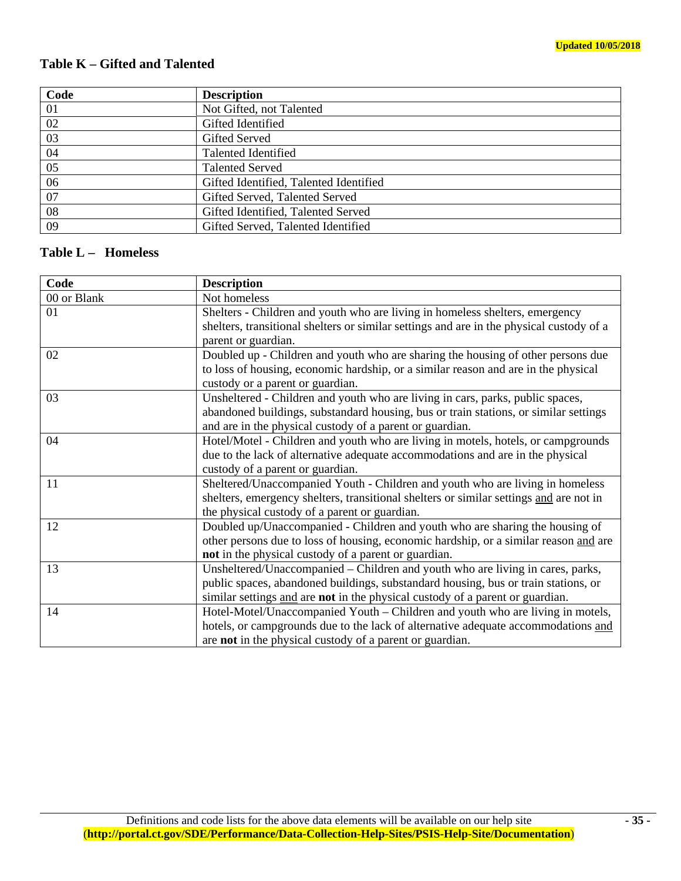Updated 10/05/2018

## Table K – Gifted and Talented

| Code | Description |
|---|---|
| 01 | Not Gifted, not Talented |
| 02 | Gifted Identified |
| 03 | Gifted Served |
| 04 | Talented Identified |
| 05 | Talented Served |
| 06 | Gifted Identified, Talented Identified |
| 07 | Gifted Served, Talented Served |
| 08 | Gifted Identified, Talented Served |
| 09 | Gifted Served, Talented Identified |

## Table L – Homeless

| Code | Description |
|---|---|
| 00 or Blank | Not homeless |
| 01 | Shelters - Children and youth who are living in homeless shelters, emergency shelters, transitional shelters or similar settings and are in the physical custody of a parent or guardian. |
| 02 | Doubled up - Children and youth who are sharing the housing of other persons due to loss of housing, economic hardship, or a similar reason and are in the physical custody or a parent or guardian. |
| 03 | Unsheltered - Children and youth who are living in cars, parks, public spaces, abandoned buildings, substandard housing, bus or train stations, or similar settings and are in the physical custody of a parent or guardian. |
| 04 | Hotel/Motel - Children and youth who are living in motels, hotels, or campgrounds due to the lack of alternative adequate accommodations and are in the physical custody of a parent or guardian. |
| 11 | Sheltered/Unaccompanied Youth - Children and youth who are living in homeless shelters, emergency shelters, transitional shelters or similar settings and are not in the physical custody of a parent or guardian. |
| 12 | Doubled up/Unaccompanied - Children and youth who are sharing the housing of other persons due to loss of housing, economic hardship, or a similar reason and are **not** in the physical custody of a parent or guardian. |
| 13 | Unsheltered/Unaccompanied – Children and youth who are living in cares, parks, public spaces, abandoned buildings, substandard housing, bus or train stations, or similar settings and are **not** in the physical custody of a parent or guardian. |
| 14 | Hotel-Motel/Unaccompanied Youth – Children and youth who are living in motels, hotels, or campgrounds due to the lack of alternative adequate accommodations and are **not** in the physical custody of a parent or guardian. |

Definitions and code lists for the above data elements will be available on our help site (**http://portal.ct.gov/SDE/Performance/Data-Collection-Help-Sites/PSIS-Help-Site/Documentation**)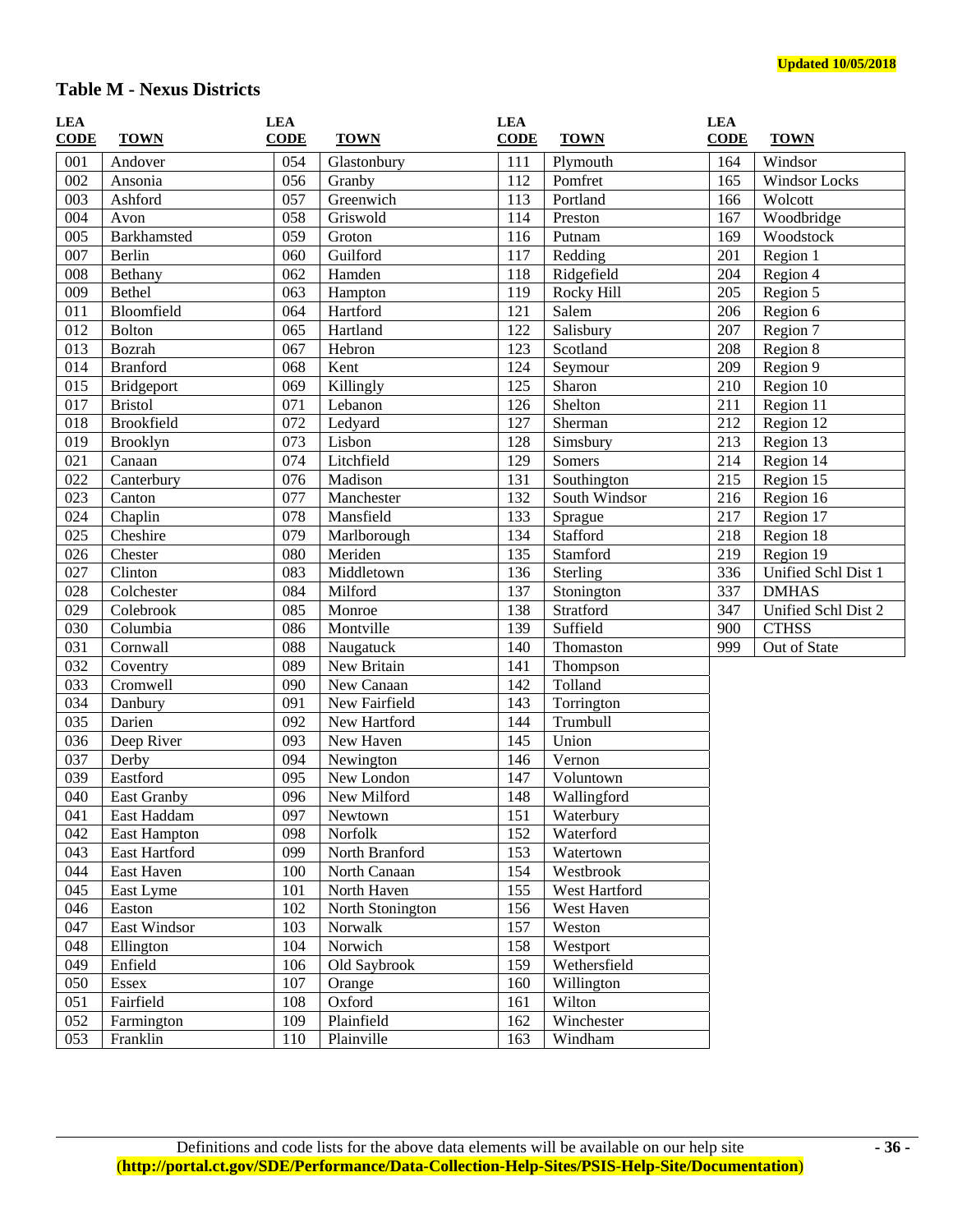Updated 10/05/2018

## Table M - Nexus Districts

| LEA CODE | TOWN | LEA CODE | TOWN | LEA CODE | TOWN | LEA CODE | TOWN |
|---|---|---|---|---|---|---|---|
| 001 | Andover | 054 | Glastonbury | 111 | Plymouth | 164 | Windsor |
| 002 | Ansonia | 056 | Granby | 112 | Pomfret | 165 | Windsor Locks |
| 003 | Ashford | 057 | Greenwich | 113 | Portland | 166 | Wolcott |
| 004 | Avon | 058 | Griswold | 114 | Preston | 167 | Woodbridge |
| 005 | Barkhamsted | 059 | Groton | 116 | Putnam | 169 | Woodstock |
| 007 | Berlin | 060 | Guilford | 117 | Redding | 201 | Region 1 |
| 008 | Bethany | 062 | Hamden | 118 | Ridgefield | 204 | Region 4 |
| 009 | Bethel | 063 | Hampton | 119 | Rocky Hill | 205 | Region 5 |
| 011 | Bloomfield | 064 | Hartford | 121 | Salem | 206 | Region 6 |
| 012 | Bolton | 065 | Hartland | 122 | Salisbury | 207 | Region 7 |
| 013 | Bozrah | 067 | Hebron | 123 | Scotland | 208 | Region 8 |
| 014 | Branford | 068 | Kent | 124 | Seymour | 209 | Region 9 |
| 015 | Bridgeport | 069 | Killingly | 125 | Sharon | 210 | Region 10 |
| 017 | Bristol | 071 | Lebanon | 126 | Shelton | 211 | Region 11 |
| 018 | Brookfield | 072 | Ledyard | 127 | Sherman | 212 | Region 12 |
| 019 | Brooklyn | 073 | Lisbon | 128 | Simsbury | 213 | Region 13 |
| 021 | Canaan | 074 | Litchfield | 129 | Somers | 214 | Region 14 |
| 022 | Canterbury | 076 | Madison | 131 | Southington | 215 | Region 15 |
| 023 | Canton | 077 | Manchester | 132 | South Windsor | 216 | Region 16 |
| 024 | Chaplin | 078 | Mansfield | 133 | Sprague | 217 | Region 17 |
| 025 | Cheshire | 079 | Marlborough | 134 | Stafford | 218 | Region 18 |
| 026 | Chester | 080 | Meriden | 135 | Stamford | 219 | Region 19 |
| 027 | Clinton | 083 | Middletown | 136 | Sterling | 336 | Unified Schl Dist 1 |
| 028 | Colchester | 084 | Milford | 137 | Stonington | 337 | DMHAS |
| 029 | Colebrook | 085 | Monroe | 138 | Stratford | 347 | Unified Schl Dist 2 |
| 030 | Columbia | 086 | Montville | 139 | Suffield | 900 | CTHSS |
| 031 | Cornwall | 088 | Naugatuck | 140 | Thomaston | 999 | Out of State |
| 032 | Coventry | 089 | New Britain | 141 | Thompson | | |
| 033 | Cromwell | 090 | New Canaan | 142 | Tolland | | |
| 034 | Danbury | 091 | New Fairfield | 143 | Torrington | | |
| 035 | Darien | 092 | New Hartford | 144 | Trumbull | | |
| 036 | Deep River | 093 | New Haven | 145 | Union | | |
| 037 | Derby | 094 | Newington | 146 | Vernon | | |
| 039 | Eastford | 095 | New London | 147 | Voluntown | | |
| 040 | East Granby | 096 | New Milford | 148 | Wallingford | | |
| 041 | East Haddam | 097 | Newtown | 151 | Waterbury | | |
| 042 | East Hampton | 098 | Norfolk | 152 | Waterford | | |
| 043 | East Hartford | 099 | North Branford | 153 | Watertown | | |
| 044 | East Haven | 100 | North Canaan | 154 | Westbrook | | |
| 045 | East Lyme | 101 | North Haven | 155 | West Hartford | | |
| 046 | Easton | 102 | North Stonington | 156 | West Haven | | |
| 047 | East Windsor | 103 | Norwalk | 157 | Weston | | |
| 048 | Ellington | 104 | Norwich | 158 | Westport | | |
| 049 | Enfield | 106 | Old Saybrook | 159 | Wethersfield | | |
| 050 | Essex | 107 | Orange | 160 | Willington | | |
| 051 | Fairfield | 108 | Oxford | 161 | Wilton | | |
| 052 | Farmington | 109 | Plainfield | 162 | Winchester | | |
| 053 | Franklin | 110 | Plainville | 163 | Windham | | |

Definitions and code lists for the above data elements will be available on our help site
(**http://portal.ct.gov/SDE/Performance/Data-Collection-Help-Sites/PSIS-Help-Site/Documentation**)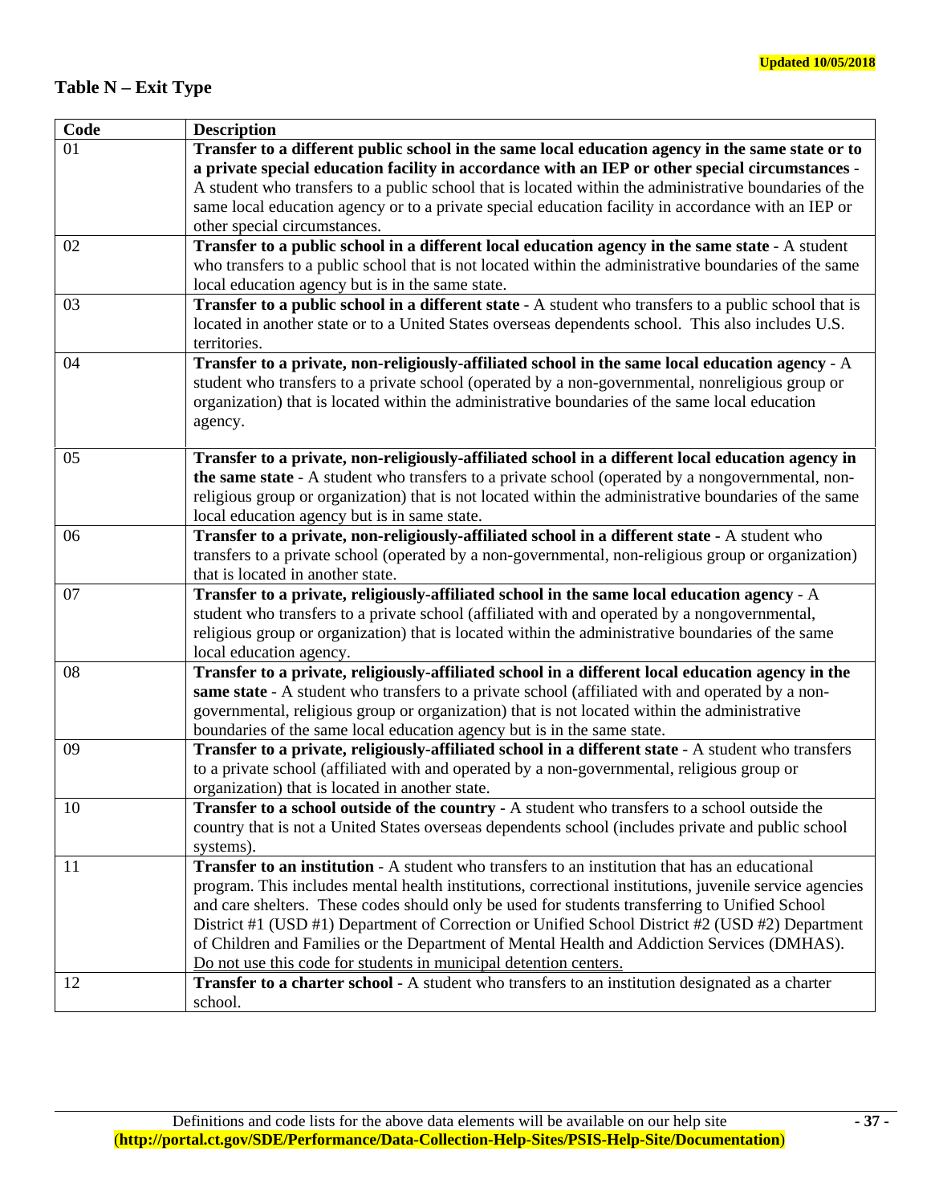## Table N – Exit Type

| Code | Description |
|---|---|
| 01 | **Transfer to a different public school in the same local education agency in the same state or to a private special education facility in accordance with an IEP or other special circumstances** - A student who transfers to a public school that is located within the administrative boundaries of the same local education agency or to a private special education facility in accordance with an IEP or other special circumstances. |
| 02 | **Transfer to a public school in a different local education agency in the same state** - A student who transfers to a public school that is not located within the administrative boundaries of the same local education agency but is in the same state. |
| 03 | **Transfer to a public school in a different state** - A student who transfers to a public school that is located in another state or to a United States overseas dependents school. This also includes U.S. territories. |
| 04 | **Transfer to a private, non-religiously-affiliated school in the same local education agency** - A student who transfers to a private school (operated by a non-governmental, nonreligious group or organization) that is located within the administrative boundaries of the same local education agency. |
| 05 | **Transfer to a private, non-religiously-affiliated school in a different local education agency in the same state** - A student who transfers to a private school (operated by a nongovernmental, non-religious group or organization) that is not located within the administrative boundaries of the same local education agency but is in same state. |
| 06 | **Transfer to a private, non-religiously-affiliated school in a different state** - A student who transfers to a private school (operated by a non-governmental, non-religious group or organization) that is located in another state. |
| 07 | **Transfer to a private, religiously-affiliated school in the same local education agency** - A student who transfers to a private school (affiliated with and operated by a nongovernmental, religious group or organization) that is located within the administrative boundaries of the same local education agency. |
| 08 | **Transfer to a private, religiously-affiliated school in a different local education agency in the same state** - A student who transfers to a private school (affiliated with and operated by a non-governmental, religious group or organization) that is not located within the administrative boundaries of the same local education agency but is in the same state. |
| 09 | **Transfer to a private, religiously-affiliated school in a different state** - A student who transfers to a private school (affiliated with and operated by a non-governmental, religious group or organization) that is located in another state. |
| 10 | **Transfer to a school outside of the country** - A student who transfers to a school outside the country that is not a United States overseas dependents school (includes private and public school systems). |
| 11 | **Transfer to an institution** - A student who transfers to an institution that has an educational program. This includes mental health institutions, correctional institutions, juvenile service agencies and care shelters. These codes should only be used for students transferring to Unified School District #1 (USD #1) Department of Correction or Unified School District #2 (USD #2) Department of Children and Families or the Department of Mental Health and Addiction Services (DMHAS). Do not use this code for students in municipal detention centers. |
| 12 | **Transfer to a charter school** - A student who transfers to an institution designated as a charter school. |

Definitions and code lists for the above data elements will be available on our help site (**http://portal.ct.gov/SDE/Performance/Data-Collection-Help-Sites/PSIS-Help-Site/Documentation**)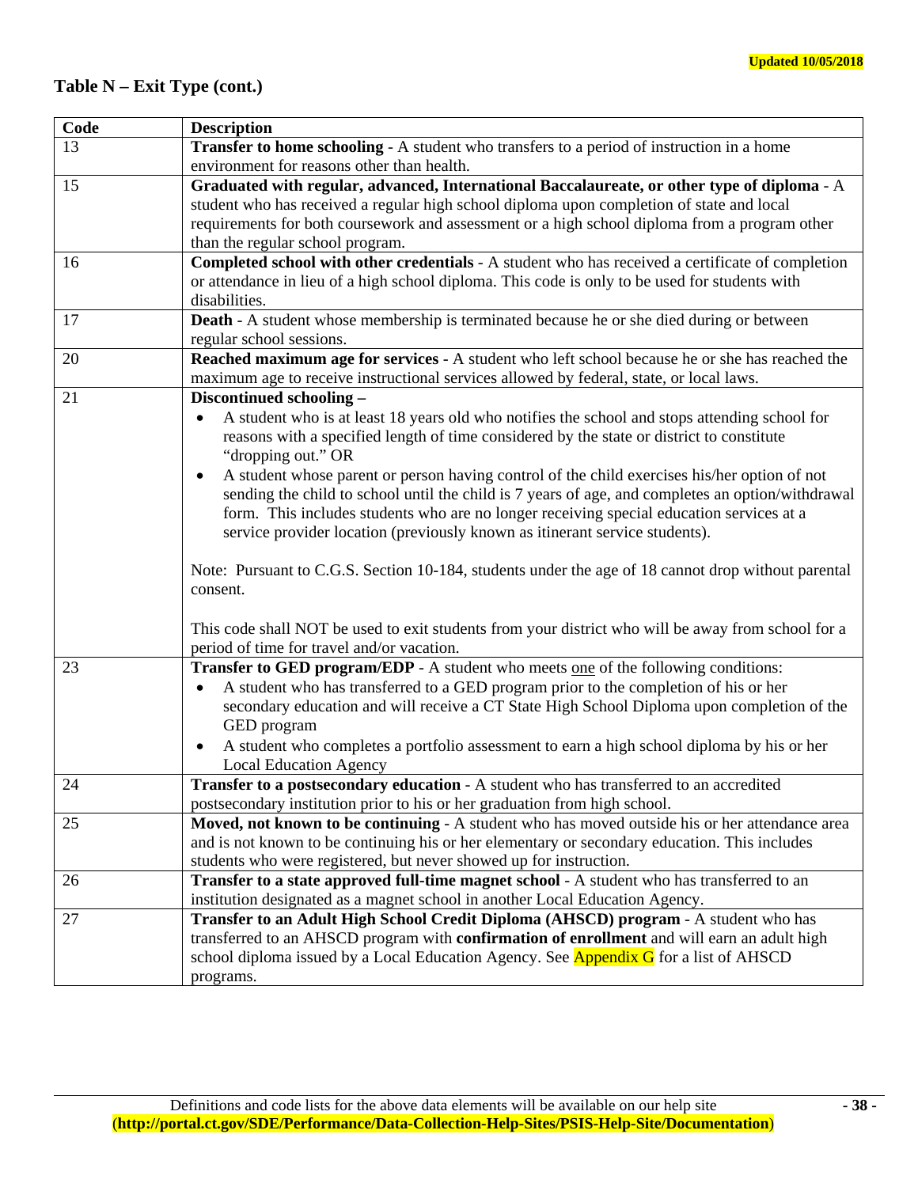Updated 10/05/2018

## Table N – Exit Type (cont.)

| Code | Description |
|---|---|
| 13 | **Transfer to home schooling** - A student who transfers to a period of instruction in a home environment for reasons other than health. |
| 15 | **Graduated with regular, advanced, International Baccalaureate, or other type of diploma** - A student who has received a regular high school diploma upon completion of state and local requirements for both coursework and assessment or a high school diploma from a program other than the regular school program. |
| 16 | **Completed school with other credentials** - A student who has received a certificate of completion or attendance in lieu of a high school diploma. This code is only to be used for students with disabilities. |
| 17 | **Death** - A student whose membership is terminated because he or she died during or between regular school sessions. |
| 20 | **Reached maximum age for services** - A student who left school because he or she has reached the maximum age to receive instructional services allowed by federal, state, or local laws. |
| 21 | **Discontinued schooling –** <br>• A student who is at least 18 years old who notifies the school and stops attending school for reasons with a specified length of time considered by the state or district to constitute "dropping out." OR <br>• A student whose parent or person having control of the child exercises his/her option of not sending the child to school until the child is 7 years of age, and completes an option/withdrawal form. This includes students who are no longer receiving special education services at a service provider location (previously known as itinerant service students). <br><br>Note: Pursuant to C.G.S. Section 10-184, students under the age of 18 cannot drop without parental consent. <br><br>This code shall NOT be used to exit students from your district who will be away from school for a period of time for travel and/or vacation. |
| 23 | **Transfer to GED program/EDP** - A student who meets one of the following conditions: <br>• A student who has transferred to a GED program prior to the completion of his or her secondary education and will receive a CT State High School Diploma upon completion of the GED program <br>• A student who completes a portfolio assessment to earn a high school diploma by his or her Local Education Agency |
| 24 | **Transfer to a postsecondary education** - A student who has transferred to an accredited postsecondary institution prior to his or her graduation from high school. |
| 25 | **Moved, not known to be continuing** - A student who has moved outside his or her attendance area and is not known to be continuing his or her elementary or secondary education. This includes students who were registered, but never showed up for instruction. |
| 26 | **Transfer to a state approved full-time magnet school** - A student who has transferred to an institution designated as a magnet school in another Local Education Agency. |
| 27 | **Transfer to an Adult High School Credit Diploma (AHSCD) program** - A student who has transferred to an AHSCD program with **confirmation of enrollment** and will earn an adult high school diploma issued by a Local Education Agency. See Appendix G for a list of AHSCD programs. |

Definitions and code lists for the above data elements will be available on our help site (**http://portal.ct.gov/SDE/Performance/Data-Collection-Help-Sites/PSIS-Help-Site/Documentation**)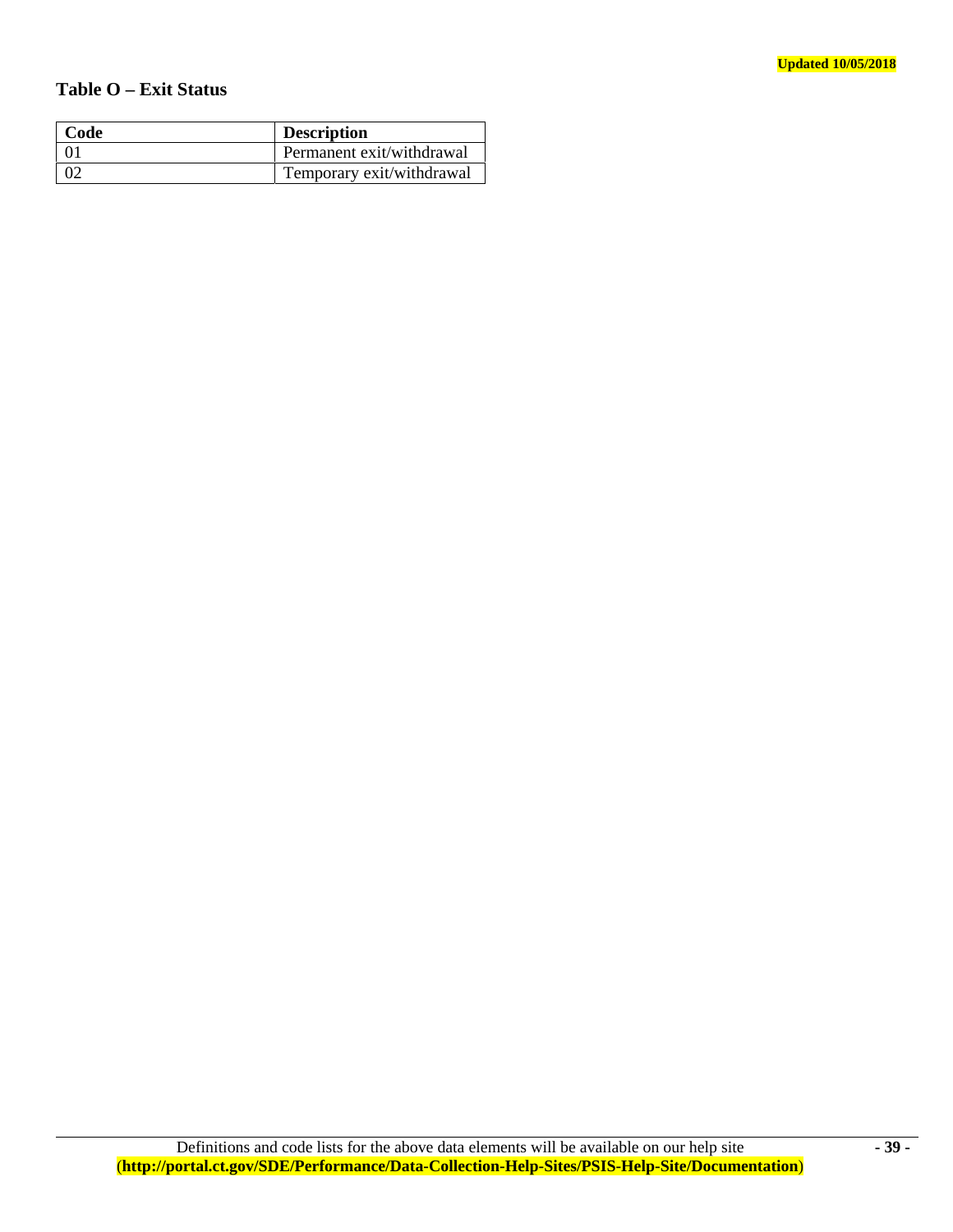Updated 10/05/2018

## Table O – Exit Status

| Code | Description |
|---|---|
| 01 | Permanent exit/withdrawal |
| 02 | Temporary exit/withdrawal |

Definitions and code lists for the above data elements will be available on our help site (**http://portal.ct.gov/SDE/Performance/Data-Collection-Help-Sites/PSIS-Help-Site/Documentation**)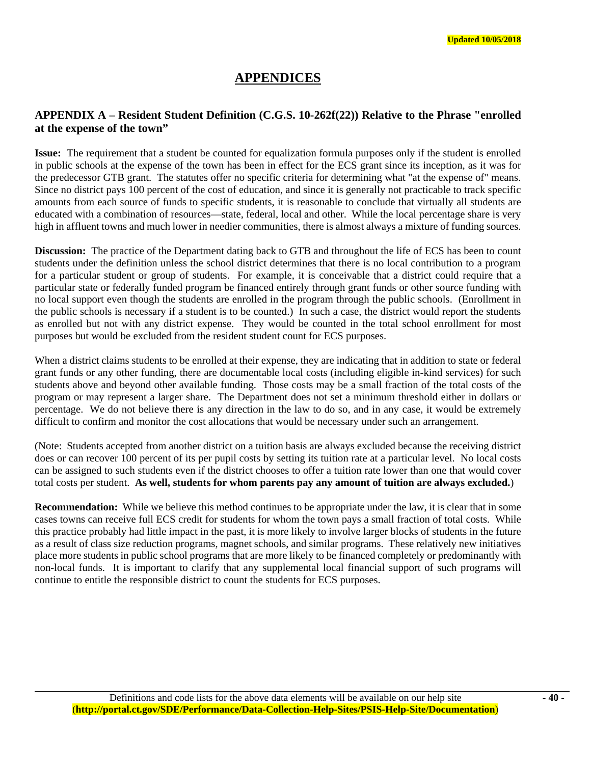Updated 10/05/2018

# APPENDICES

## APPENDIX A – Resident Student Definition (C.G.S. 10-262f(22)) Relative to the Phrase "enrolled at the expense of the town"

**Issue:** The requirement that a student be counted for equalization formula purposes only if the student is enrolled in public schools at the expense of the town has been in effect for the ECS grant since its inception, as it was for the predecessor GTB grant. The statutes offer no specific criteria for determining what "at the expense of" means. Since no district pays 100 percent of the cost of education, and since it is generally not practicable to track specific amounts from each source of funds to specific students, it is reasonable to conclude that virtually all students are educated with a combination of resources—state, federal, local and other. While the local percentage share is very high in affluent towns and much lower in needier communities, there is almost always a mixture of funding sources.

**Discussion:** The practice of the Department dating back to GTB and throughout the life of ECS has been to count students under the definition unless the school district determines that there is no local contribution to a program for a particular student or group of students. For example, it is conceivable that a district could require that a particular state or federally funded program be financed entirely through grant funds or other source funding with no local support even though the students are enrolled in the program through the public schools. (Enrollment in the public schools is necessary if a student is to be counted.) In such a case, the district would report the students as enrolled but not with any district expense. They would be counted in the total school enrollment for most purposes but would be excluded from the resident student count for ECS purposes.

When a district claims students to be enrolled at their expense, they are indicating that in addition to state or federal grant funds or any other funding, there are documentable local costs (including eligible in-kind services) for such students above and beyond other available funding. Those costs may be a small fraction of the total costs of the program or may represent a larger share. The Department does not set a minimum threshold either in dollars or percentage. We do not believe there is any direction in the law to do so, and in any case, it would be extremely difficult to confirm and monitor the cost allocations that would be necessary under such an arrangement.

(Note: Students accepted from another district on a tuition basis are always excluded because the receiving district does or can recover 100 percent of its per pupil costs by setting its tuition rate at a particular level. No local costs can be assigned to such students even if the district chooses to offer a tuition rate lower than one that would cover total costs per student. **As well, students for whom parents pay any amount of tuition are always excluded.**)

**Recommendation:** While we believe this method continues to be appropriate under the law, it is clear that in some cases towns can receive full ECS credit for students for whom the town pays a small fraction of total costs. While this practice probably had little impact in the past, it is more likely to involve larger blocks of students in the future as a result of class size reduction programs, magnet schools, and similar programs. These relatively new initiatives place more students in public school programs that are more likely to be financed completely or predominantly with non-local funds. It is important to clarify that any supplemental local financial support of such programs will continue to entitle the responsible district to count the students for ECS purposes.

Definitions and code lists for the above data elements will be available on our help site (**http://portal.ct.gov/SDE/Performance/Data-Collection-Help-Sites/PSIS-Help-Site/Documentation**)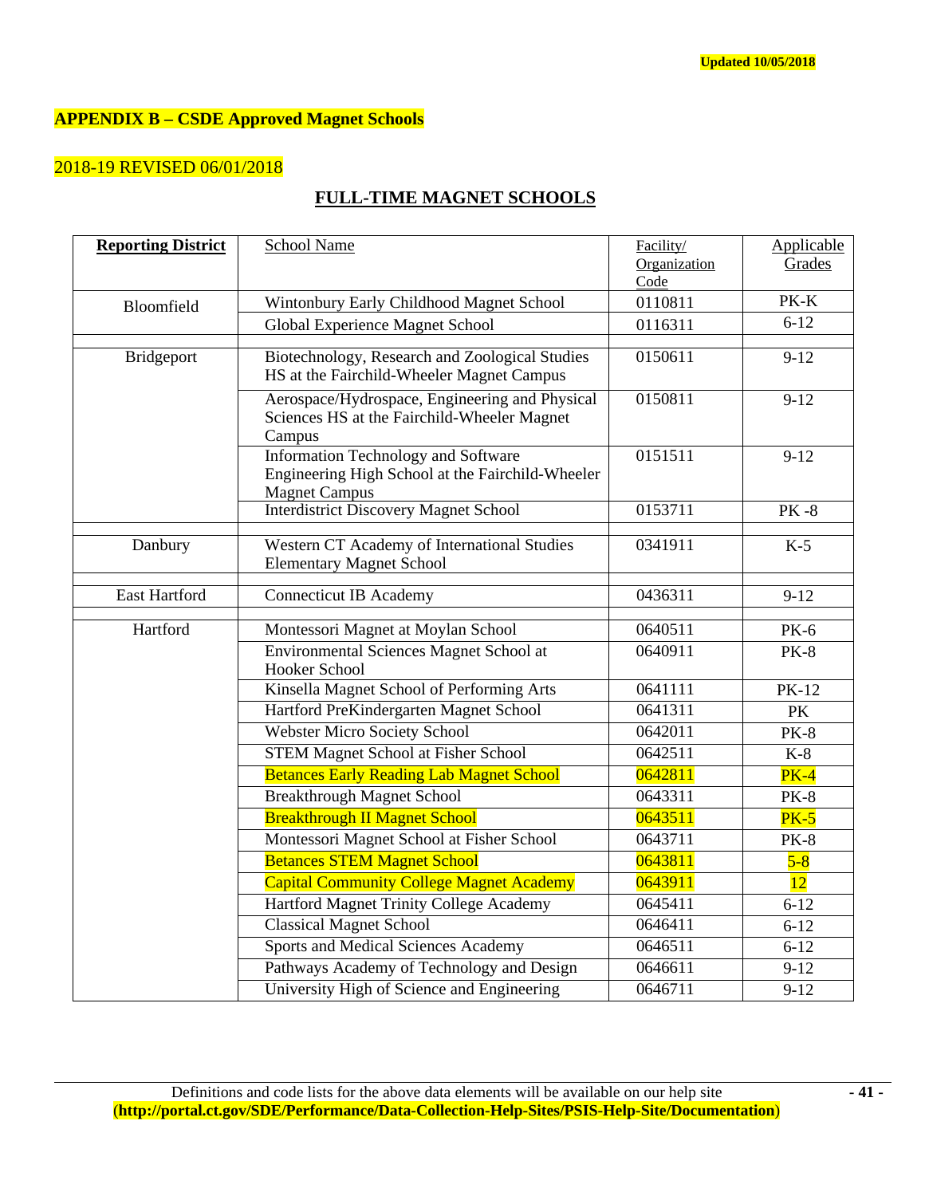Updated 10/05/2018

## APPENDIX B – CSDE Approved Magnet Schools

2018-19 REVISED 06/01/2018

### FULL-TIME MAGNET SCHOOLS

| Reporting District | School Name | Facility/ Organization Code | Applicable Grades |
|---|---|---|---|
| Bloomfield | Wintonbury Early Childhood Magnet School | 0110811 | PK-K |
| | Global Experience Magnet School | 0116311 | 6-12 |
| | | | |
| Bridgeport | Biotechnology, Research and Zoological Studies HS at the Fairchild-Wheeler Magnet Campus | 0150611 | 9-12 |
| | Aerospace/Hydrospace, Engineering and Physical Sciences HS at the Fairchild-Wheeler Magnet Campus | 0150811 | 9-12 |
| | Information Technology and Software Engineering High School at the Fairchild-Wheeler Magnet Campus | 0151511 | 9-12 |
| | Interdistrict Discovery Magnet School | 0153711 | PK -8 |
| | | | |
| Danbury | Western CT Academy of International Studies Elementary Magnet School | 0341911 | K-5 |
| | | | |
| East Hartford | Connecticut IB Academy | 0436311 | 9-12 |
| | | | |
| Hartford | Montessori Magnet at Moylan School | 0640511 | PK-6 |
| | Environmental Sciences Magnet School at Hooker School | 0640911 | PK-8 |
| | Kinsella Magnet School of Performing Arts | 0641111 | PK-12 |
| | Hartford PreKindergarten Magnet School | 0641311 | PK |
| | Webster Micro Society School | 0642011 | PK-8 |
| | STEM Magnet School at Fisher School | 0642511 | K-8 |
| | Betances Early Reading Lab Magnet School | 0642811 | PK-4 |
| | Breakthrough Magnet School | 0643311 | PK-8 |
| | Breakthrough II Magnet School | 0643511 | PK-5 |
| | Montessori Magnet School at Fisher School | 0643711 | PK-8 |
| | Betances STEM Magnet School | 0643811 | 5-8 |
| | Capital Community College Magnet Academy | 0643911 | 12 |
| | Hartford Magnet Trinity College Academy | 0645411 | 6-12 |
| | Classical Magnet School | 0646411 | 6-12 |
| | Sports and Medical Sciences Academy | 0646511 | 6-12 |
| | Pathways Academy of Technology and Design | 0646611 | 9-12 |
| | University High of Science and Engineering | 0646711 | 9-12 |

Definitions and code lists for the above data elements will be available on our help site (**http://portal.ct.gov/SDE/Performance/Data-Collection-Help-Sites/PSIS-Help-Site/Documentation**)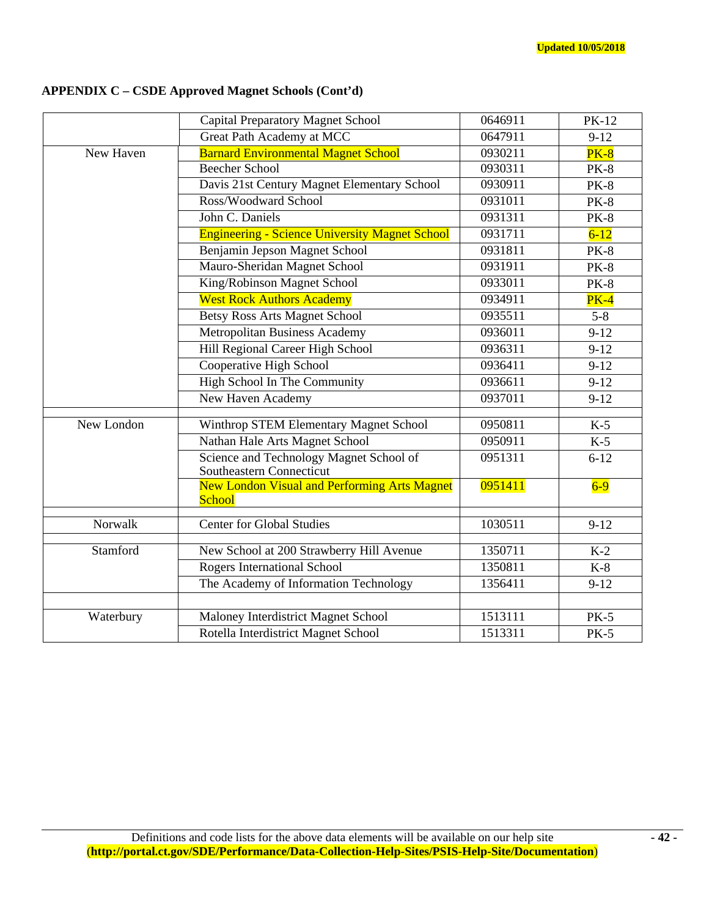Updated 10/05/2018

**APPENDIX C – CSDE Approved Magnet Schools (Cont'd)**

| | | | |
|---|---|---|---|
| | Capital Preparatory Magnet School | 0646911 | PK-12 |
| | Great Path Academy at MCC | 0647911 | 9-12 |
| New Haven | Barnard Environmental Magnet School | 0930211 | PK-8 |
| | Beecher School | 0930311 | PK-8 |
| | Davis 21st Century Magnet Elementary School | 0930911 | PK-8 |
| | Ross/Woodward School | 0931011 | PK-8 |
| | John C. Daniels | 0931311 | PK-8 |
| | Engineering - Science University Magnet School | 0931711 | 6-12 |
| | Benjamin Jepson Magnet School | 0931811 | PK-8 |
| | Mauro-Sheridan Magnet School | 0931911 | PK-8 |
| | King/Robinson Magnet School | 0933011 | PK-8 |
| | West Rock Authors Academy | 0934911 | PK-4 |
| | Betsy Ross Arts Magnet School | 0935511 | 5-8 |
| | Metropolitan Business Academy | 0936011 | 9-12 |
| | Hill Regional Career High School | 0936311 | 9-12 |
| | Cooperative High School | 0936411 | 9-12 |
| | High School In The Community | 0936611 | 9-12 |
| | New Haven Academy | 0937011 | 9-12 |
| | | | |
| New London | Winthrop STEM Elementary Magnet School | 0950811 | K-5 |
| | Nathan Hale Arts Magnet School | 0950911 | K-5 |
| | Science and Technology Magnet School of Southeastern Connecticut | 0951311 | 6-12 |
| | New London Visual and Performing Arts Magnet School | 0951411 | 6-9 |
| | | | |
| Norwalk | Center for Global Studies | 1030511 | 9-12 |
| | | | |
| Stamford | New School at 200 Strawberry Hill Avenue | 1350711 | K-2 |
| | Rogers International School | 1350811 | K-8 |
| | The Academy of Information Technology | 1356411 | 9-12 |
| | | | |
| Waterbury | Maloney Interdistrict Magnet School | 1513111 | PK-5 |
| | Rotella Interdistrict Magnet School | 1513311 | PK-5 |

Definitions and code lists for the above data elements will be available on our help site (**http://portal.ct.gov/SDE/Performance/Data-Collection-Help-Sites/PSIS-Help-Site/Documentation**)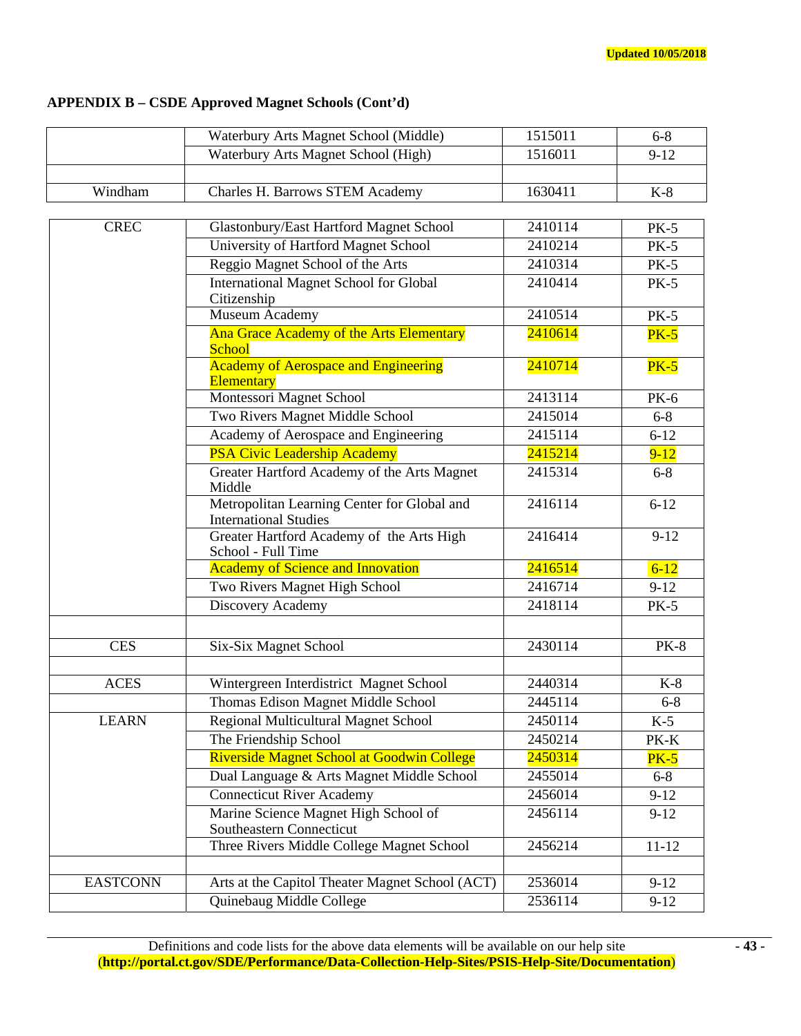Updated 10/05/2018

**APPENDIX B – CSDE Approved Magnet Schools (Cont'd)**

| | | | |
|---|---|---|---|
| | Waterbury Arts Magnet School (Middle) | 1515011 | 6-8 |
| | Waterbury Arts Magnet School (High) | 1516011 | 9-12 |
| | | | |
| Windham | Charles H. Barrows STEM Academy | 1630411 | K-8 |

| | | | |
|---|---|---|---|
| CREC | Glastonbury/East Hartford Magnet School | 2410114 | PK-5 |
| | University of Hartford Magnet School | 2410214 | PK-5 |
| | Reggio Magnet School of the Arts | 2410314 | PK-5 |
| | International Magnet School for Global Citizenship | 2410414 | PK-5 |
| | Museum Academy | 2410514 | PK-5 |
| | Ana Grace Academy of the Arts Elementary School | 2410614 | PK-5 |
| | Academy of Aerospace and Engineering Elementary | 2410714 | PK-5 |
| | Montessori Magnet School | 2413114 | PK-6 |
| | Two Rivers Magnet Middle School | 2415014 | 6-8 |
| | Academy of Aerospace and Engineering | 2415114 | 6-12 |
| | PSA Civic Leadership Academy | 2415214 | 9-12 |
| | Greater Hartford Academy of the Arts Magnet Middle | 2415314 | 6-8 |
| | Metropolitan Learning Center for Global and International Studies | 2416114 | 6-12 |
| | Greater Hartford Academy of the Arts High School - Full Time | 2416414 | 9-12 |
| | Academy of Science and Innovation | 2416514 | 6-12 |
| | Two Rivers Magnet High School | 2416714 | 9-12 |
| | Discovery Academy | 2418114 | PK-5 |
| | | | |
| CES | Six-Six Magnet School | 2430114 | PK-8 |
| | | | |
| ACES | Wintergreen Interdistrict Magnet School | 2440314 | K-8 |
| | Thomas Edison Magnet Middle School | 2445114 | 6-8 |
| LEARN | Regional Multicultural Magnet School | 2450114 | K-5 |
| | The Friendship School | 2450214 | PK-K |
| | Riverside Magnet School at Goodwin College | 2450314 | PK-5 |
| | Dual Language & Arts Magnet Middle School | 2455014 | 6-8 |
| | Connecticut River Academy | 2456014 | 9-12 |
| | Marine Science Magnet High School of Southeastern Connecticut | 2456114 | 9-12 |
| | Three Rivers Middle College Magnet School | 2456214 | 11-12 |
| | | | |
| EASTCONN | Arts at the Capitol Theater Magnet School (ACT) | 2536014 | 9-12 |
| | Quinebaug Middle College | 2536114 | 9-12 |

Definitions and code lists for the above data elements will be available on our help site
(**http://portal.ct.gov/SDE/Performance/Data-Collection-Help-Sites/PSIS-Help-Site/Documentation**)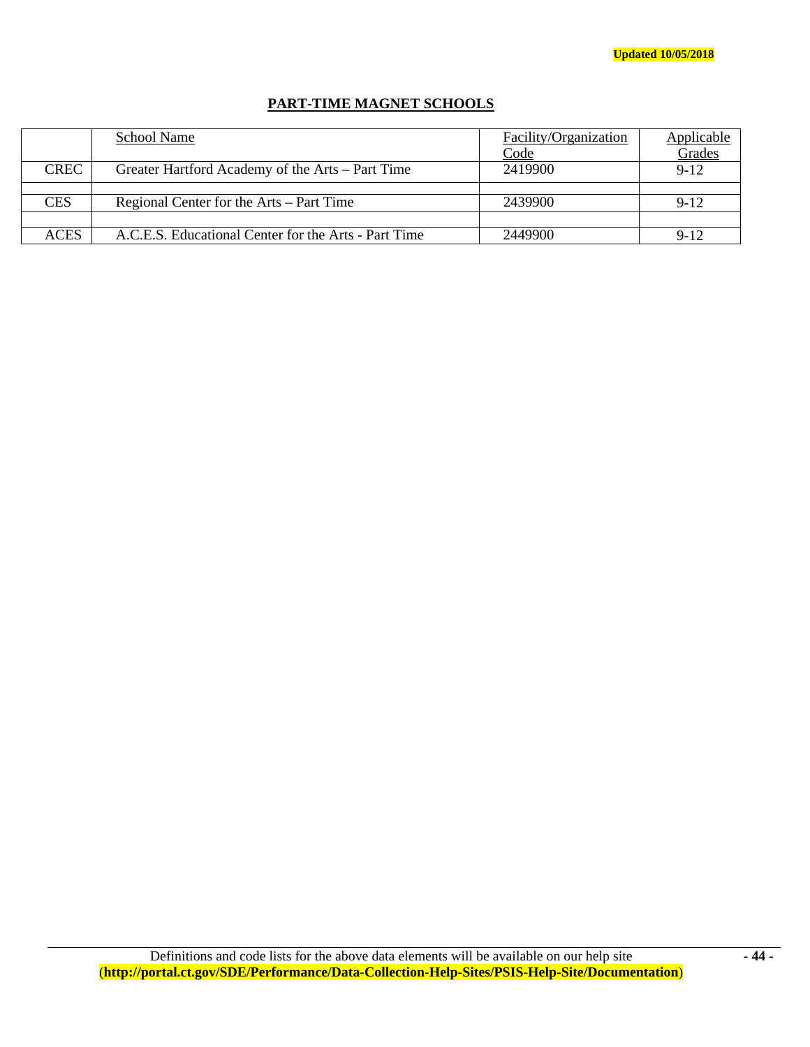Updated 10/05/2018

## PART-TIME MAGNET SCHOOLS

| | School Name | Facility/Organization Code | Applicable Grades |
|---|---|---|---|
| CREC | Greater Hartford Academy of the Arts – Part Time | 2419900 | 9-12 |
| | | | |
| CES | Regional Center for the Arts – Part Time | 2439900 | 9-12 |
| | | | |
| ACES | A.C.E.S. Educational Center for the Arts - Part Time | 2449900 | 9-12 |

Definitions and code lists for the above data elements will be available on our help site (**http://portal.ct.gov/SDE/Performance/Data-Collection-Help-Sites/PSIS-Help-Site/Documentation**)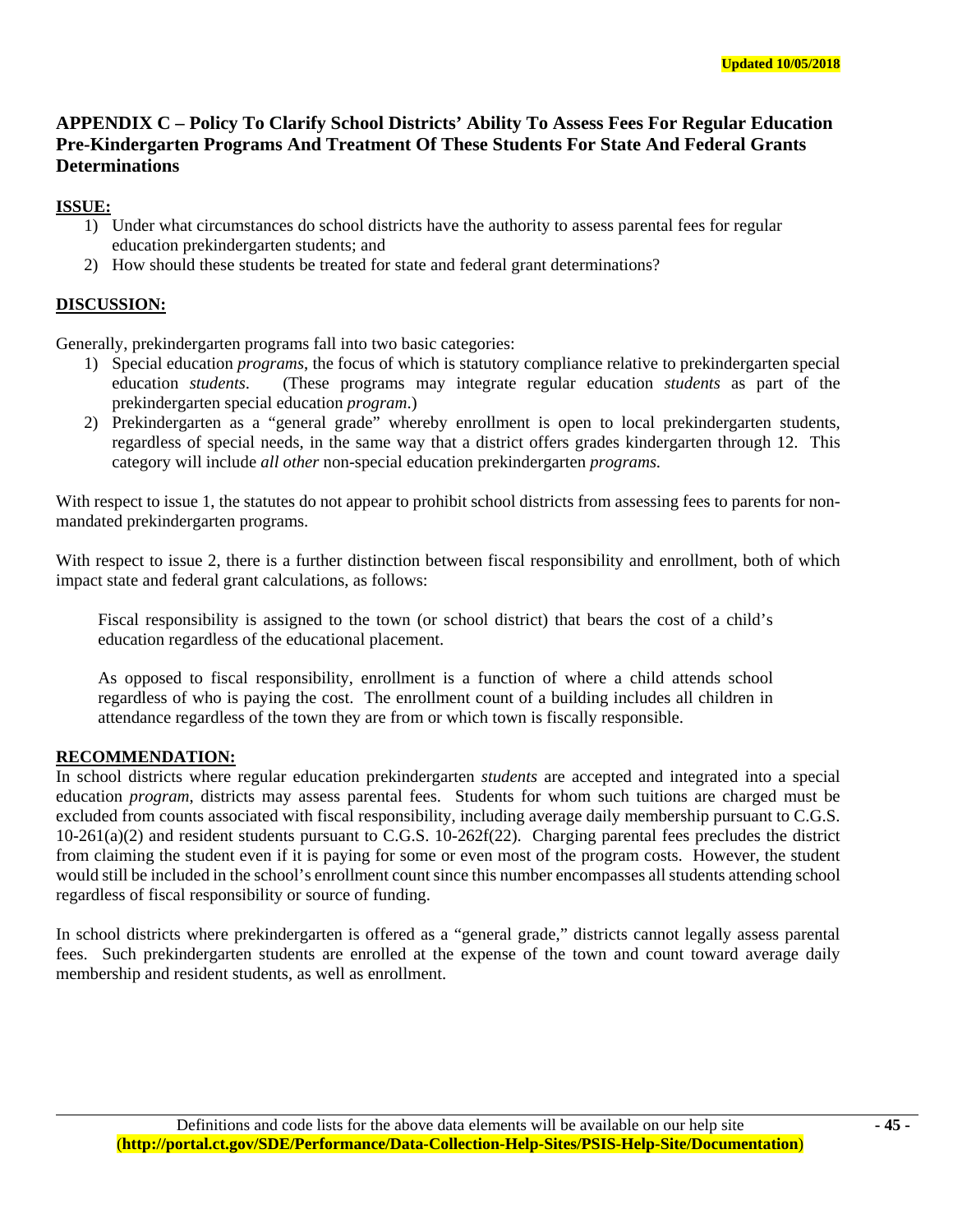## APPENDIX C – Policy To Clarify School Districts' Ability To Assess Fees For Regular Education Pre-Kindergarten Programs And Treatment Of These Students For State And Federal Grants Determinations

**ISSUE:**

1) Under what circumstances do school districts have the authority to assess parental fees for regular education prekindergarten students; and
2) How should these students be treated for state and federal grant determinations?

**DISCUSSION:**

Generally, prekindergarten programs fall into two basic categories:

1) Special education *programs*, the focus of which is statutory compliance relative to prekindergarten special education *students*. (These programs may integrate regular education *students* as part of the prekindergarten special education *program*.)
2) Prekindergarten as a "general grade" whereby enrollment is open to local prekindergarten students, regardless of special needs, in the same way that a district offers grades kindergarten through 12. This category will include *all other* non-special education prekindergarten *programs.*

With respect to issue 1, the statutes do not appear to prohibit school districts from assessing fees to parents for non-mandated prekindergarten programs.

With respect to issue 2, there is a further distinction between fiscal responsibility and enrollment, both of which impact state and federal grant calculations, as follows:

> Fiscal responsibility is assigned to the town (or school district) that bears the cost of a child's education regardless of the educational placement.
>
> As opposed to fiscal responsibility, enrollment is a function of where a child attends school regardless of who is paying the cost. The enrollment count of a building includes all children in attendance regardless of the town they are from or which town is fiscally responsible.

**RECOMMENDATION:**

In school districts where regular education prekindergarten *students* are accepted and integrated into a special education *program*, districts may assess parental fees. Students for whom such tuitions are charged must be excluded from counts associated with fiscal responsibility, including average daily membership pursuant to C.G.S. 10-261(a)(2) and resident students pursuant to C.G.S. 10-262f(22). Charging parental fees precludes the district from claiming the student even if it is paying for some or even most of the program costs. However, the student would still be included in the school's enrollment count since this number encompasses all students attending school regardless of fiscal responsibility or source of funding.

In school districts where prekindergarten is offered as a "general grade," districts cannot legally assess parental fees. Such prekindergarten students are enrolled at the expense of the town and count toward average daily membership and resident students, as well as enrollment.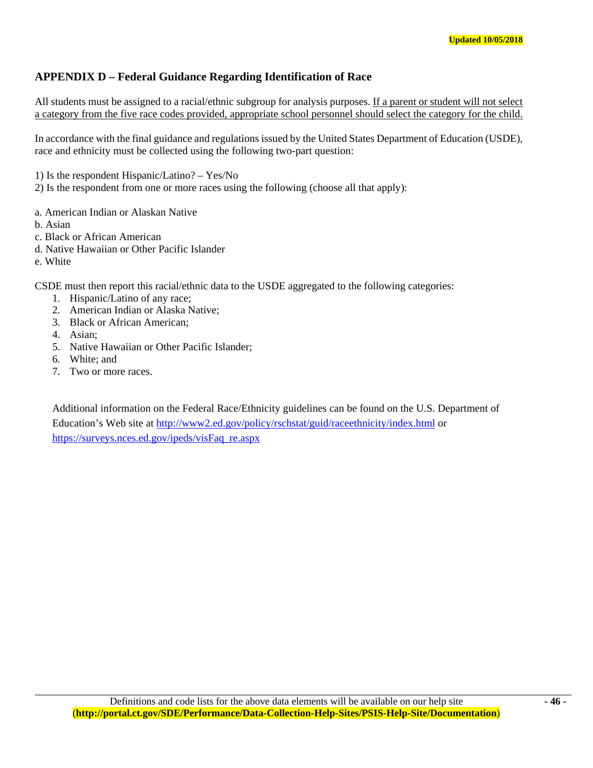Updated 10/05/2018

## APPENDIX D – Federal Guidance Regarding Identification of Race

All students must be assigned to a racial/ethnic subgroup for analysis purposes. <u>If a parent or student will not select a category from the five race codes provided, appropriate school personnel should select the category for the child.</u>

In accordance with the final guidance and regulations issued by the United States Department of Education (USDE), race and ethnicity must be collected using the following two-part question:

1) Is the respondent Hispanic/Latino? – Yes/No
2) Is the respondent from one or more races using the following (choose all that apply):

a. American Indian or Alaskan Native
b. Asian
c. Black or African American
d. Native Hawaiian or Other Pacific Islander
e. White

CSDE must then report this racial/ethnic data to the USDE aggregated to the following categories:

1. Hispanic/Latino of any race;
2. American Indian or Alaska Native;
3. Black or African American;
4. Asian;
5. Native Hawaiian or Other Pacific Islander;
6. White; and
7. Two or more races.

Additional information on the Federal Race/Ethnicity guidelines can be found on the U.S. Department of Education's Web site at http://www2.ed.gov/policy/rschstat/guid/raceethnicity/index.html or https://surveys.nces.ed.gov/ipeds/visFaq_re.aspx

Definitions and code lists for the above data elements will be available on our help site (**http://portal.ct.gov/SDE/Performance/Data-Collection-Help-Sites/PSIS-Help-Site/Documentation**)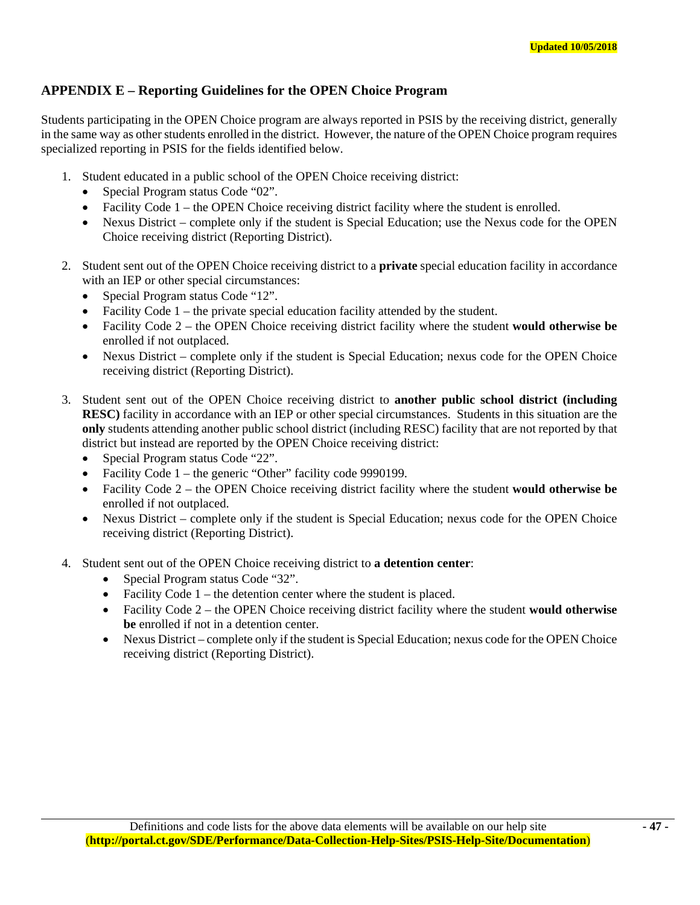Updated 10/05/2018

## APPENDIX E – Reporting Guidelines for the OPEN Choice Program

Students participating in the OPEN Choice program are always reported in PSIS by the receiving district, generally in the same way as other students enrolled in the district. However, the nature of the OPEN Choice program requires specialized reporting in PSIS for the fields identified below.

1. Student educated in a public school of the OPEN Choice receiving district:
   - Special Program status Code "02".
   - Facility Code 1 – the OPEN Choice receiving district facility where the student is enrolled.
   - Nexus District – complete only if the student is Special Education; use the Nexus code for the OPEN Choice receiving district (Reporting District).

2. Student sent out of the OPEN Choice receiving district to a **private** special education facility in accordance with an IEP or other special circumstances:
   - Special Program status Code "12".
   - Facility Code 1 – the private special education facility attended by the student.
   - Facility Code 2 – the OPEN Choice receiving district facility where the student **would otherwise be** enrolled if not outplaced.
   - Nexus District – complete only if the student is Special Education; nexus code for the OPEN Choice receiving district (Reporting District).

3. Student sent out of the OPEN Choice receiving district to **another public school district (including RESC)** facility in accordance with an IEP or other special circumstances. Students in this situation are the **only** students attending another public school district (including RESC) facility that are not reported by that district but instead are reported by the OPEN Choice receiving district:
   - Special Program status Code "22".
   - Facility Code 1 – the generic "Other" facility code 9990199.
   - Facility Code 2 – the OPEN Choice receiving district facility where the student **would otherwise be** enrolled if not outplaced.
   - Nexus District – complete only if the student is Special Education; nexus code for the OPEN Choice receiving district (Reporting District).

4. Student sent out of the OPEN Choice receiving district to **a detention center**:
   - Special Program status Code "32".
   - Facility Code 1 – the detention center where the student is placed.
   - Facility Code 2 – the OPEN Choice receiving district facility where the student **would otherwise be** enrolled if not in a detention center.
   - Nexus District – complete only if the student is Special Education; nexus code for the OPEN Choice receiving district (Reporting District).

Definitions and code lists for the above data elements will be available on our help site (**http://portal.ct.gov/SDE/Performance/Data-Collection-Help-Sites/PSIS-Help-Site/Documentation**)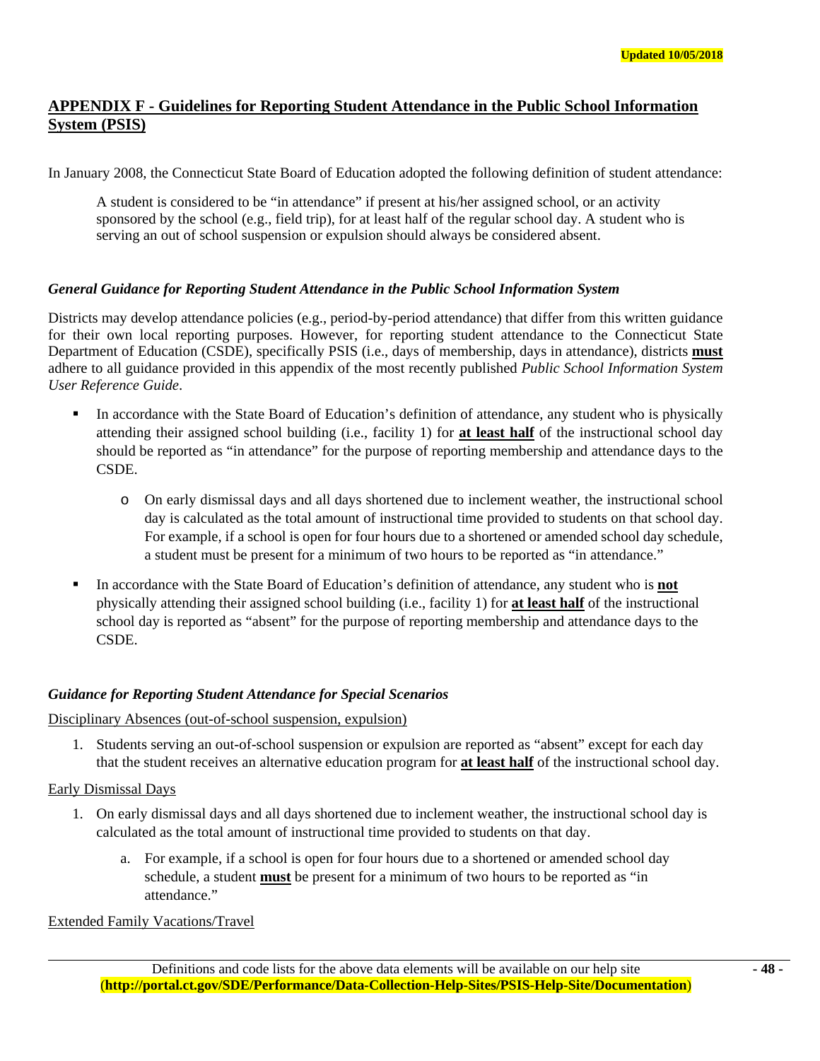Updated 10/05/2018

## APPENDIX F - Guidelines for Reporting Student Attendance in the Public School Information System (PSIS)

In January 2008, the Connecticut State Board of Education adopted the following definition of student attendance:

> A student is considered to be "in attendance" if present at his/her assigned school, or an activity sponsored by the school (e.g., field trip), for at least half of the regular school day. A student who is serving an out of school suspension or expulsion should always be considered absent.

### *General Guidance for Reporting Student Attendance in the Public School Information System*

Districts may develop attendance policies (e.g., period-by-period attendance) that differ from this written guidance for their own local reporting purposes. However, for reporting student attendance to the Connecticut State Department of Education (CSDE), specifically PSIS (i.e., days of membership, days in attendance), districts **must** adhere to all guidance provided in this appendix of the most recently published *Public School Information System User Reference Guide*.

- In accordance with the State Board of Education's definition of attendance, any student who is physically attending their assigned school building (i.e., facility 1) for **at least half** of the instructional school day should be reported as "in attendance" for the purpose of reporting membership and attendance days to the CSDE.
    - On early dismissal days and all days shortened due to inclement weather, the instructional school day is calculated as the total amount of instructional time provided to students on that school day. For example, if a school is open for four hours due to a shortened or amended school day schedule, a student must be present for a minimum of two hours to be reported as "in attendance."
- In accordance with the State Board of Education's definition of attendance, any student who is **not** physically attending their assigned school building (i.e., facility 1) for **at least half** of the instructional school day is reported as "absent" for the purpose of reporting membership and attendance days to the CSDE.

### *Guidance for Reporting Student Attendance for Special Scenarios*

Disciplinary Absences (out-of-school suspension, expulsion)

1. Students serving an out-of-school suspension or expulsion are reported as "absent" except for each day that the student receives an alternative education program for **at least half** of the instructional school day.

Early Dismissal Days

1. On early dismissal days and all days shortened due to inclement weather, the instructional school day is calculated as the total amount of instructional time provided to students on that day.
    a. For example, if a school is open for four hours due to a shortened or amended school day schedule, a student **must** be present for a minimum of two hours to be reported as "in attendance."

Extended Family Vacations/Travel

Definitions and code lists for the above data elements will be available on our help site (**http://portal.ct.gov/SDE/Performance/Data-Collection-Help-Sites/PSIS-Help-Site/Documentation**)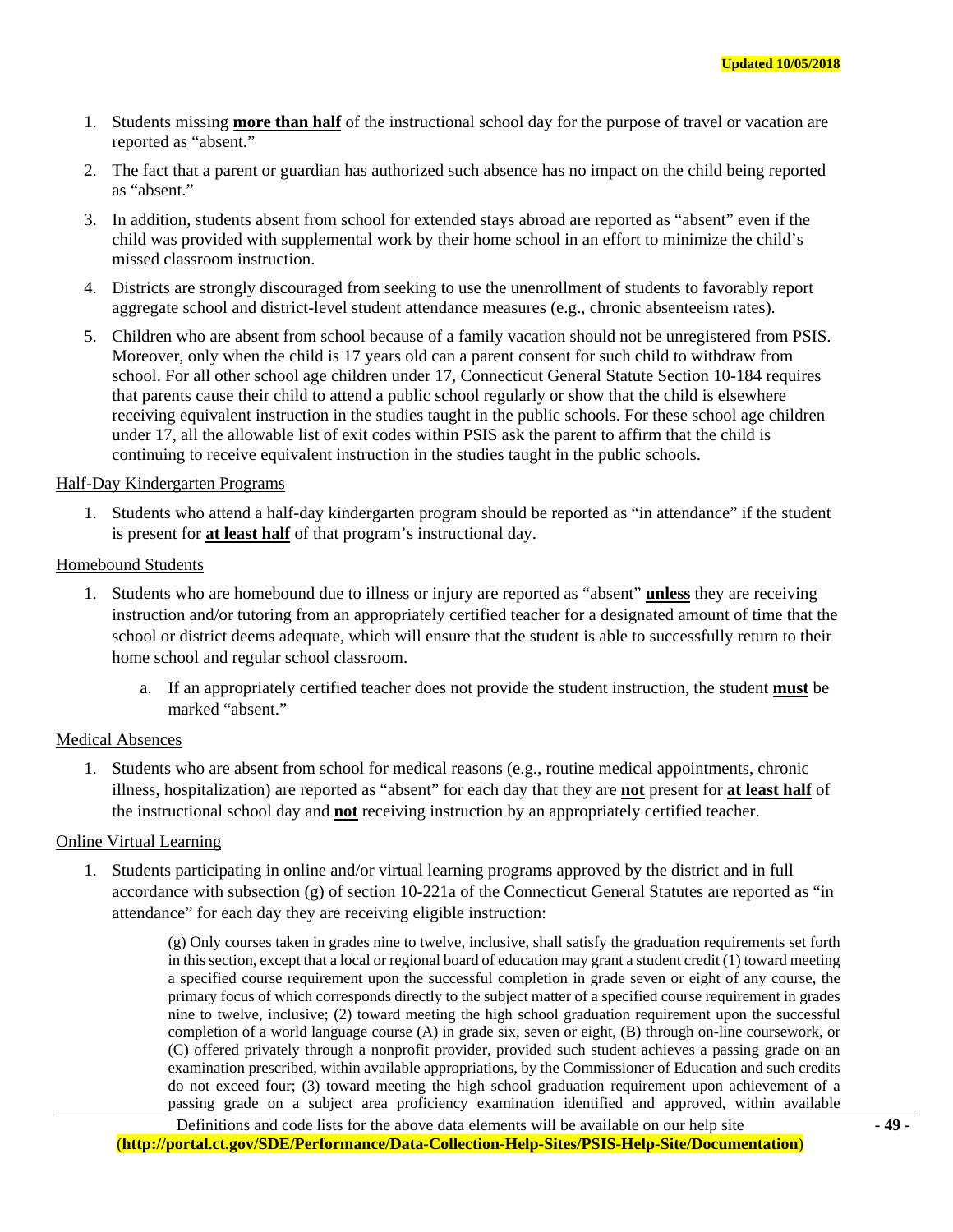1. Students missing **more than half** of the instructional school day for the purpose of travel or vacation are reported as "absent."
2. The fact that a parent or guardian has authorized such absence has no impact on the child being reported as "absent."
3. In addition, students absent from school for extended stays abroad are reported as "absent" even if the child was provided with supplemental work by their home school in an effort to minimize the child's missed classroom instruction.
4. Districts are strongly discouraged from seeking to use the unenrollment of students to favorably report aggregate school and district-level student attendance measures (e.g., chronic absenteeism rates).
5. Children who are absent from school because of a family vacation should not be unregistered from PSIS. Moreover, only when the child is 17 years old can a parent consent for such child to withdraw from school. For all other school age children under 17, Connecticut General Statute Section 10-184 requires that parents cause their child to attend a public school regularly or show that the child is elsewhere receiving equivalent instruction in the studies taught in the public schools. For these school age children under 17, all the allowable list of exit codes within PSIS ask the parent to affirm that the child is continuing to receive equivalent instruction in the studies taught in the public schools.

Half-Day Kindergarten Programs

1. Students who attend a half-day kindergarten program should be reported as "in attendance" if the student is present for **at least half** of that program's instructional day.

Homebound Students

1. Students who are homebound due to illness or injury are reported as "absent" **unless** they are receiving instruction and/or tutoring from an appropriately certified teacher for a designated amount of time that the school or district deems adequate, which will ensure that the student is able to successfully return to their home school and regular school classroom.
   a. If an appropriately certified teacher does not provide the student instruction, the student **must** be marked "absent."

Medical Absences

1. Students who are absent from school for medical reasons (e.g., routine medical appointments, chronic illness, hospitalization) are reported as "absent" for each day that they are **not** present for **at least half** of the instructional school day and **not** receiving instruction by an appropriately certified teacher.

Online Virtual Learning

1. Students participating in online and/or virtual learning programs approved by the district and in full accordance with subsection (g) of section 10-221a of the Connecticut General Statutes are reported as "in attendance" for each day they are receiving eligible instruction:

> (g) Only courses taken in grades nine to twelve, inclusive, shall satisfy the graduation requirements set forth in this section, except that a local or regional board of education may grant a student credit (1) toward meeting a specified course requirement upon the successful completion in grade seven or eight of any course, the primary focus of which corresponds directly to the subject matter of a specified course requirement in grades nine to twelve, inclusive; (2) toward meeting the high school graduation requirement upon the successful completion of a world language course (A) in grade six, seven or eight, (B) through on-line coursework, or (C) offered privately through a nonprofit provider, provided such student achieves a passing grade on an examination prescribed, within available appropriations, by the Commissioner of Education and such credits do not exceed four; (3) toward meeting the high school graduation requirement upon achievement of a passing grade on a subject area proficiency examination identified and approved, within available

Definitions and code lists for the above data elements will be available on our help site (**http://portal.ct.gov/SDE/Performance/Data-Collection-Help-Sites/PSIS-Help-Site/Documentation**)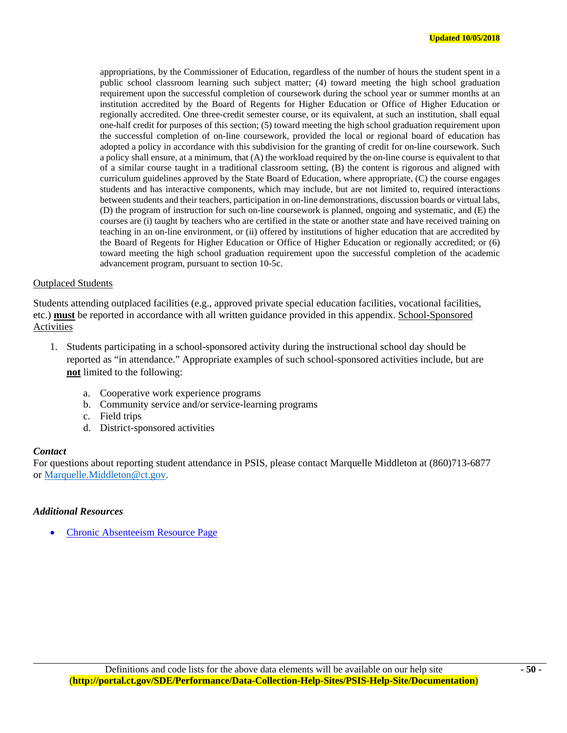appropriations, by the Commissioner of Education, regardless of the number of hours the student spent in a public school classroom learning such subject matter; (4) toward meeting the high school graduation requirement upon the successful completion of coursework during the school year or summer months at an institution accredited by the Board of Regents for Higher Education or Office of Higher Education or regionally accredited. One three-credit semester course, or its equivalent, at such an institution, shall equal one-half credit for purposes of this section; (5) toward meeting the high school graduation requirement upon the successful completion of on-line coursework, provided the local or regional board of education has adopted a policy in accordance with this subdivision for the granting of credit for on-line coursework. Such a policy shall ensure, at a minimum, that (A) the workload required by the on-line course is equivalent to that of a similar course taught in a traditional classroom setting, (B) the content is rigorous and aligned with curriculum guidelines approved by the State Board of Education, where appropriate, (C) the course engages students and has interactive components, which may include, but are not limited to, required interactions between students and their teachers, participation in on-line demonstrations, discussion boards or virtual labs, (D) the program of instruction for such on-line coursework is planned, ongoing and systematic, and (E) the courses are (i) taught by teachers who are certified in the state or another state and have received training on teaching in an on-line environment, or (ii) offered by institutions of higher education that are accredited by the Board of Regents for Higher Education or Office of Higher Education or regionally accredited; or (6) toward meeting the high school graduation requirement upon the successful completion of the academic advancement program, pursuant to section 10-5c.

<u>Outplaced Students</u>

Students attending outplaced facilities (e.g., approved private special education facilities, vocational facilities, etc.) <u>**must**</u> be reported in accordance with all written guidance provided in this appendix. <u>School-Sponsored Activities</u>

1. Students participating in a school-sponsored activity during the instructional school day should be reported as "in attendance." Appropriate examples of such school-sponsored activities include, but are <u>**not**</u> limited to the following:

    a. Cooperative work experience programs
    b. Community service and/or service-learning programs
    c. Field trips
    d. District-sponsored activities

***Contact***

For questions about reporting student attendance in PSIS, please contact Marquelle Middleton at (860)713-6877 or Marquelle.Middleton@ct.gov.

***Additional Resources***

- Chronic Absenteeism Resource Page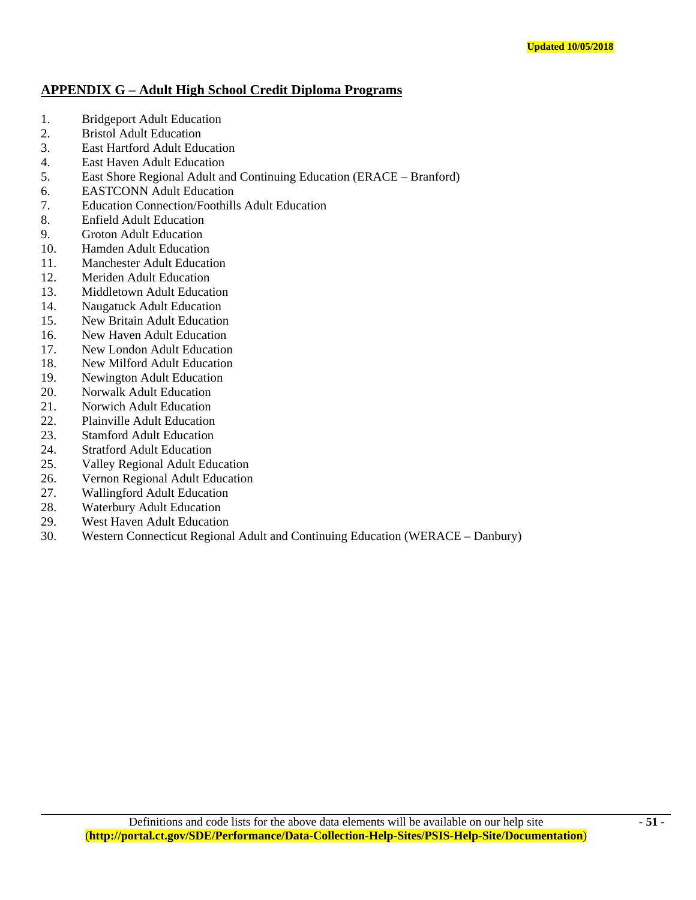Updated 10/05/2018

## APPENDIX G – Adult High School Credit Diploma Programs

1. Bridgeport Adult Education
2. Bristol Adult Education
3. East Hartford Adult Education
4. East Haven Adult Education
5. East Shore Regional Adult and Continuing Education (ERACE – Branford)
6. EASTCONN Adult Education
7. Education Connection/Foothills Adult Education
8. Enfield Adult Education
9. Groton Adult Education
10. Hamden Adult Education
11. Manchester Adult Education
12. Meriden Adult Education
13. Middletown Adult Education
14. Naugatuck Adult Education
15. New Britain Adult Education
16. New Haven Adult Education
17. New London Adult Education
18. New Milford Adult Education
19. Newington Adult Education
20. Norwalk Adult Education
21. Norwich Adult Education
22. Plainville Adult Education
23. Stamford Adult Education
24. Stratford Adult Education
25. Valley Regional Adult Education
26. Vernon Regional Adult Education
27. Wallingford Adult Education
28. Waterbury Adult Education
29. West Haven Adult Education
30. Western Connecticut Regional Adult and Continuing Education (WERACE – Danbury)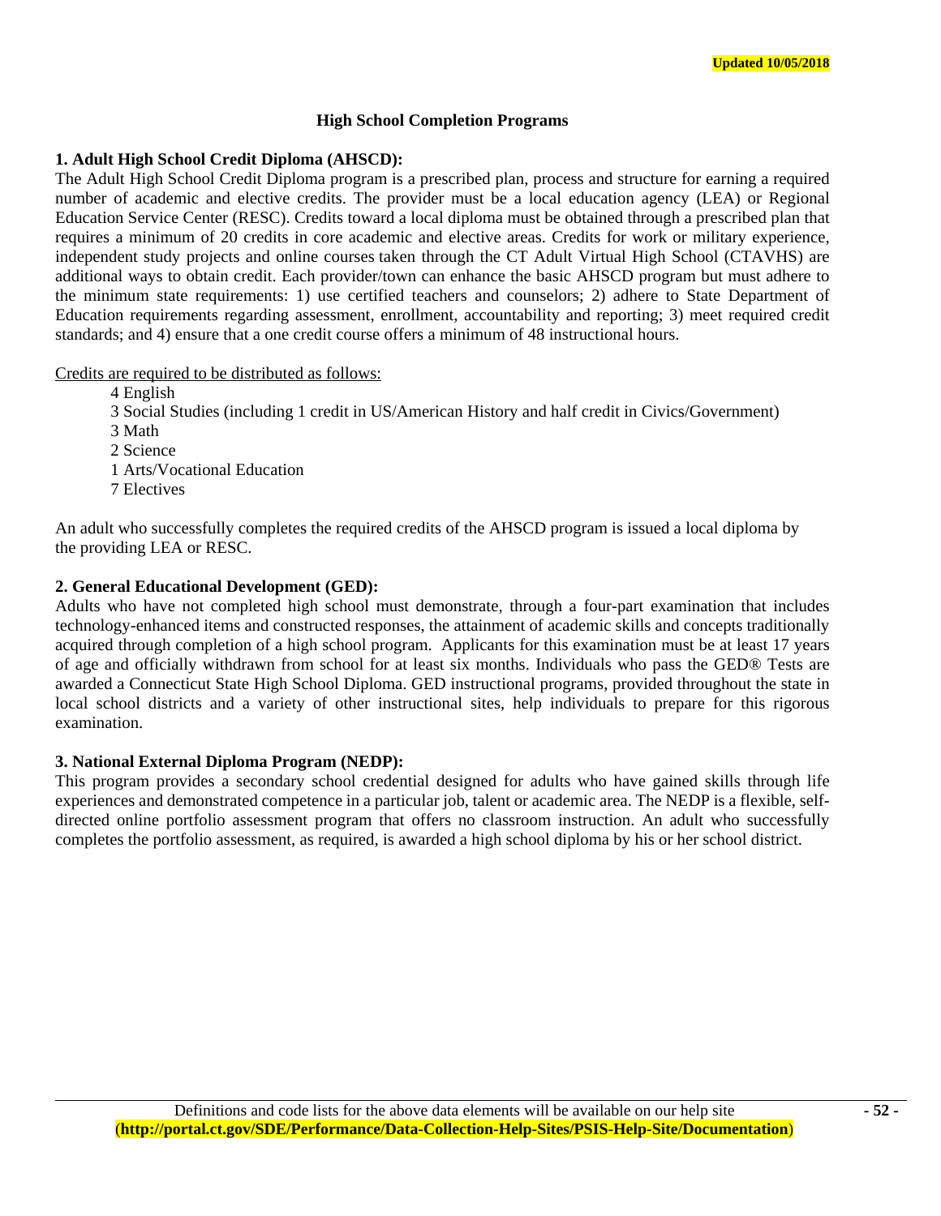Updated 10/05/2018

## High School Completion Programs

### 1. Adult High School Credit Diploma (AHSCD):

The Adult High School Credit Diploma program is a prescribed plan, process and structure for earning a required number of academic and elective credits. The provider must be a local education agency (LEA) or Regional Education Service Center (RESC). Credits toward a local diploma must be obtained through a prescribed plan that requires a minimum of 20 credits in core academic and elective areas. Credits for work or military experience, independent study projects and online courses taken through the CT Adult Virtual High School (CTAVHS) are additional ways to obtain credit. Each provider/town can enhance the basic AHSCD program but must adhere to the minimum state requirements: 1) use certified teachers and counselors; 2) adhere to State Department of Education requirements regarding assessment, enrollment, accountability and reporting; 3) meet required credit standards; and 4) ensure that a one credit course offers a minimum of 48 instructional hours.

Credits are required to be distributed as follows:

- 4 English
- 3 Social Studies (including 1 credit in US/American History and half credit in Civics/Government)
- 3 Math
- 2 Science
- 1 Arts/Vocational Education
- 7 Electives

An adult who successfully completes the required credits of the AHSCD program is issued a local diploma by the providing LEA or RESC.

### 2. General Educational Development (GED):

Adults who have not completed high school must demonstrate, through a four-part examination that includes technology-enhanced items and constructed responses, the attainment of academic skills and concepts traditionally acquired through completion of a high school program. Applicants for this examination must be at least 17 years of age and officially withdrawn from school for at least six months. Individuals who pass the GED® Tests are awarded a Connecticut State High School Diploma. GED instructional programs, provided throughout the state in local school districts and a variety of other instructional sites, help individuals to prepare for this rigorous examination.

### 3. National External Diploma Program (NEDP):

This program provides a secondary school credential designed for adults who have gained skills through life experiences and demonstrated competence in a particular job, talent or academic area. The NEDP is a flexible, self-directed online portfolio assessment program that offers no classroom instruction. An adult who successfully completes the portfolio assessment, as required, is awarded a high school diploma by his or her school district.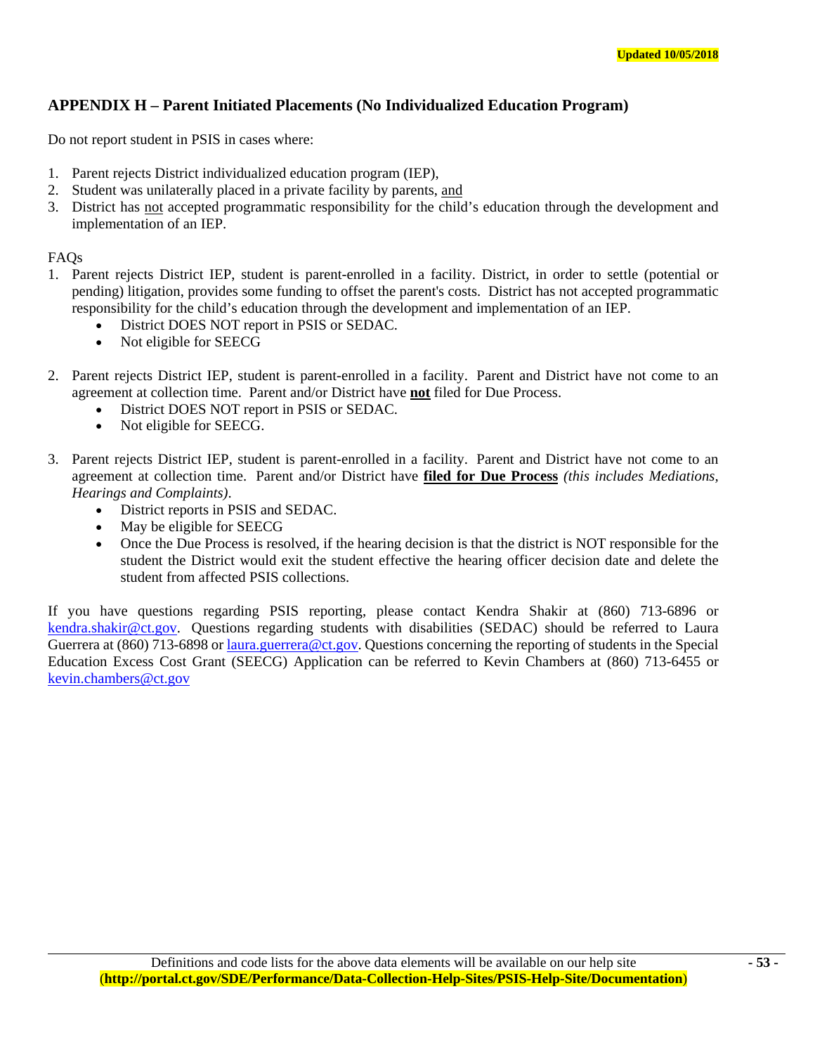## APPENDIX H – Parent Initiated Placements (No Individualized Education Program)

Do not report student in PSIS in cases where:

1. Parent rejects District individualized education program (IEP),
2. Student was unilaterally placed in a private facility by parents, <u>and</u>
3. District has <u>not</u> accepted programmatic responsibility for the child's education through the development and implementation of an IEP.

FAQs

1. Parent rejects District IEP, student is parent-enrolled in a facility. District, in order to settle (potential or pending) litigation, provides some funding to offset the parent's costs. District has not accepted programmatic responsibility for the child's education through the development and implementation of an IEP.
   - District DOES NOT report in PSIS or SEDAC.
   - Not eligible for SEECG

2. Parent rejects District IEP, student is parent-enrolled in a facility. Parent and District have not come to an agreement at collection time. Parent and/or District have <u>**not**</u> filed for Due Process.
   - District DOES NOT report in PSIS or SEDAC.
   - Not eligible for SEECG.

3. Parent rejects District IEP, student is parent-enrolled in a facility. Parent and District have not come to an agreement at collection time. Parent and/or District have <u>**filed for Due Process**</u> *(this includes Mediations, Hearings and Complaints)*.
   - District reports in PSIS and SEDAC.
   - May be eligible for SEECG
   - Once the Due Process is resolved, if the hearing decision is that the district is NOT responsible for the student the District would exit the student effective the hearing officer decision date and delete the student from affected PSIS collections.

If you have questions regarding PSIS reporting, please contact Kendra Shakir at (860) 713-6896 or kendra.shakir@ct.gov. Questions regarding students with disabilities (SEDAC) should be referred to Laura Guerrera at (860) 713-6898 or laura.guerrera@ct.gov. Questions concerning the reporting of students in the Special Education Excess Cost Grant (SEECG) Application can be referred to Kevin Chambers at (860) 713-6455 or kevin.chambers@ct.gov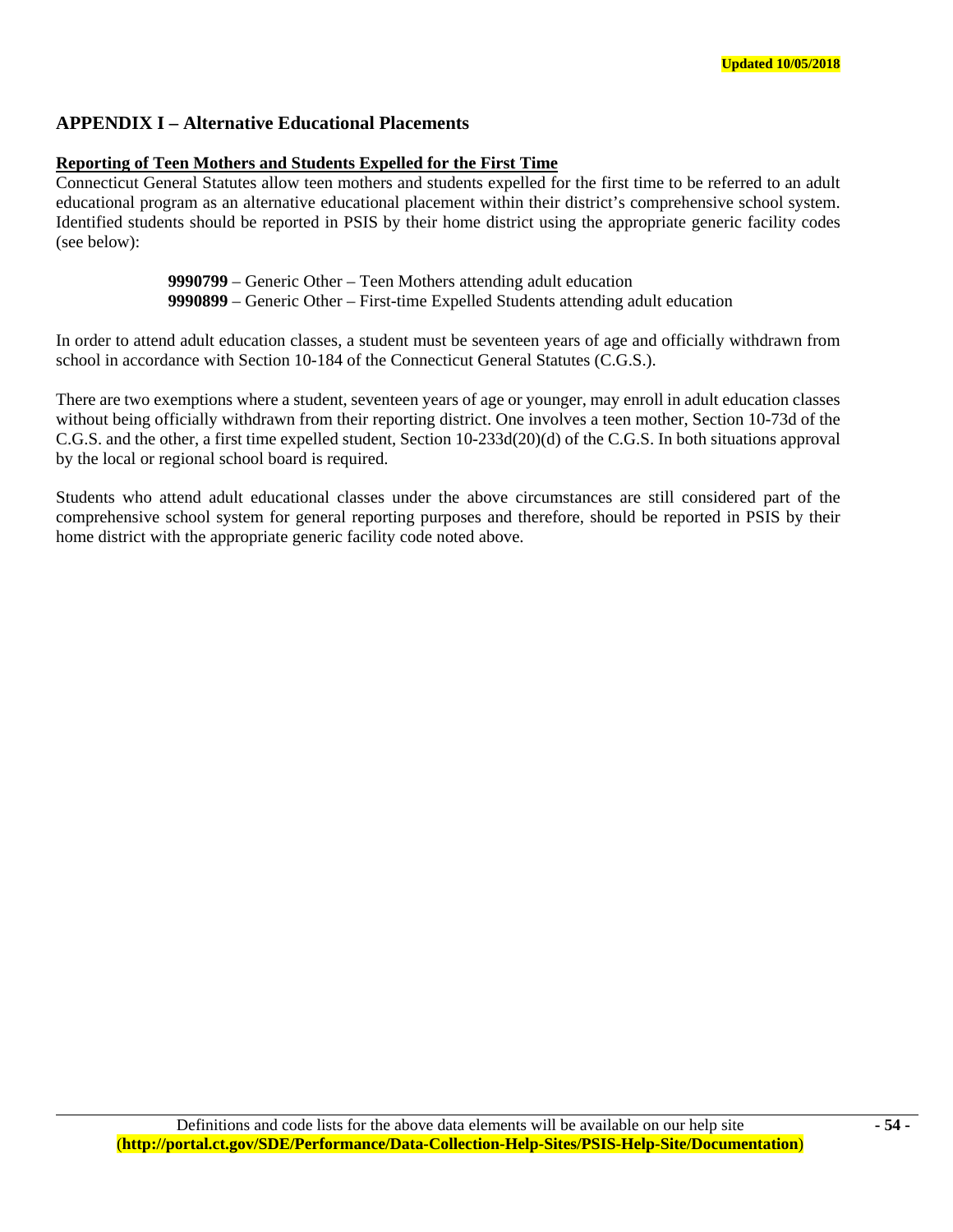## APPENDIX I – Alternative Educational Placements

**Reporting of Teen Mothers and Students Expelled for the First Time**

Connecticut General Statutes allow teen mothers and students expelled for the first time to be referred to an adult educational program as an alternative educational placement within their district's comprehensive school system. Identified students should be reported in PSIS by their home district using the appropriate generic facility codes (see below):

**9990799** – Generic Other – Teen Mothers attending adult education
**9990899** – Generic Other – First-time Expelled Students attending adult education

In order to attend adult education classes, a student must be seventeen years of age and officially withdrawn from school in accordance with Section 10-184 of the Connecticut General Statutes (C.G.S.).

There are two exemptions where a student, seventeen years of age or younger, may enroll in adult education classes without being officially withdrawn from their reporting district. One involves a teen mother, Section 10-73d of the C.G.S. and the other, a first time expelled student, Section 10-233d(20)(d) of the C.G.S. In both situations approval by the local or regional school board is required.

Students who attend adult educational classes under the above circumstances are still considered part of the comprehensive school system for general reporting purposes and therefore, should be reported in PSIS by their home district with the appropriate generic facility code noted above.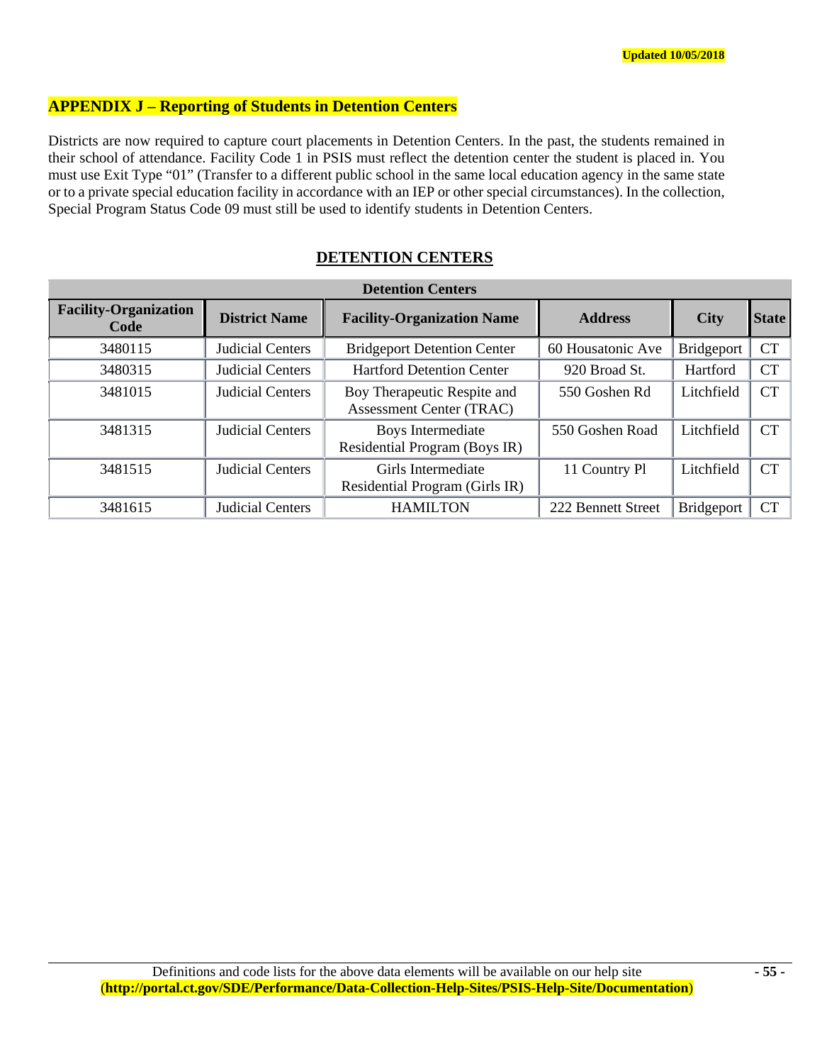Updated 10/05/2018

## APPENDIX J – Reporting of Students in Detention Centers

Districts are now required to capture court placements in Detention Centers. In the past, the students remained in their school of attendance. Facility Code 1 in PSIS must reflect the detention center the student is placed in. You must use Exit Type "01" (Transfer to a different public school in the same local education agency in the same state or to a private special education facility in accordance with an IEP or other special circumstances). In the collection, Special Program Status Code 09 must still be used to identify students in Detention Centers.

### DETENTION CENTERS

| Detention Centers | | | | | |
|---|---|---|---|---|---|
| **Facility-Organization Code** | **District Name** | **Facility-Organization Name** | **Address** | **City** | **State** |
| 3480115 | Judicial Centers | Bridgeport Detention Center | 60 Housatonic Ave | Bridgeport | CT |
| 3480315 | Judicial Centers | Hartford Detention Center | 920 Broad St. | Hartford | CT |
| 3481015 | Judicial Centers | Boy Therapeutic Respite and Assessment Center (TRAC) | 550 Goshen Rd | Litchfield | CT |
| 3481315 | Judicial Centers | Boys Intermediate Residential Program (Boys IR) | 550 Goshen Road | Litchfield | CT |
| 3481515 | Judicial Centers | Girls Intermediate Residential Program (Girls IR) | 11 Country Pl | Litchfield | CT |
| 3481615 | Judicial Centers | HAMILTON | 222 Bennett Street | Bridgeport | CT |

Definitions and code lists for the above data elements will be available on our help site (**http://portal.ct.gov/SDE/Performance/Data-Collection-Help-Sites/PSIS-Help-Site/Documentation**)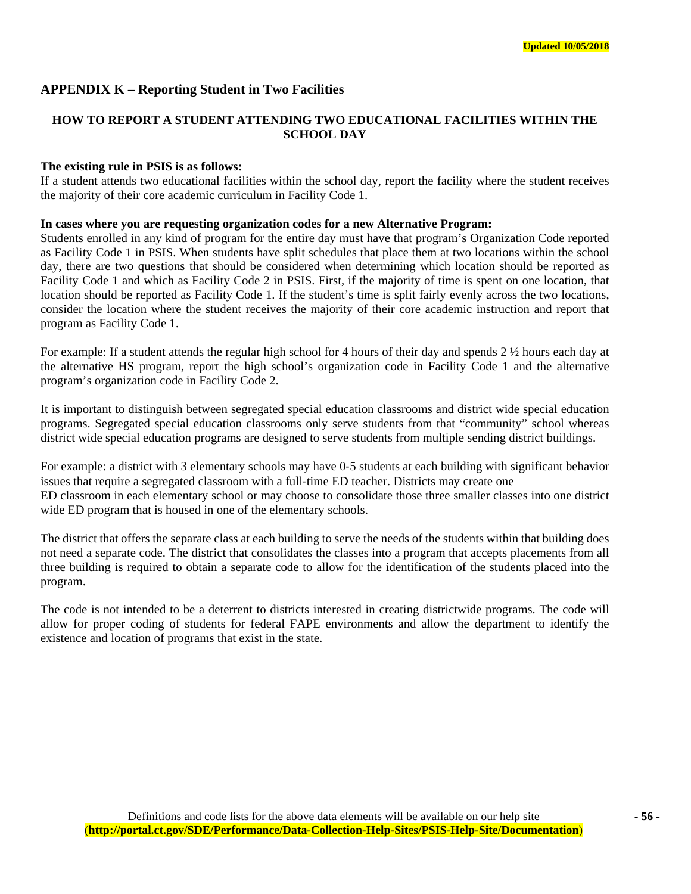## APPENDIX K – Reporting Student in Two Facilities

### HOW TO REPORT A STUDENT ATTENDING TWO EDUCATIONAL FACILITIES WITHIN THE SCHOOL DAY

**The existing rule in PSIS is as follows:**
If a student attends two educational facilities within the school day, report the facility where the student receives the majority of their core academic curriculum in Facility Code 1.

**In cases where you are requesting organization codes for a new Alternative Program:**
Students enrolled in any kind of program for the entire day must have that program's Organization Code reported as Facility Code 1 in PSIS. When students have split schedules that place them at two locations within the school day, there are two questions that should be considered when determining which location should be reported as Facility Code 1 and which as Facility Code 2 in PSIS. First, if the majority of time is spent on one location, that location should be reported as Facility Code 1. If the student's time is split fairly evenly across the two locations, consider the location where the student receives the majority of their core academic instruction and report that program as Facility Code 1.

For example: If a student attends the regular high school for 4 hours of their day and spends 2 ½ hours each day at the alternative HS program, report the high school's organization code in Facility Code 1 and the alternative program's organization code in Facility Code 2.

It is important to distinguish between segregated special education classrooms and district wide special education programs. Segregated special education classrooms only serve students from that "community" school whereas district wide special education programs are designed to serve students from multiple sending district buildings.

For example: a district with 3 elementary schools may have 0-5 students at each building with significant behavior issues that require a segregated classroom with a full-time ED teacher. Districts may create one ED classroom in each elementary school or may choose to consolidate those three smaller classes into one district wide ED program that is housed in one of the elementary schools.

The district that offers the separate class at each building to serve the needs of the students within that building does not need a separate code. The district that consolidates the classes into a program that accepts placements from all three building is required to obtain a separate code to allow for the identification of the students placed into the program.

The code is not intended to be a deterrent to districts interested in creating districtwide programs. The code will allow for proper coding of students for federal FAPE environments and allow the department to identify the existence and location of programs that exist in the state.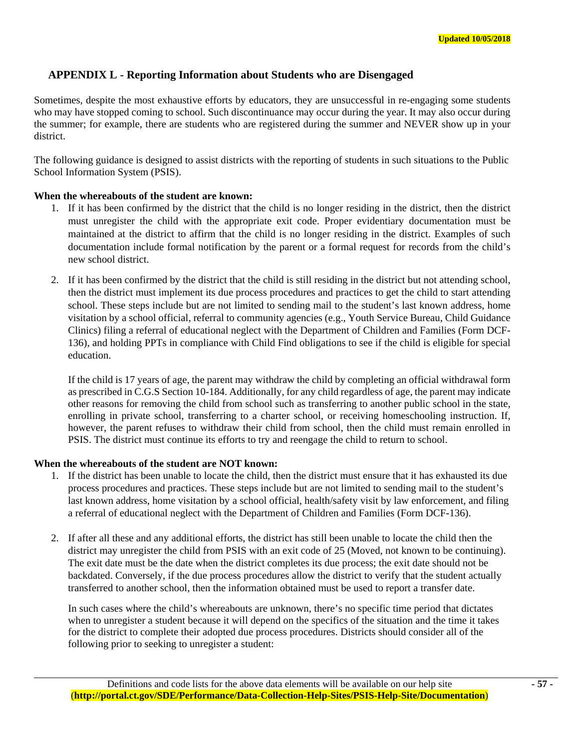## APPENDIX L - Reporting Information about Students who are Disengaged

Sometimes, despite the most exhaustive efforts by educators, they are unsuccessful in re-engaging some students who may have stopped coming to school. Such discontinuance may occur during the year. It may also occur during the summer; for example, there are students who are registered during the summer and NEVER show up in your district.

The following guidance is designed to assist districts with the reporting of students in such situations to the Public School Information System (PSIS).

**When the whereabouts of the student are known:**

1. If it has been confirmed by the district that the child is no longer residing in the district, then the district must unregister the child with the appropriate exit code. Proper evidentiary documentation must be maintained at the district to affirm that the child is no longer residing in the district. Examples of such documentation include formal notification by the parent or a formal request for records from the child's new school district.

2. If it has been confirmed by the district that the child is still residing in the district but not attending school, then the district must implement its due process procedures and practices to get the child to start attending school. These steps include but are not limited to sending mail to the student's last known address, home visitation by a school official, referral to community agencies (e.g., Youth Service Bureau, Child Guidance Clinics) filing a referral of educational neglect with the Department of Children and Families (Form DCF-136), and holding PPTs in compliance with Child Find obligations to see if the child is eligible for special education.

   If the child is 17 years of age, the parent may withdraw the child by completing an official withdrawal form as prescribed in C.G.S Section 10-184. Additionally, for any child regardless of age, the parent may indicate other reasons for removing the child from school such as transferring to another public school in the state, enrolling in private school, transferring to a charter school, or receiving homeschooling instruction. If, however, the parent refuses to withdraw their child from school, then the child must remain enrolled in PSIS. The district must continue its efforts to try and reengage the child to return to school.

**When the whereabouts of the student are NOT known:**

1. If the district has been unable to locate the child, then the district must ensure that it has exhausted its due process procedures and practices. These steps include but are not limited to sending mail to the student's last known address, home visitation by a school official, health/safety visit by law enforcement, and filing a referral of educational neglect with the Department of Children and Families (Form DCF-136).

2. If after all these and any additional efforts, the district has still been unable to locate the child then the district may unregister the child from PSIS with an exit code of 25 (Moved, not known to be continuing). The exit date must be the date when the district completes its due process; the exit date should not be backdated. Conversely, if the due process procedures allow the district to verify that the student actually transferred to another school, then the information obtained must be used to report a transfer date.

   In such cases where the child's whereabouts are unknown, there's no specific time period that dictates when to unregister a student because it will depend on the specifics of the situation and the time it takes for the district to complete their adopted due process procedures. Districts should consider all of the following prior to seeking to unregister a student: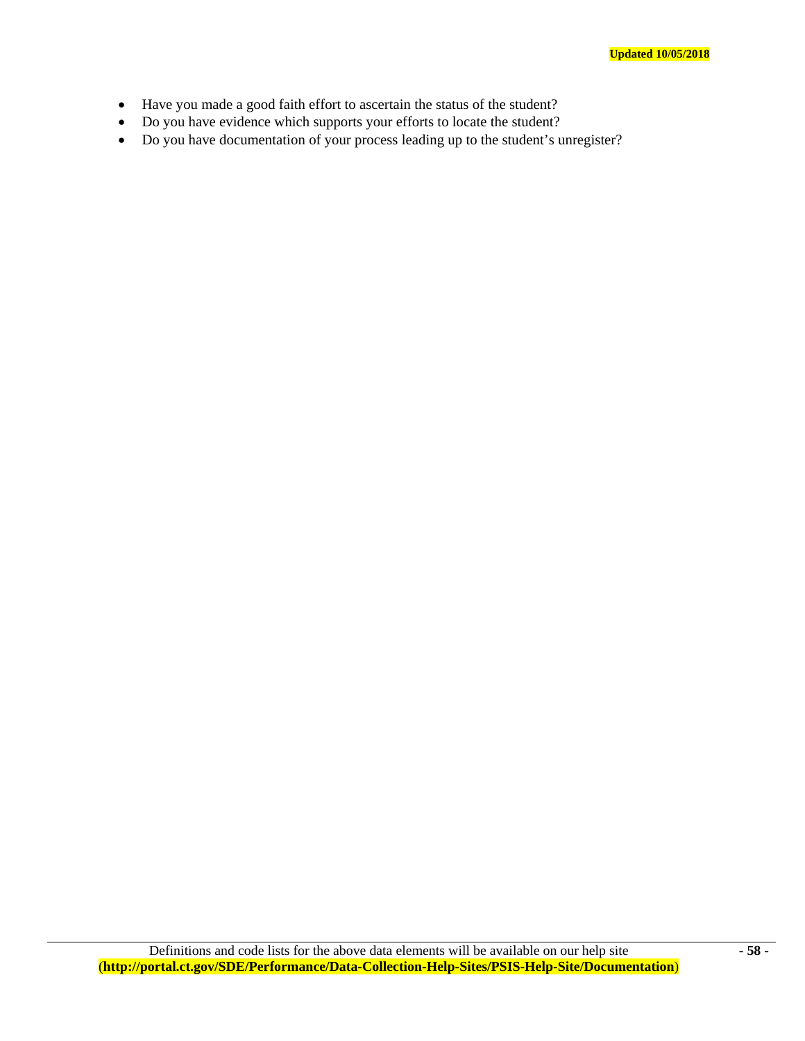- Have you made a good faith effort to ascertain the status of the student?
- Do you have evidence which supports your efforts to locate the student?
- Do you have documentation of your process leading up to the student's unregister?